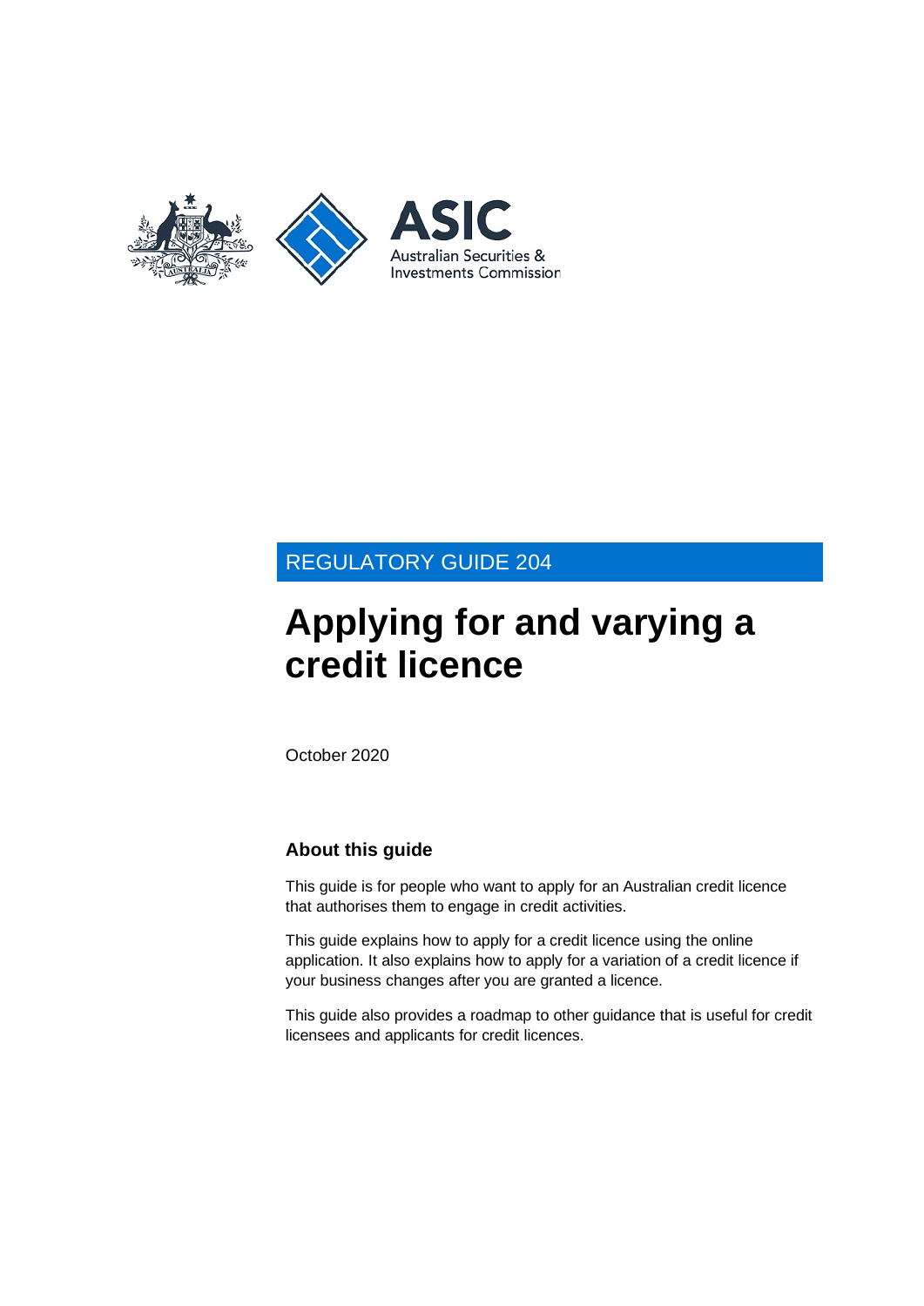REGULATORY GUIDE 204

# Applying for and varying a credit licence

October 2020

## About this guide

This guide is for people who want to apply for an Australian credit licence that authorises them to engage in credit activities.

This guide explains how to apply for a credit licence using the online application. It also explains how to apply for a variation of a credit licence if your business changes after you are granted a licence.

This guide also provides a roadmap to other guidance that is useful for credit licensees and applicants for credit licences.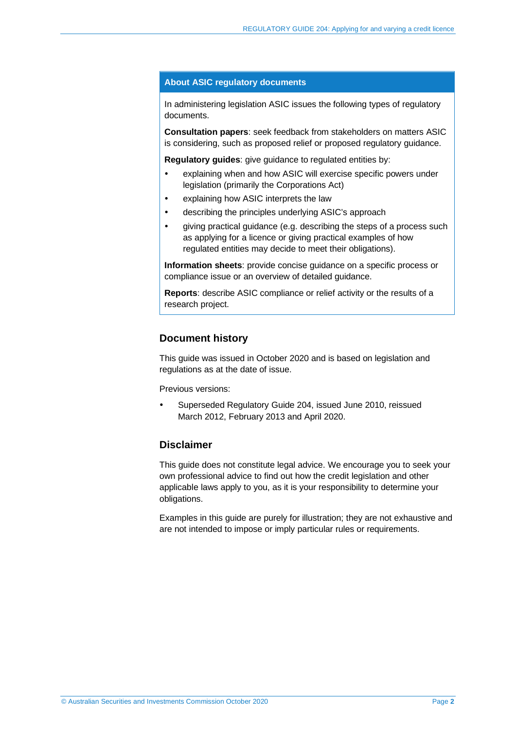## About ASIC regulatory documents

In administering legislation ASIC issues the following types of regulatory documents.

**Consultation papers**: seek feedback from stakeholders on matters ASIC is considering, such as proposed relief or proposed regulatory guidance.

**Regulatory guides**: give guidance to regulated entities by:

- explaining when and how ASIC will exercise specific powers under legislation (primarily the Corporations Act)
- explaining how ASIC interprets the law
- describing the principles underlying ASIC's approach
- giving practical guidance (e.g. describing the steps of a process such as applying for a licence or giving practical examples of how regulated entities may decide to meet their obligations).

**Information sheets**: provide concise guidance on a specific process or compliance issue or an overview of detailed guidance.

**Reports**: describe ASIC compliance or relief activity or the results of a research project.

## Document history

This guide was issued in October 2020 and is based on legislation and regulations as at the date of issue.

Previous versions:

- Superseded Regulatory Guide 204, issued June 2010, reissued March 2012, February 2013 and April 2020.

## Disclaimer

This guide does not constitute legal advice. We encourage you to seek your own professional advice to find out how the credit legislation and other applicable laws apply to you, as it is your responsibility to determine your obligations.

Examples in this guide are purely for illustration; they are not exhaustive and are not intended to impose or imply particular rules or requirements.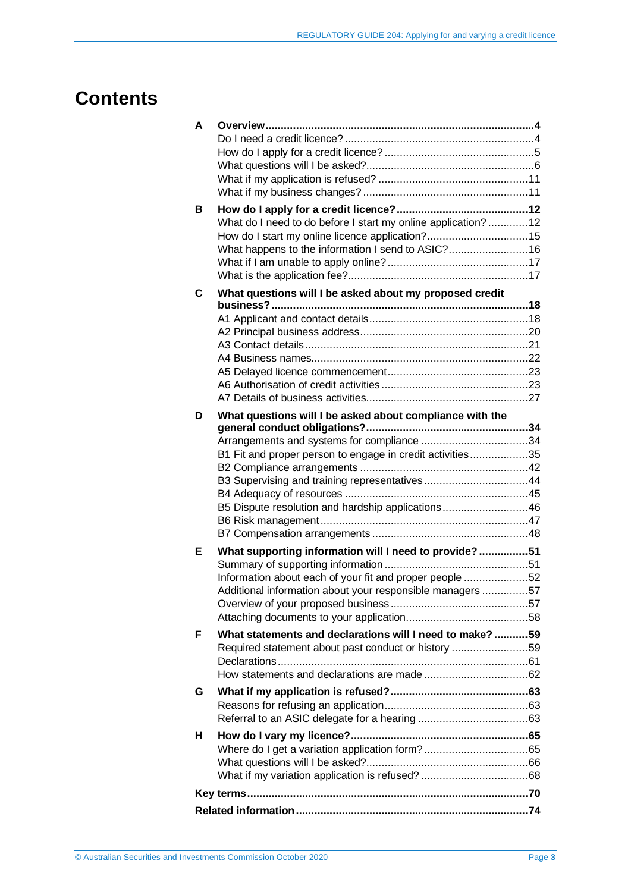# Contents

| | | |
|---|---|---|
| **A** | **Overview** | **4** |
| | Do I need a credit licence? | 4 |
| | How do I apply for a credit licence? | 5 |
| | What questions will I be asked? | 6 |
| | What if my application is refused? | 11 |
| | What if my business changes? | 11 |
| **B** | **How do I apply for a credit licence?** | **12** |
| | What do I need to do before I start my online application? | 12 |
| | How do I start my online licence application? | 15 |
| | What happens to the information I send to ASIC? | 16 |
| | What if I am unable to apply online? | 17 |
| | What is the application fee? | 17 |
| **C** | **What questions will I be asked about my proposed credit business?** | **18** |
| | A1 Applicant and contact details | 18 |
| | A2 Principal business address | 20 |
| | A3 Contact details | 21 |
| | A4 Business names | 22 |
| | A5 Delayed licence commencement | 23 |
| | A6 Authorisation of credit activities | 23 |
| | A7 Details of business activities | 27 |
| **D** | **What questions will I be asked about compliance with the general conduct obligations?** | **34** |
| | Arrangements and systems for compliance | 34 |
| | B1 Fit and proper person to engage in credit activities | 35 |
| | B2 Compliance arrangements | 42 |
| | B3 Supervising and training representatives | 44 |
| | B4 Adequacy of resources | 45 |
| | B5 Dispute resolution and hardship applications | 46 |
| | B6 Risk management | 47 |
| | B7 Compensation arrangements | 48 |
| **E** | **What supporting information will I need to provide?** | **51** |
| | Summary of supporting information | 51 |
| | Information about each of your fit and proper people | 52 |
| | Additional information about your responsible managers | 57 |
| | Overview of your proposed business | 57 |
| | Attaching documents to your application | 58 |
| **F** | **What statements and declarations will I need to make?** | **59** |
| | Required statement about past conduct or history | 59 |
| | Declarations | 61 |
| | How statements and declarations are made | 62 |
| **G** | **What if my application is refused?** | **63** |
| | Reasons for refusing an application | 63 |
| | Referral to an ASIC delegate for a hearing | 63 |
| **H** | **How do I vary my licence?** | **65** |
| | Where do I get a variation application form? | 65 |
| | What questions will I be asked? | 66 |
| | What if my variation application is refused? | 68 |
| **Key terms** | | **70** |
| **Related information** | | **74** |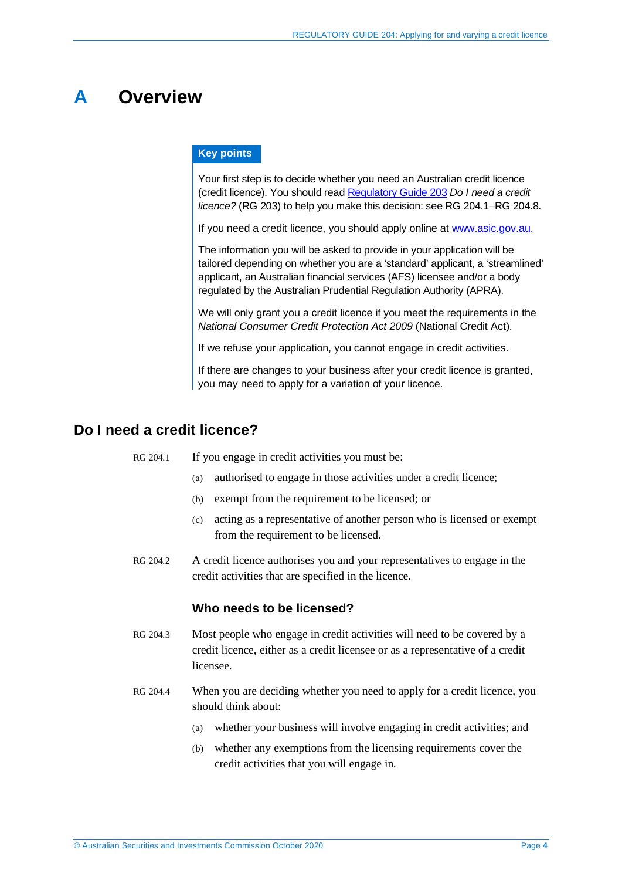# A Overview

**Key points**

Your first step is to decide whether you need an Australian credit licence (credit licence). You should read Regulatory Guide 203 *Do I need a credit licence?* (RG 203) to help you make this decision: see RG 204.1–RG 204.8.

If you need a credit licence, you should apply online at www.asic.gov.au.

The information you will be asked to provide in your application will be tailored depending on whether you are a 'standard' applicant, a 'streamlined' applicant, an Australian financial services (AFS) licensee and/or a body regulated by the Australian Prudential Regulation Authority (APRA).

We will only grant you a credit licence if you meet the requirements in the *National Consumer Credit Protection Act 2009* (National Credit Act).

If we refuse your application, you cannot engage in credit activities.

If there are changes to your business after your credit licence is granted, you may need to apply for a variation of your licence.

## Do I need a credit licence?

RG 204.1 If you engage in credit activities you must be:

(a) authorised to engage in those activities under a credit licence;

(b) exempt from the requirement to be licensed; or

(c) acting as a representative of another person who is licensed or exempt from the requirement to be licensed.

RG 204.2 A credit licence authorises you and your representatives to engage in the credit activities that are specified in the licence.

### Who needs to be licensed?

RG 204.3 Most people who engage in credit activities will need to be covered by a credit licence, either as a credit licensee or as a representative of a credit licensee.

RG 204.4 When you are deciding whether you need to apply for a credit licence, you should think about:

(a) whether your business will involve engaging in credit activities; and

(b) whether any exemptions from the licensing requirements cover the credit activities that you will engage in.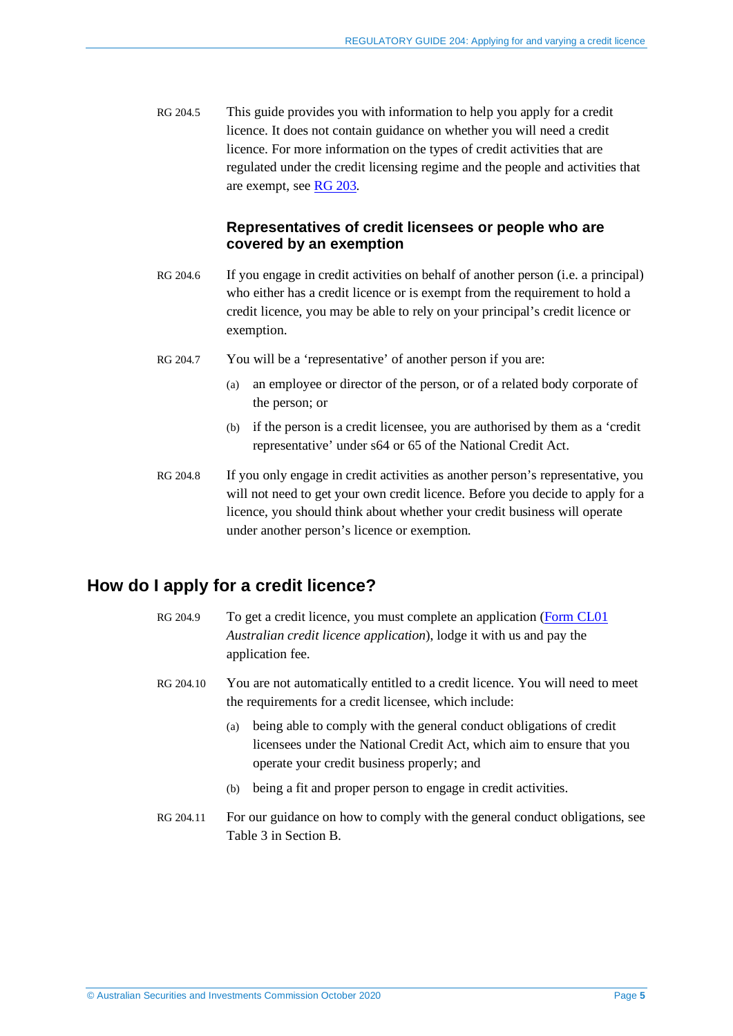RG 204.5 This guide provides you with information to help you apply for a credit licence. It does not contain guidance on whether you will need a credit licence. For more information on the types of credit activities that are regulated under the credit licensing regime and the people and activities that are exempt, see RG 203.

### Representatives of credit licensees or people who are covered by an exemption

RG 204.6 If you engage in credit activities on behalf of another person (i.e. a principal) who either has a credit licence or is exempt from the requirement to hold a credit licence, you may be able to rely on your principal's credit licence or exemption.

RG 204.7 You will be a 'representative' of another person if you are:

(a) an employee or director of the person, or of a related body corporate of the person; or

(b) if the person is a credit licensee, you are authorised by them as a 'credit representative' under s64 or 65 of the National Credit Act.

RG 204.8 If you only engage in credit activities as another person's representative, you will not need to get your own credit licence. Before you decide to apply for a licence, you should think about whether your credit business will operate under another person's licence or exemption.

## How do I apply for a credit licence?

RG 204.9 To get a credit licence, you must complete an application (Form CL01 *Australian credit licence application*), lodge it with us and pay the application fee.

RG 204.10 You are not automatically entitled to a credit licence. You will need to meet the requirements for a credit licensee, which include:

(a) being able to comply with the general conduct obligations of credit licensees under the National Credit Act, which aim to ensure that you operate your credit business properly; and

(b) being a fit and proper person to engage in credit activities.

RG 204.11 For our guidance on how to comply with the general conduct obligations, see Table 3 in Section B.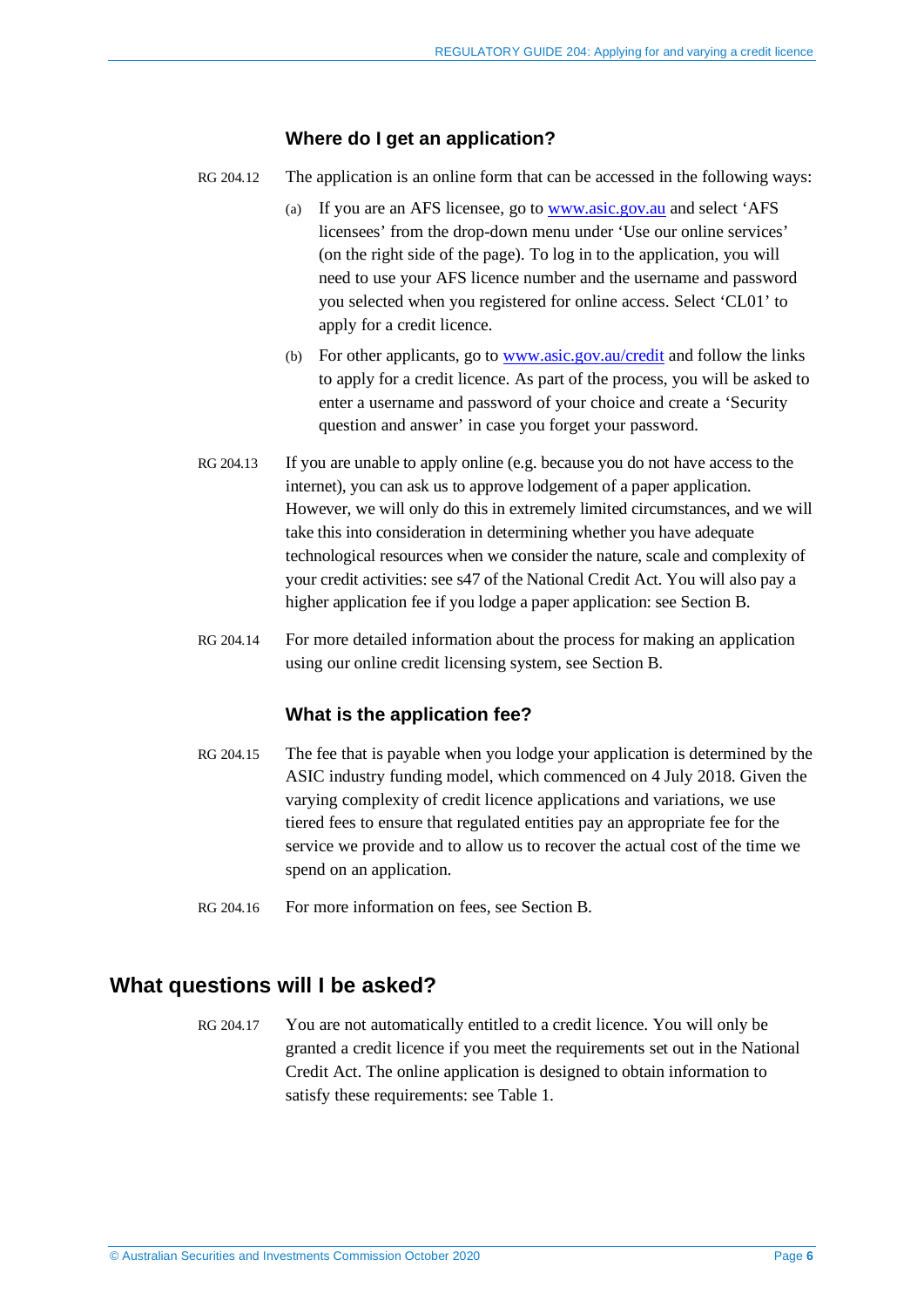### Where do I get an application?

RG 204.12 The application is an online form that can be accessed in the following ways:

(a) If you are an AFS licensee, go to www.asic.gov.au and select 'AFS licensees' from the drop-down menu under 'Use our online services' (on the right side of the page). To log in to the application, you will need to use your AFS licence number and the username and password you selected when you registered for online access. Select 'CL01' to apply for a credit licence.

(b) For other applicants, go to www.asic.gov.au/credit and follow the links to apply for a credit licence. As part of the process, you will be asked to enter a username and password of your choice and create a 'Security question and answer' in case you forget your password.

RG 204.13 If you are unable to apply online (e.g. because you do not have access to the internet), you can ask us to approve lodgement of a paper application. However, we will only do this in extremely limited circumstances, and we will take this into consideration in determining whether you have adequate technological resources when we consider the nature, scale and complexity of your credit activities: see s47 of the National Credit Act. You will also pay a higher application fee if you lodge a paper application: see Section B.

RG 204.14 For more detailed information about the process for making an application using our online credit licensing system, see Section B.

### What is the application fee?

RG 204.15 The fee that is payable when you lodge your application is determined by the ASIC industry funding model, which commenced on 4 July 2018. Given the varying complexity of credit licence applications and variations, we use tiered fees to ensure that regulated entities pay an appropriate fee for the service we provide and to allow us to recover the actual cost of the time we spend on an application.

RG 204.16 For more information on fees, see Section B.

## What questions will I be asked?

RG 204.17 You are not automatically entitled to a credit licence. You will only be granted a credit licence if you meet the requirements set out in the National Credit Act. The online application is designed to obtain information to satisfy these requirements: see Table 1.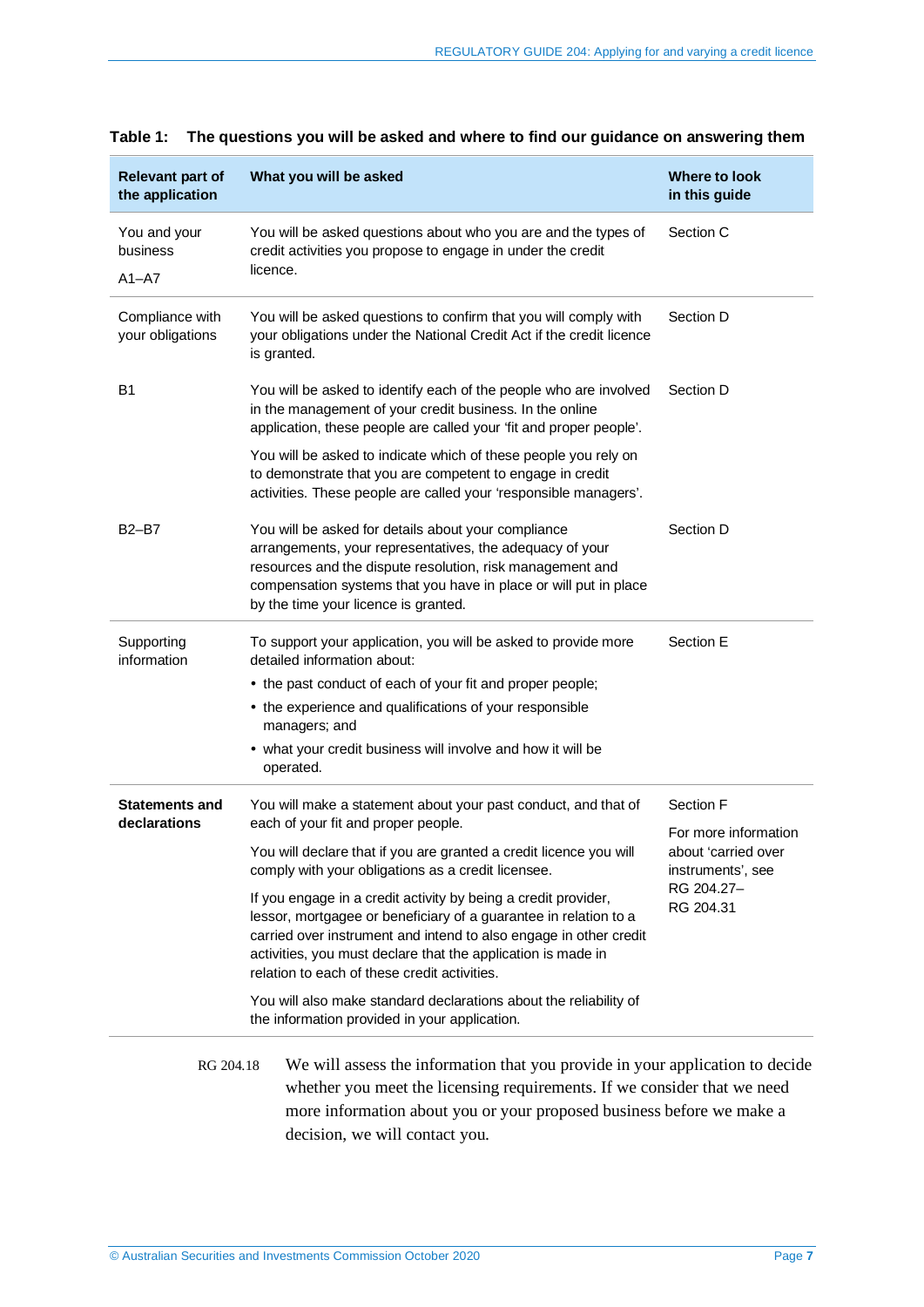**Table 1: The questions you will be asked and where to find our guidance on answering them**

| Relevant part of the application | What you will be asked | Where to look in this guide |
|---|---|---|
| You and your business<br>A1–A7 | You will be asked questions about who you are and the types of credit activities you propose to engage in under the credit licence. | Section C |
| Compliance with your obligations | You will be asked questions to confirm that you will comply with your obligations under the National Credit Act if the credit licence is granted. | Section D |
| B1 | You will be asked to identify each of the people who are involved in the management of your credit business. In the online application, these people are called your 'fit and proper people'.<br><br>You will be asked to indicate which of these people you rely on to demonstrate that you are competent to engage in credit activities. These people are called your 'responsible managers'. | Section D |
| B2–B7 | You will be asked for details about your compliance arrangements, your representatives, the adequacy of your resources and the dispute resolution, risk management and compensation systems that you have in place or will put in place by the time your licence is granted. | Section D |
| Supporting information | To support your application, you will be asked to provide more detailed information about:<br>• the past conduct of each of your fit and proper people;<br>• the experience and qualifications of your responsible managers; and<br>• what your credit business will involve and how it will be operated. | Section E |
| **Statements and declarations** | You will make a statement about your past conduct, and that of each of your fit and proper people.<br><br>You will declare that if you are granted a credit licence you will comply with your obligations as a credit licensee.<br><br>If you engage in a credit activity by being a credit provider, lessor, mortgagee or beneficiary of a guarantee in relation to a carried over instrument and intend to also engage in other credit activities, you must declare that the application is made in relation to each of these credit activities.<br><br>You will also make standard declarations about the reliability of the information provided in your application. | Section F<br><br>For more information about 'carried over instruments', see RG 204.27–RG 204.31 |

RG 204.18 We will assess the information that you provide in your application to decide whether you meet the licensing requirements. If we consider that we need more information about you or your proposed business before we make a decision, we will contact you.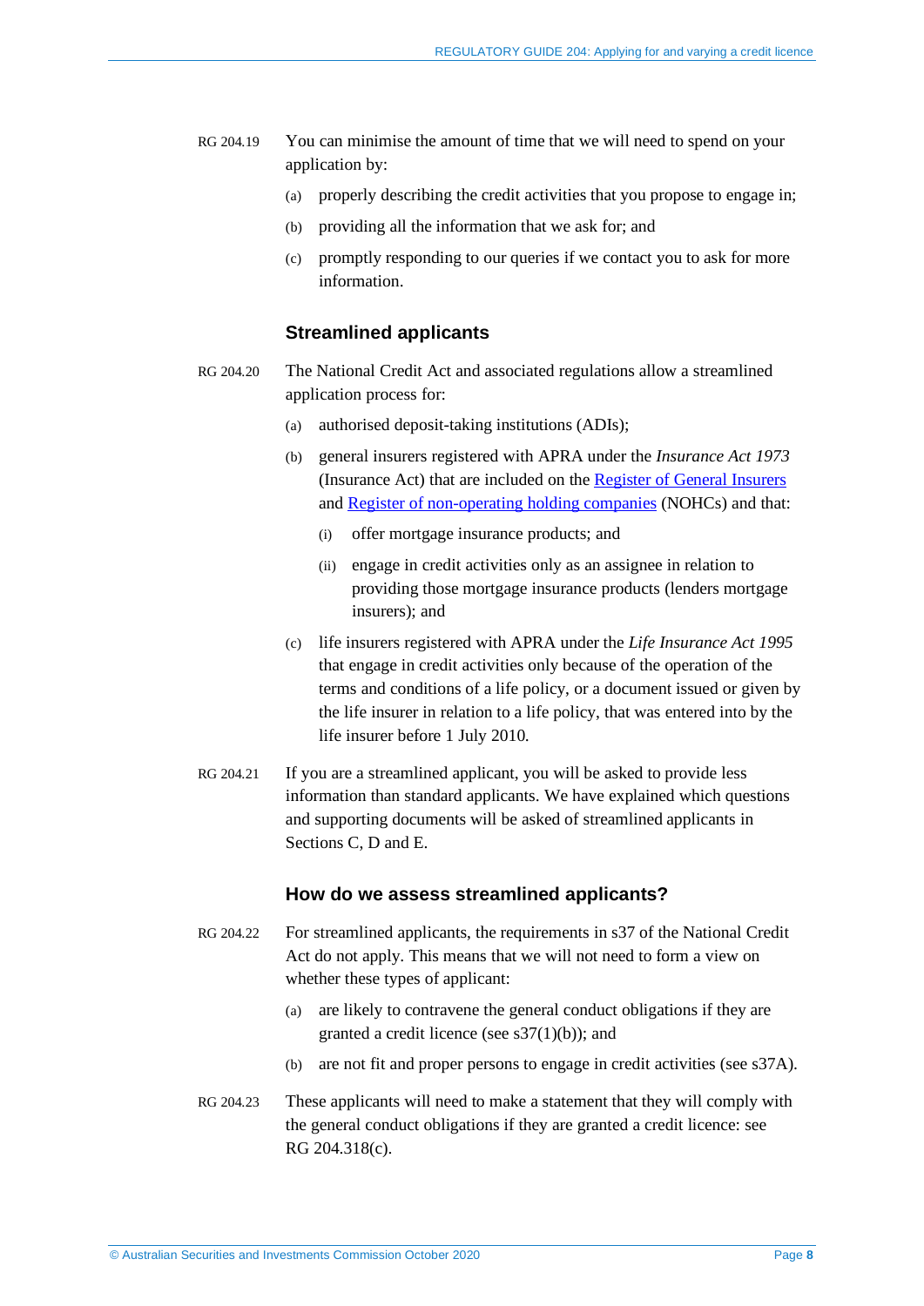RG 204.19 You can minimise the amount of time that we will need to spend on your application by:

(a) properly describing the credit activities that you propose to engage in;

(b) providing all the information that we ask for; and

(c) promptly responding to our queries if we contact you to ask for more information.

### Streamlined applicants

RG 204.20 The National Credit Act and associated regulations allow a streamlined application process for:

(a) authorised deposit-taking institutions (ADIs);

(b) general insurers registered with APRA under the *Insurance Act 1973* (Insurance Act) that are included on the Register of General Insurers and Register of non-operating holding companies (NOHCs) and that:

(i) offer mortgage insurance products; and

(ii) engage in credit activities only as an assignee in relation to providing those mortgage insurance products (lenders mortgage insurers); and

(c) life insurers registered with APRA under the *Life Insurance Act 1995* that engage in credit activities only because of the operation of the terms and conditions of a life policy, or a document issued or given by the life insurer in relation to a life policy, that was entered into by the life insurer before 1 July 2010.

RG 204.21 If you are a streamlined applicant, you will be asked to provide less information than standard applicants. We have explained which questions and supporting documents will be asked of streamlined applicants in Sections C, D and E.

### How do we assess streamlined applicants?

RG 204.22 For streamlined applicants, the requirements in s37 of the National Credit Act do not apply. This means that we will not need to form a view on whether these types of applicant:

(a) are likely to contravene the general conduct obligations if they are granted a credit licence (see s37(1)(b)); and

(b) are not fit and proper persons to engage in credit activities (see s37A).

RG 204.23 These applicants will need to make a statement that they will comply with the general conduct obligations if they are granted a credit licence: see RG 204.318(c).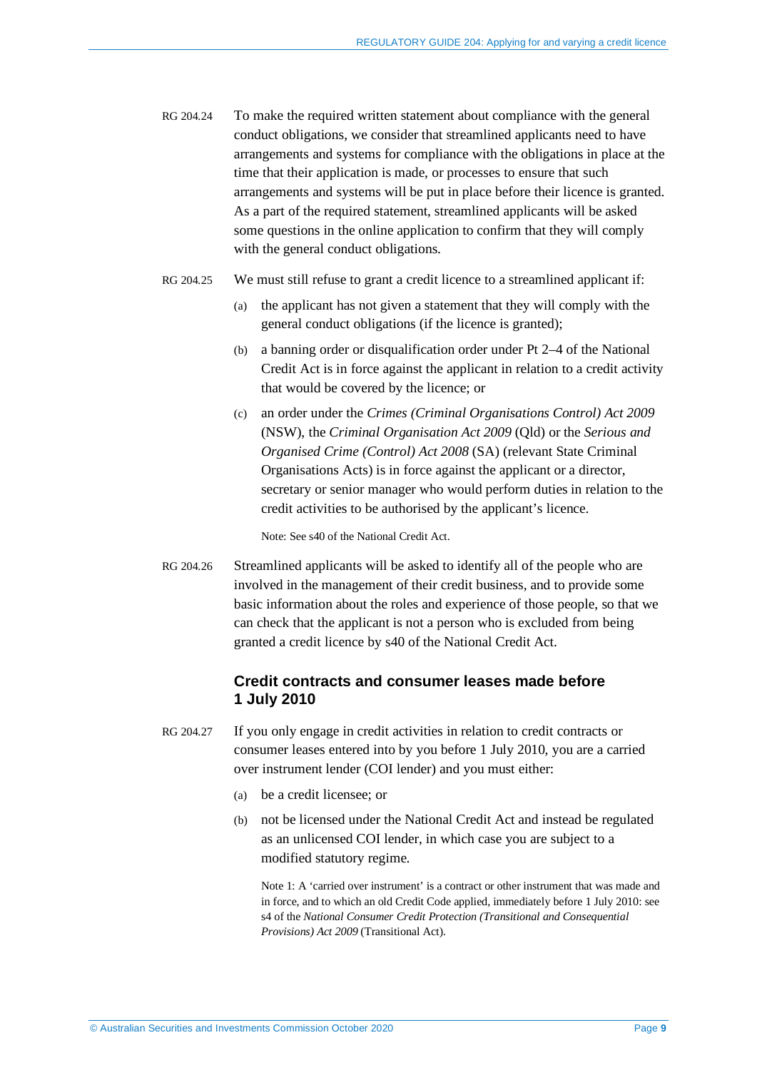RG 204.24 To make the required written statement about compliance with the general conduct obligations, we consider that streamlined applicants need to have arrangements and systems for compliance with the obligations in place at the time that their application is made, or processes to ensure that such arrangements and systems will be put in place before their licence is granted. As a part of the required statement, streamlined applicants will be asked some questions in the online application to confirm that they will comply with the general conduct obligations.

RG 204.25 We must still refuse to grant a credit licence to a streamlined applicant if:

(a) the applicant has not given a statement that they will comply with the general conduct obligations (if the licence is granted);

(b) a banning order or disqualification order under Pt 2–4 of the National Credit Act is in force against the applicant in relation to a credit activity that would be covered by the licence; or

(c) an order under the *Crimes (Criminal Organisations Control) Act 2009* (NSW), the *Criminal Organisation Act 2009* (Qld) or the *Serious and Organised Crime (Control) Act 2008* (SA) (relevant State Criminal Organisations Acts) is in force against the applicant or a director, secretary or senior manager who would perform duties in relation to the credit activities to be authorised by the applicant's licence.

Note: See s40 of the National Credit Act.

RG 204.26 Streamlined applicants will be asked to identify all of the people who are involved in the management of their credit business, and to provide some basic information about the roles and experience of those people, so that we can check that the applicant is not a person who is excluded from being granted a credit licence by s40 of the National Credit Act.

### Credit contracts and consumer leases made before 1 July 2010

RG 204.27 If you only engage in credit activities in relation to credit contracts or consumer leases entered into by you before 1 July 2010, you are a carried over instrument lender (COI lender) and you must either:

(a) be a credit licensee; or

(b) not be licensed under the National Credit Act and instead be regulated as an unlicensed COI lender, in which case you are subject to a modified statutory regime.

Note 1: A 'carried over instrument' is a contract or other instrument that was made and in force, and to which an old Credit Code applied, immediately before 1 July 2010: see s4 of the *National Consumer Credit Protection (Transitional and Consequential Provisions) Act 2009* (Transitional Act).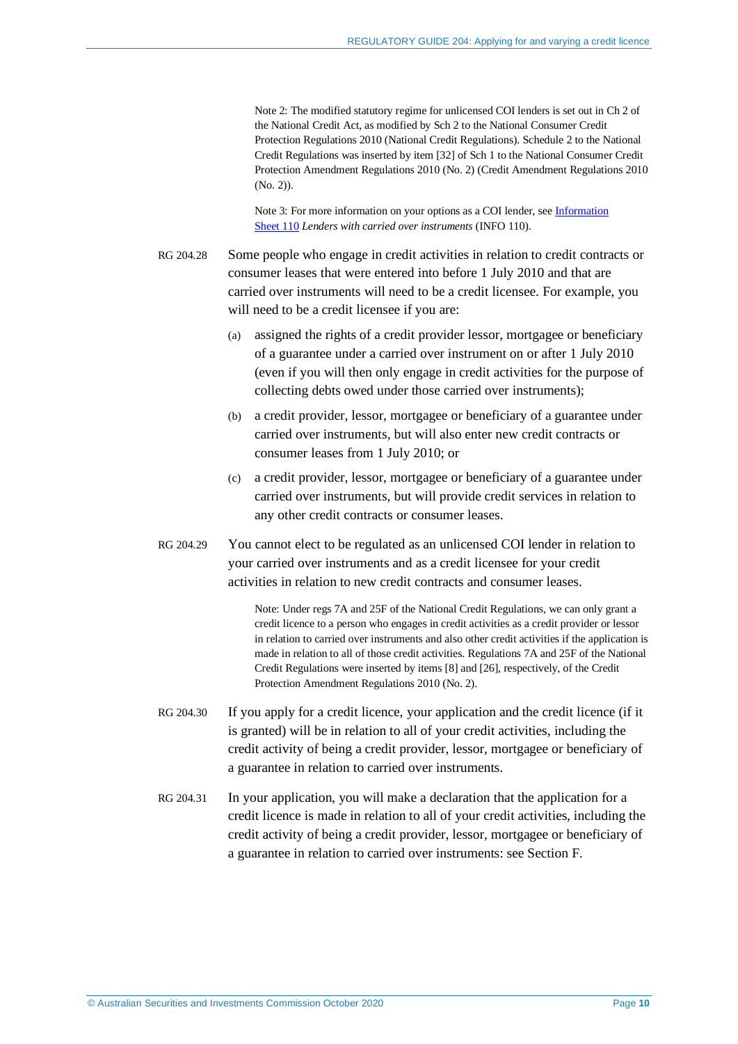Note 2: The modified statutory regime for unlicensed COI lenders is set out in Ch 2 of the National Credit Act, as modified by Sch 2 to the National Consumer Credit Protection Regulations 2010 (National Credit Regulations). Schedule 2 to the National Credit Regulations was inserted by item [32] of Sch 1 to the National Consumer Credit Protection Amendment Regulations 2010 (No. 2) (Credit Amendment Regulations 2010 (No. 2)).

Note 3: For more information on your options as a COI lender, see Information Sheet 110 *Lenders with carried over instruments* (INFO 110).

RG 204.28 Some people who engage in credit activities in relation to credit contracts or consumer leases that were entered into before 1 July 2010 and that are carried over instruments will need to be a credit licensee. For example, you will need to be a credit licensee if you are:

(a) assigned the rights of a credit provider lessor, mortgagee or beneficiary of a guarantee under a carried over instrument on or after 1 July 2010 (even if you will then only engage in credit activities for the purpose of collecting debts owed under those carried over instruments);

(b) a credit provider, lessor, mortgagee or beneficiary of a guarantee under carried over instruments, but will also enter new credit contracts or consumer leases from 1 July 2010; or

(c) a credit provider, lessor, mortgagee or beneficiary of a guarantee under carried over instruments, but will provide credit services in relation to any other credit contracts or consumer leases.

RG 204.29 You cannot elect to be regulated as an unlicensed COI lender in relation to your carried over instruments and as a credit licensee for your credit activities in relation to new credit contracts and consumer leases.

Note: Under regs 7A and 25F of the National Credit Regulations, we can only grant a credit licence to a person who engages in credit activities as a credit provider or lessor in relation to carried over instruments and also other credit activities if the application is made in relation to all of those credit activities. Regulations 7A and 25F of the National Credit Regulations were inserted by items [8] and [26], respectively, of the Credit Protection Amendment Regulations 2010 (No. 2).

RG 204.30 If you apply for a credit licence, your application and the credit licence (if it is granted) will be in relation to all of your credit activities, including the credit activity of being a credit provider, lessor, mortgagee or beneficiary of a guarantee in relation to carried over instruments.

RG 204.31 In your application, you will make a declaration that the application for a credit licence is made in relation to all of your credit activities, including the credit activity of being a credit provider, lessor, mortgagee or beneficiary of a guarantee in relation to carried over instruments: see Section F.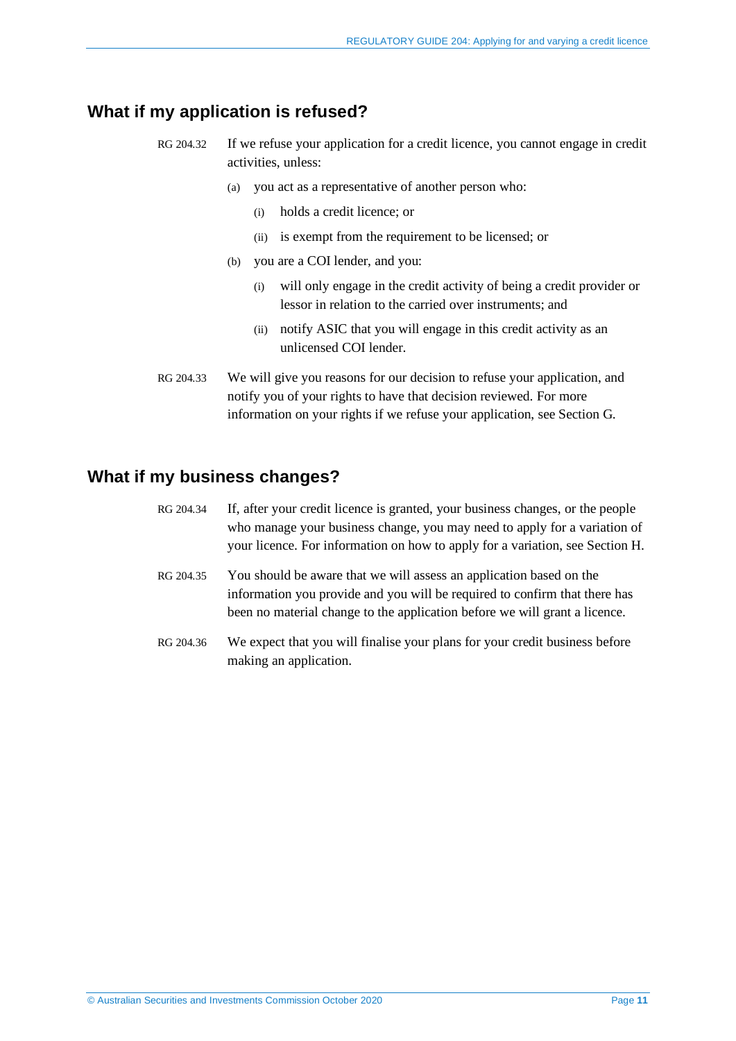## What if my application is refused?

RG 204.32 If we refuse your application for a credit licence, you cannot engage in credit activities, unless:

(a) you act as a representative of another person who:

(i) holds a credit licence; or

(ii) is exempt from the requirement to be licensed; or

(b) you are a COI lender, and you:

(i) will only engage in the credit activity of being a credit provider or lessor in relation to the carried over instruments; and

(ii) notify ASIC that you will engage in this credit activity as an unlicensed COI lender.

RG 204.33 We will give you reasons for our decision to refuse your application, and notify you of your rights to have that decision reviewed. For more information on your rights if we refuse your application, see Section G.

## What if my business changes?

RG 204.34 If, after your credit licence is granted, your business changes, or the people who manage your business change, you may need to apply for a variation of your licence. For information on how to apply for a variation, see Section H.

RG 204.35 You should be aware that we will assess an application based on the information you provide and you will be required to confirm that there has been no material change to the application before we will grant a licence.

RG 204.36 We expect that you will finalise your plans for your credit business before making an application.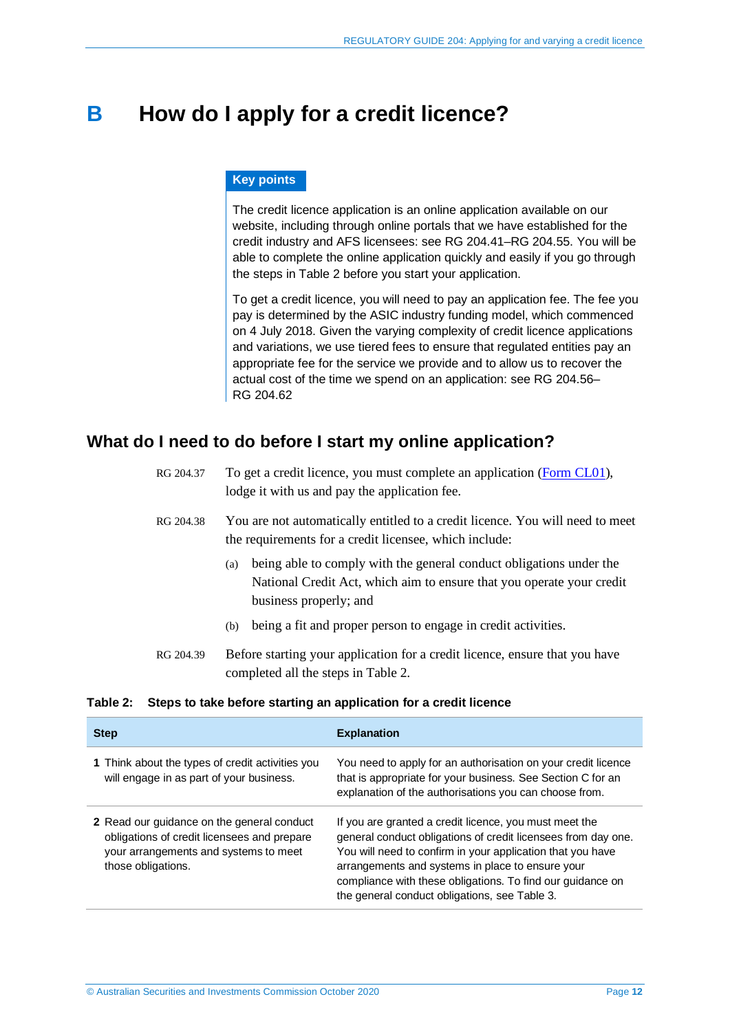# B How do I apply for a credit licence?

**Key points**

The credit licence application is an online application available on our website, including through online portals that we have established for the credit industry and AFS licensees: see RG 204.41–RG 204.55. You will be able to complete the online application quickly and easily if you go through the steps in Table 2 before you start your application.

To get a credit licence, you will need to pay an application fee. The fee you pay is determined by the ASIC industry funding model, which commenced on 4 July 2018. Given the varying complexity of credit licence applications and variations, we use tiered fees to ensure that regulated entities pay an appropriate fee for the service we provide and to allow us to recover the actual cost of the time we spend on an application: see RG 204.56–RG 204.62

## What do I need to do before I start my online application?

RG 204.37 To get a credit licence, you must complete an application (Form CL01), lodge it with us and pay the application fee.

RG 204.38 You are not automatically entitled to a credit licence. You will need to meet the requirements for a credit licensee, which include:

(a) being able to comply with the general conduct obligations under the National Credit Act, which aim to ensure that you operate your credit business properly; and

(b) being a fit and proper person to engage in credit activities.

RG 204.39 Before starting your application for a credit licence, ensure that you have completed all the steps in Table 2.

**Table 2: Steps to take before starting an application for a credit licence**

| Step | Explanation |
|---|---|
| **1** Think about the types of credit activities you will engage in as part of your business. | You need to apply for an authorisation on your credit licence that is appropriate for your business. See Section C for an explanation of the authorisations you can choose from. |
| **2** Read our guidance on the general conduct obligations of credit licensees and prepare your arrangements and systems to meet those obligations. | If you are granted a credit licence, you must meet the general conduct obligations of credit licensees from day one. You will need to confirm in your application that you have arrangements and systems in place to ensure your compliance with these obligations. To find our guidance on the general conduct obligations, see Table 3. |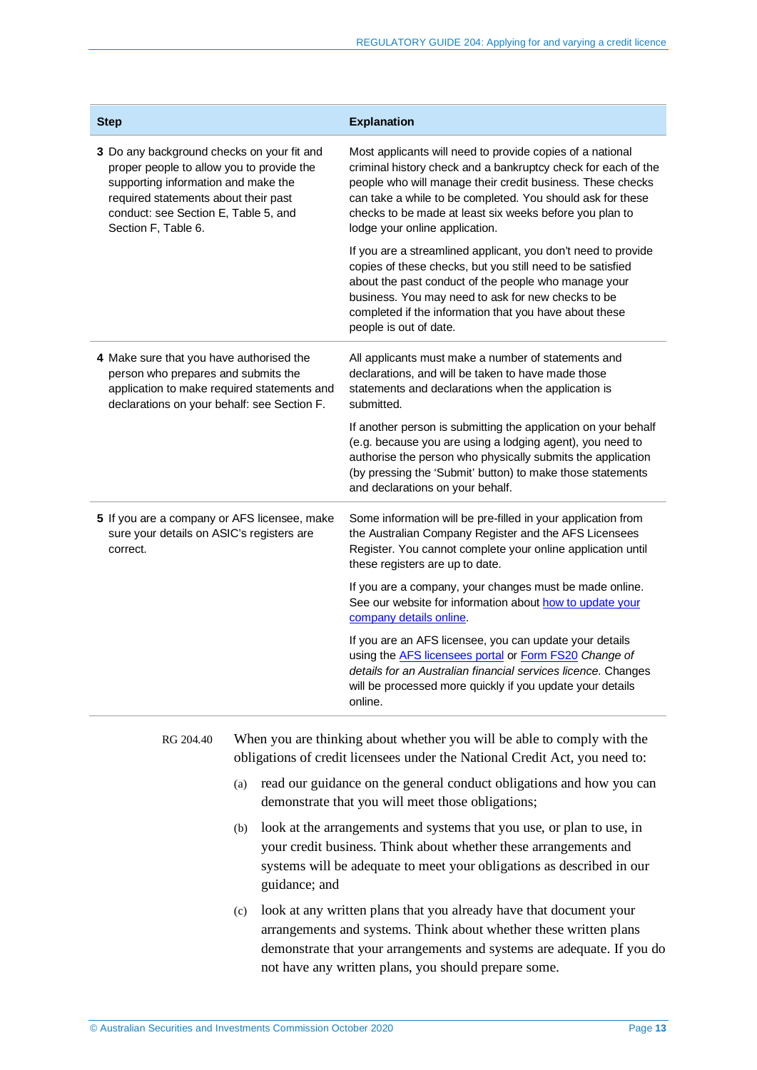| Step | Explanation |
| --- | --- |
| **3** Do any background checks on your fit and proper people to allow you to provide the supporting information and make the required statements about their past conduct: see Section E, Table 5, and Section F, Table 6. | Most applicants will need to provide copies of a national criminal history check and a bankruptcy check for each of the people who will manage their credit business. These checks can take a while to be completed. You should ask for these checks to be made at least six weeks before you plan to lodge your online application.<br><br>If you are a streamlined applicant, you don't need to provide copies of these checks, but you still need to be satisfied about the past conduct of the people who manage your business. You may need to ask for new checks to be completed if the information that you have about these people is out of date. |
| **4** Make sure that you have authorised the person who prepares and submits the application to make required statements and declarations on your behalf: see Section F. | All applicants must make a number of statements and declarations, and will be taken to have made those statements and declarations when the application is submitted.<br><br>If another person is submitting the application on your behalf (e.g. because you are using a lodging agent), you need to authorise the person who physically submits the application (by pressing the 'Submit' button) to make those statements and declarations on your behalf. |
| **5** If you are a company or AFS licensee, make sure your details on ASIC's registers are correct. | Some information will be pre-filled in your application from the Australian Company Register and the AFS Licensees Register. You cannot complete your online application until these registers are up to date.<br><br>If you are a company, your changes must be made online. See our website for information about how to update your company details online.<br><br>If you are an AFS licensee, you can update your details using the AFS licensees portal or Form FS20 *Change of details for an Australian financial services licence*. Changes will be processed more quickly if you update your details online. |

RG 204.40 When you are thinking about whether you will be able to comply with the obligations of credit licensees under the National Credit Act, you need to:

(a) read our guidance on the general conduct obligations and how you can demonstrate that you will meet those obligations;

(b) look at the arrangements and systems that you use, or plan to use, in your credit business. Think about whether these arrangements and systems will be adequate to meet your obligations as described in our guidance; and

(c) look at any written plans that you already have that document your arrangements and systems. Think about whether these written plans demonstrate that your arrangements and systems are adequate. If you do not have any written plans, you should prepare some.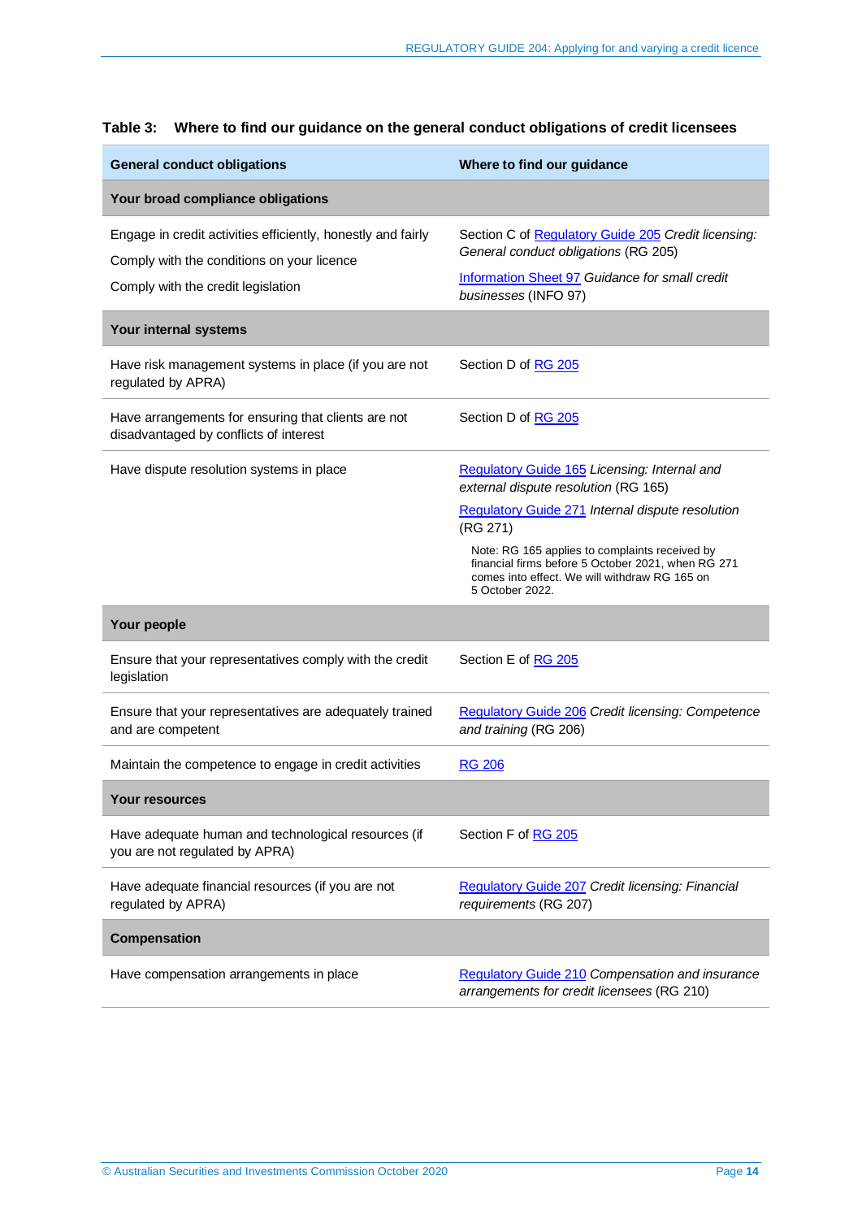**Table 3: Where to find our guidance on the general conduct obligations of credit licensees**

| General conduct obligations | Where to find our guidance |
|---|---|
| **Your broad compliance obligations** | |
| Engage in credit activities efficiently, honestly and fairly<br>Comply with the conditions on your licence<br>Comply with the credit legislation | Section C of Regulatory Guide 205 *Credit licensing: General conduct obligations* (RG 205)<br>Information Sheet 97 *Guidance for small credit businesses* (INFO 97) |
| **Your internal systems** | |
| Have risk management systems in place (if you are not regulated by APRA) | Section D of RG 205 |
| Have arrangements for ensuring that clients are not disadvantaged by conflicts of interest | Section D of RG 205 |
| Have dispute resolution systems in place | Regulatory Guide 165 *Licensing: Internal and external dispute resolution* (RG 165)<br>Regulatory Guide 271 *Internal dispute resolution* (RG 271)<br>Note: RG 165 applies to complaints received by financial firms before 5 October 2021, when RG 271 comes into effect. We will withdraw RG 165 on 5 October 2022. |
| **Your people** | |
| Ensure that your representatives comply with the credit legislation | Section E of RG 205 |
| Ensure that your representatives are adequately trained and are competent | Regulatory Guide 206 *Credit licensing: Competence and training* (RG 206) |
| Maintain the competence to engage in credit activities | RG 206 |
| **Your resources** | |
| Have adequate human and technological resources (if you are not regulated by APRA) | Section F of RG 205 |
| Have adequate financial resources (if you are not regulated by APRA) | Regulatory Guide 207 *Credit licensing: Financial requirements* (RG 207) |
| **Compensation** | |
| Have compensation arrangements in place | Regulatory Guide 210 *Compensation and insurance arrangements for credit licensees* (RG 210) |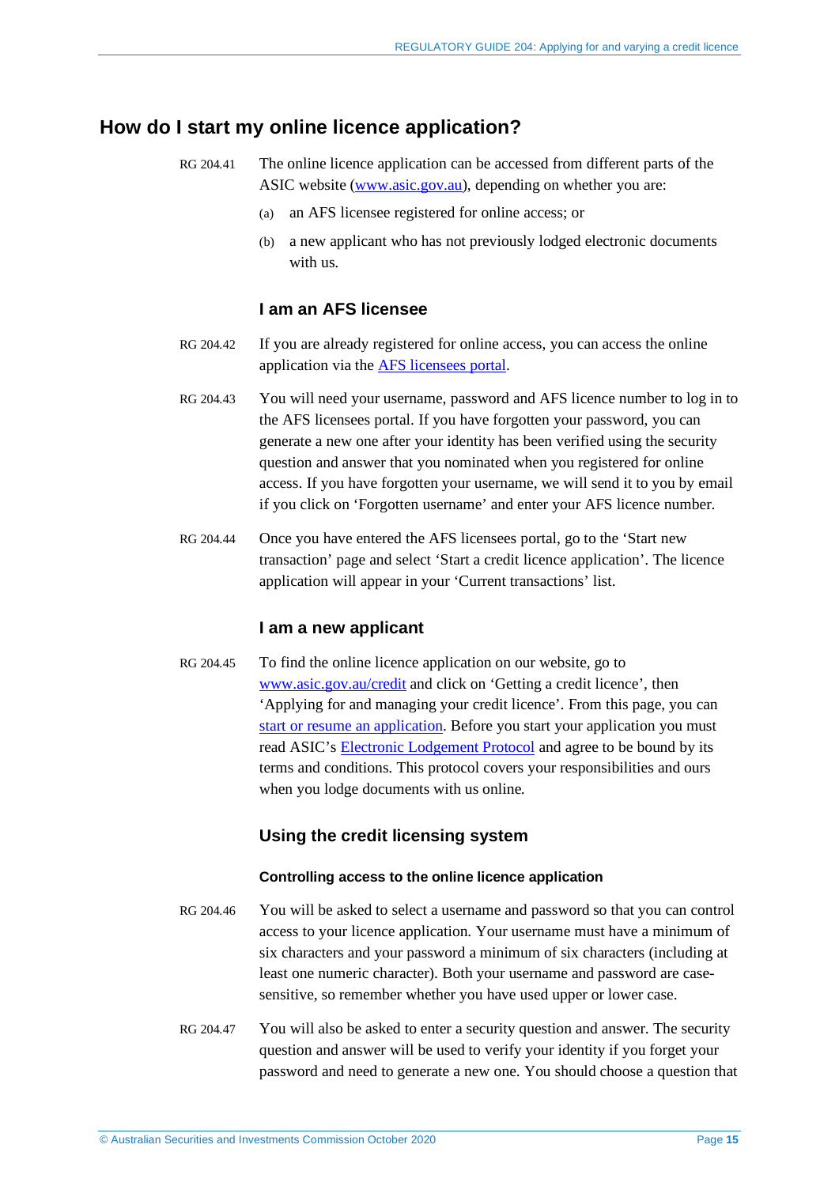## How do I start my online licence application?

RG 204.41 The online licence application can be accessed from different parts of the ASIC website (www.asic.gov.au), depending on whether you are:

- (a) an AFS licensee registered for online access; or
- (b) a new applicant who has not previously lodged electronic documents with us.

### I am an AFS licensee

RG 204.42 If you are already registered for online access, you can access the online application via the AFS licensees portal.

RG 204.43 You will need your username, password and AFS licence number to log in to the AFS licensees portal. If you have forgotten your password, you can generate a new one after your identity has been verified using the security question and answer that you nominated when you registered for online access. If you have forgotten your username, we will send it to you by email if you click on 'Forgotten username' and enter your AFS licence number.

RG 204.44 Once you have entered the AFS licensees portal, go to the 'Start new transaction' page and select 'Start a credit licence application'. The licence application will appear in your 'Current transactions' list.

### I am a new applicant

RG 204.45 To find the online licence application on our website, go to www.asic.gov.au/credit and click on 'Getting a credit licence', then 'Applying for and managing your credit licence'. From this page, you can start or resume an application. Before you start your application you must read ASIC's Electronic Lodgement Protocol and agree to be bound by its terms and conditions. This protocol covers your responsibilities and ours when you lodge documents with us online.

### Using the credit licensing system

#### Controlling access to the online licence application

RG 204.46 You will be asked to select a username and password so that you can control access to your licence application. Your username must have a minimum of six characters and your password a minimum of six characters (including at least one numeric character). Both your username and password are case-sensitive, so remember whether you have used upper or lower case.

RG 204.47 You will also be asked to enter a security question and answer. The security question and answer will be used to verify your identity if you forget your password and need to generate a new one. You should choose a question that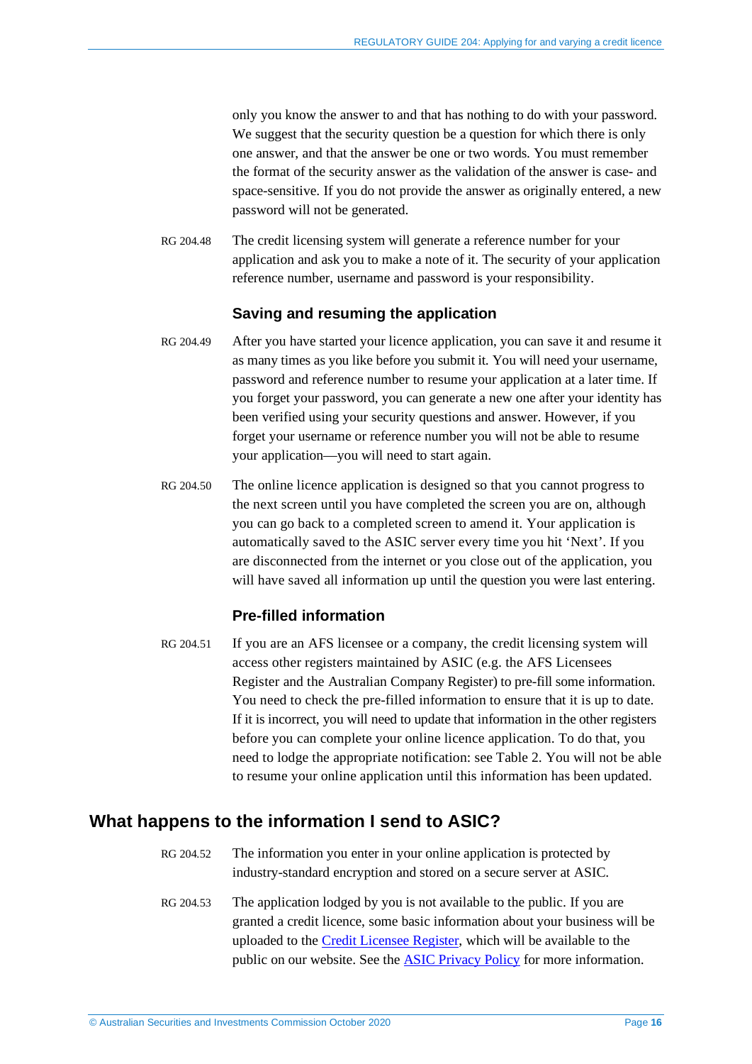only you know the answer to and that has nothing to do with your password. We suggest that the security question be a question for which there is only one answer, and that the answer be one or two words. You must remember the format of the security answer as the validation of the answer is case- and space-sensitive. If you do not provide the answer as originally entered, a new password will not be generated.

RG 204.48 The credit licensing system will generate a reference number for your application and ask you to make a note of it. The security of your application reference number, username and password is your responsibility.

### Saving and resuming the application

RG 204.49 After you have started your licence application, you can save it and resume it as many times as you like before you submit it. You will need your username, password and reference number to resume your application at a later time. If you forget your password, you can generate a new one after your identity has been verified using your security questions and answer. However, if you forget your username or reference number you will not be able to resume your application—you will need to start again.

RG 204.50 The online licence application is designed so that you cannot progress to the next screen until you have completed the screen you are on, although you can go back to a completed screen to amend it. Your application is automatically saved to the ASIC server every time you hit 'Next'. If you are disconnected from the internet or you close out of the application, you will have saved all information up until the question you were last entering.

### Pre-filled information

RG 204.51 If you are an AFS licensee or a company, the credit licensing system will access other registers maintained by ASIC (e.g. the AFS Licensees Register and the Australian Company Register) to pre-fill some information. You need to check the pre-filled information to ensure that it is up to date. If it is incorrect, you will need to update that information in the other registers before you can complete your online licence application. To do that, you need to lodge the appropriate notification: see Table 2. You will not be able to resume your online application until this information has been updated.

## What happens to the information I send to ASIC?

RG 204.52 The information you enter in your online application is protected by industry-standard encryption and stored on a secure server at ASIC.

RG 204.53 The application lodged by you is not available to the public. If you are granted a credit licence, some basic information about your business will be uploaded to the Credit Licensee Register, which will be available to the public on our website. See the ASIC Privacy Policy for more information.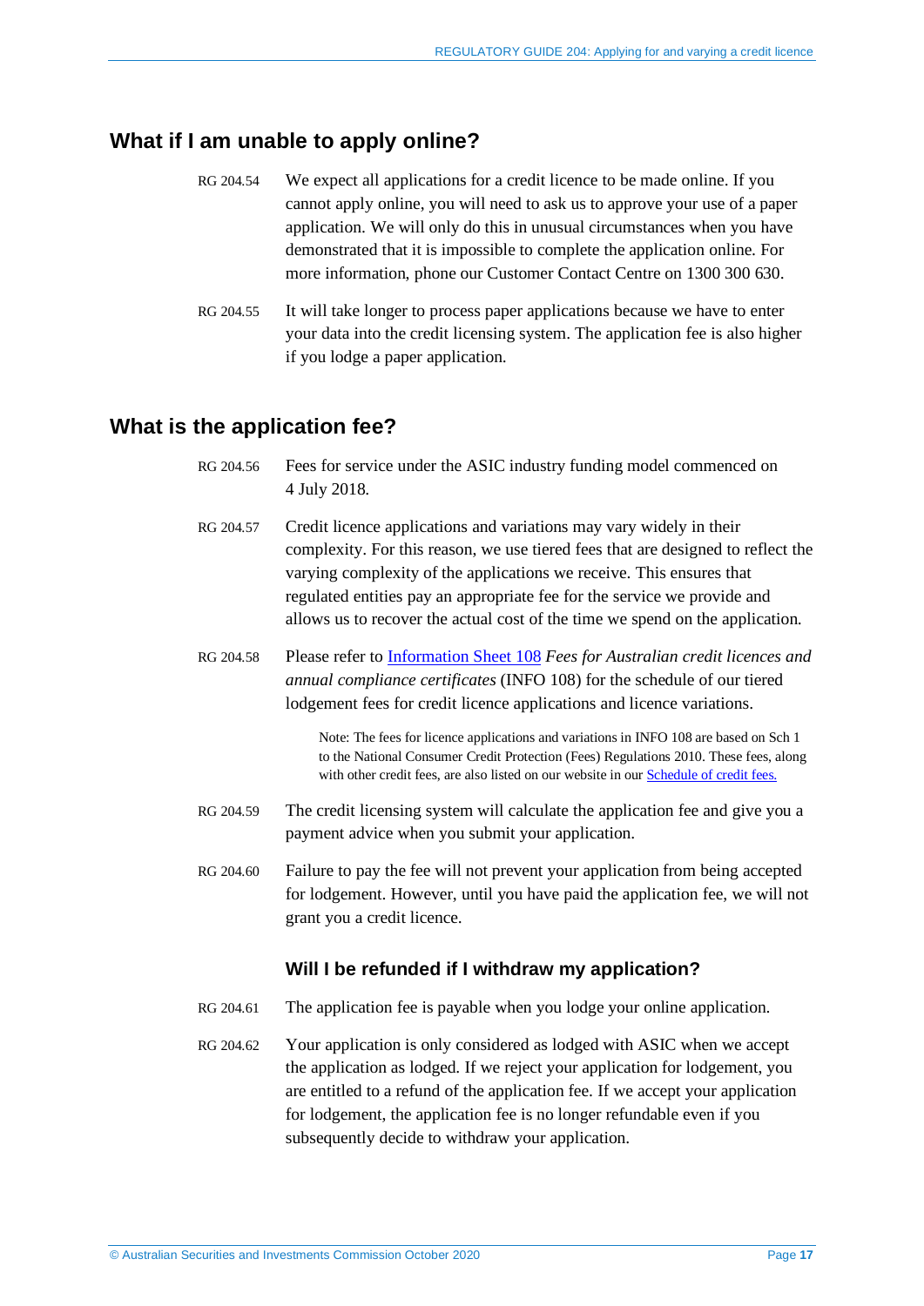## What if I am unable to apply online?

RG 204.54 We expect all applications for a credit licence to be made online. If you cannot apply online, you will need to ask us to approve your use of a paper application. We will only do this in unusual circumstances when you have demonstrated that it is impossible to complete the application online. For more information, phone our Customer Contact Centre on 1300 300 630.

RG 204.55 It will take longer to process paper applications because we have to enter your data into the credit licensing system. The application fee is also higher if you lodge a paper application.

## What is the application fee?

RG 204.56 Fees for service under the ASIC industry funding model commenced on 4 July 2018.

RG 204.57 Credit licence applications and variations may vary widely in their complexity. For this reason, we use tiered fees that are designed to reflect the varying complexity of the applications we receive. This ensures that regulated entities pay an appropriate fee for the service we provide and allows us to recover the actual cost of the time we spend on the application.

RG 204.58 Please refer to Information Sheet 108 *Fees for Australian credit licences and annual compliance certificates* (INFO 108) for the schedule of our tiered lodgement fees for credit licence applications and licence variations.

> Note: The fees for licence applications and variations in INFO 108 are based on Sch 1 to the National Consumer Credit Protection (Fees) Regulations 2010. These fees, along with other credit fees, are also listed on our website in our Schedule of credit fees.

RG 204.59 The credit licensing system will calculate the application fee and give you a payment advice when you submit your application.

RG 204.60 Failure to pay the fee will not prevent your application from being accepted for lodgement. However, until you have paid the application fee, we will not grant you a credit licence.

### Will I be refunded if I withdraw my application?

RG 204.61 The application fee is payable when you lodge your online application.

RG 204.62 Your application is only considered as lodged with ASIC when we accept the application as lodged. If we reject your application for lodgement, you are entitled to a refund of the application fee. If we accept your application for lodgement, the application fee is no longer refundable even if you subsequently decide to withdraw your application.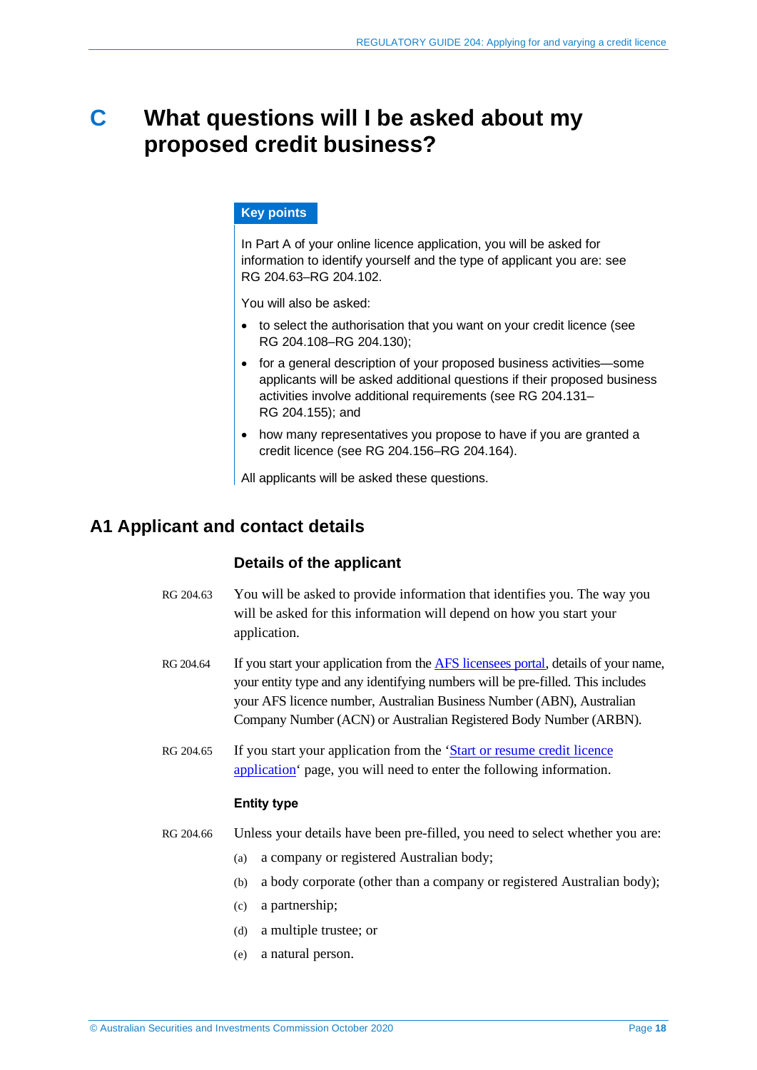# C What questions will I be asked about my proposed credit business?

**Key points**

In Part A of your online licence application, you will be asked for information to identify yourself and the type of applicant you are: see RG 204.63–RG 204.102.

You will also be asked:

- to select the authorisation that you want on your credit licence (see RG 204.108–RG 204.130);
- for a general description of your proposed business activities—some applicants will be asked additional questions if their proposed business activities involve additional requirements (see RG 204.131–RG 204.155); and
- how many representatives you propose to have if you are granted a credit licence (see RG 204.156–RG 204.164).

All applicants will be asked these questions.

## A1 Applicant and contact details

### Details of the applicant

RG 204.63 You will be asked to provide information that identifies you. The way you will be asked for this information will depend on how you start your application.

RG 204.64 If you start your application from the AFS licensees portal, details of your name, your entity type and any identifying numbers will be pre-filled. This includes your AFS licence number, Australian Business Number (ABN), Australian Company Number (ACN) or Australian Registered Body Number (ARBN).

RG 204.65 If you start your application from the 'Start or resume credit licence application' page, you will need to enter the following information.

#### Entity type

RG 204.66 Unless your details have been pre-filled, you need to select whether you are:

(a) a company or registered Australian body;

(b) a body corporate (other than a company or registered Australian body);

(c) a partnership;

(d) a multiple trustee; or

(e) a natural person.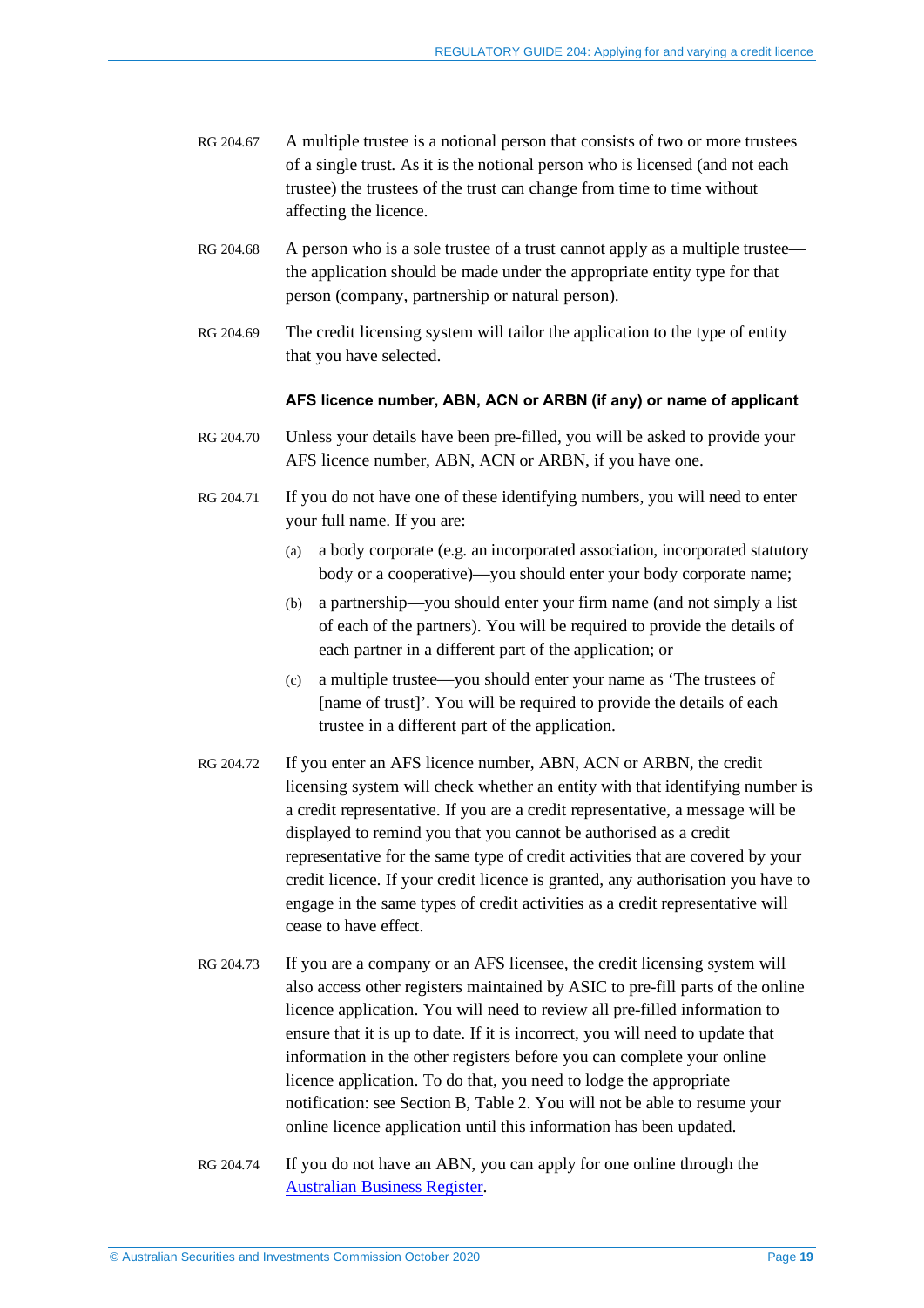RG 204.67 A multiple trustee is a notional person that consists of two or more trustees of a single trust. As it is the notional person who is licensed (and not each trustee) the trustees of the trust can change from time to time without affecting the licence.

RG 204.68 A person who is a sole trustee of a trust cannot apply as a multiple trustee—the application should be made under the appropriate entity type for that person (company, partnership or natural person).

RG 204.69 The credit licensing system will tailor the application to the type of entity that you have selected.

#### AFS licence number, ABN, ACN or ARBN (if any) or name of applicant

RG 204.70 Unless your details have been pre-filled, you will be asked to provide your AFS licence number, ABN, ACN or ARBN, if you have one.

RG 204.71 If you do not have one of these identifying numbers, you will need to enter your full name. If you are:

(a) a body corporate (e.g. an incorporated association, incorporated statutory body or a cooperative)—you should enter your body corporate name;

(b) a partnership—you should enter your firm name (and not simply a list of each of the partners). You will be required to provide the details of each partner in a different part of the application; or

(c) a multiple trustee—you should enter your name as 'The trustees of [name of trust]'. You will be required to provide the details of each trustee in a different part of the application.

RG 204.72 If you enter an AFS licence number, ABN, ACN or ARBN, the credit licensing system will check whether an entity with that identifying number is a credit representative. If you are a credit representative, a message will be displayed to remind you that you cannot be authorised as a credit representative for the same type of credit activities that are covered by your credit licence. If your credit licence is granted, any authorisation you have to engage in the same types of credit activities as a credit representative will cease to have effect.

RG 204.73 If you are a company or an AFS licensee, the credit licensing system will also access other registers maintained by ASIC to pre-fill parts of the online licence application. You will need to review all pre-filled information to ensure that it is up to date. If it is incorrect, you will need to update that information in the other registers before you can complete your online licence application. To do that, you need to lodge the appropriate notification: see Section B, Table 2. You will not be able to resume your online licence application until this information has been updated.

RG 204.74 If you do not have an ABN, you can apply for one online through the Australian Business Register.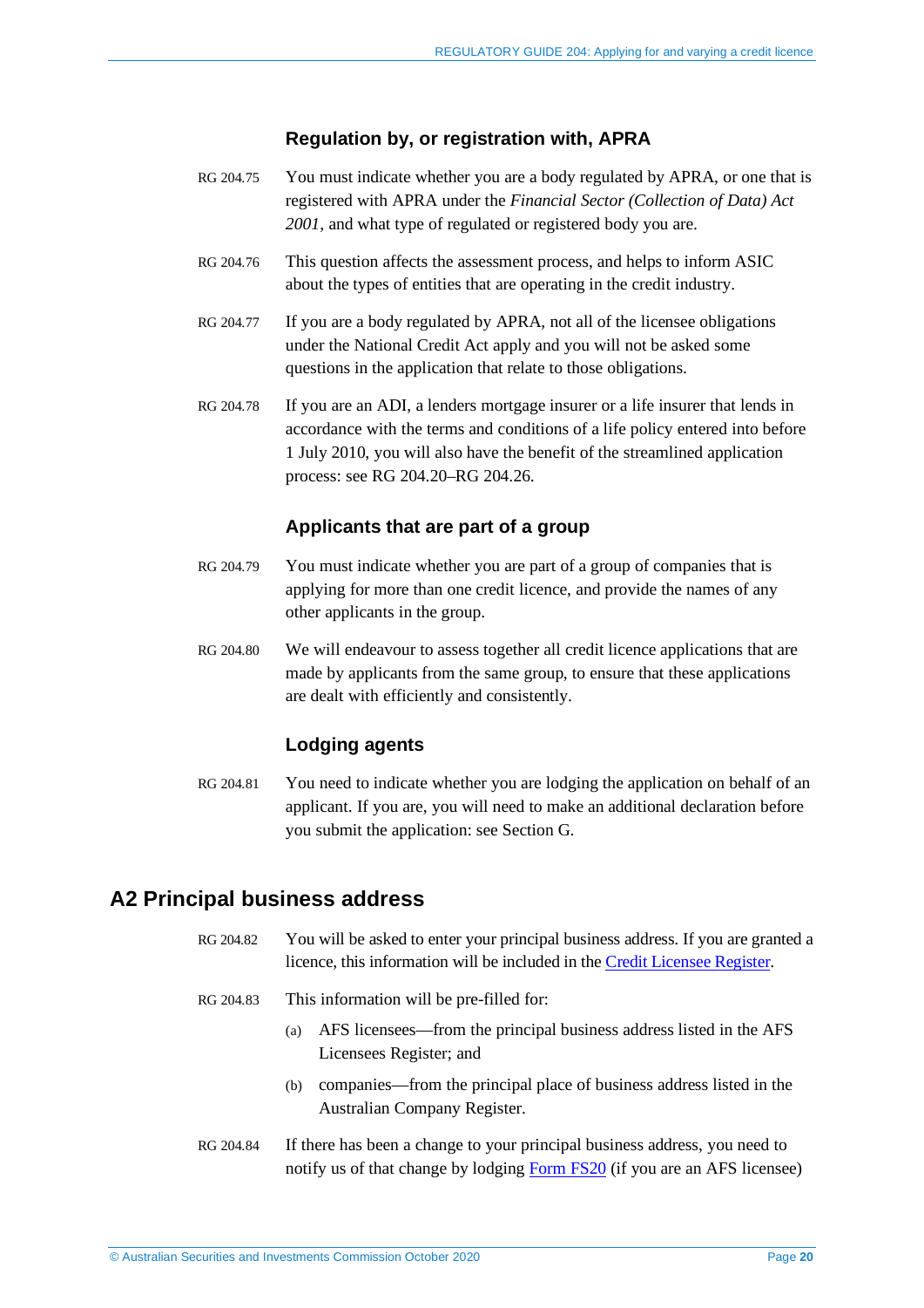### Regulation by, or registration with, APRA

RG 204.75 You must indicate whether you are a body regulated by APRA, or one that is registered with APRA under the *Financial Sector (Collection of Data) Act 2001*, and what type of regulated or registered body you are.

RG 204.76 This question affects the assessment process, and helps to inform ASIC about the types of entities that are operating in the credit industry.

RG 204.77 If you are a body regulated by APRA, not all of the licensee obligations under the National Credit Act apply and you will not be asked some questions in the application that relate to those obligations.

RG 204.78 If you are an ADI, a lenders mortgage insurer or a life insurer that lends in accordance with the terms and conditions of a life policy entered into before 1 July 2010, you will also have the benefit of the streamlined application process: see RG 204.20–RG 204.26.

### Applicants that are part of a group

RG 204.79 You must indicate whether you are part of a group of companies that is applying for more than one credit licence, and provide the names of any other applicants in the group.

RG 204.80 We will endeavour to assess together all credit licence applications that are made by applicants from the same group, to ensure that these applications are dealt with efficiently and consistently.

### Lodging agents

RG 204.81 You need to indicate whether you are lodging the application on behalf of an applicant. If you are, you will need to make an additional declaration before you submit the application: see Section G.

## A2 Principal business address

RG 204.82 You will be asked to enter your principal business address. If you are granted a licence, this information will be included in the Credit Licensee Register.

RG 204.83 This information will be pre-filled for:

(a) AFS licensees—from the principal business address listed in the AFS Licensees Register; and

(b) companies—from the principal place of business address listed in the Australian Company Register.

RG 204.84 If there has been a change to your principal business address, you need to notify us of that change by lodging Form FS20 (if you are an AFS licensee)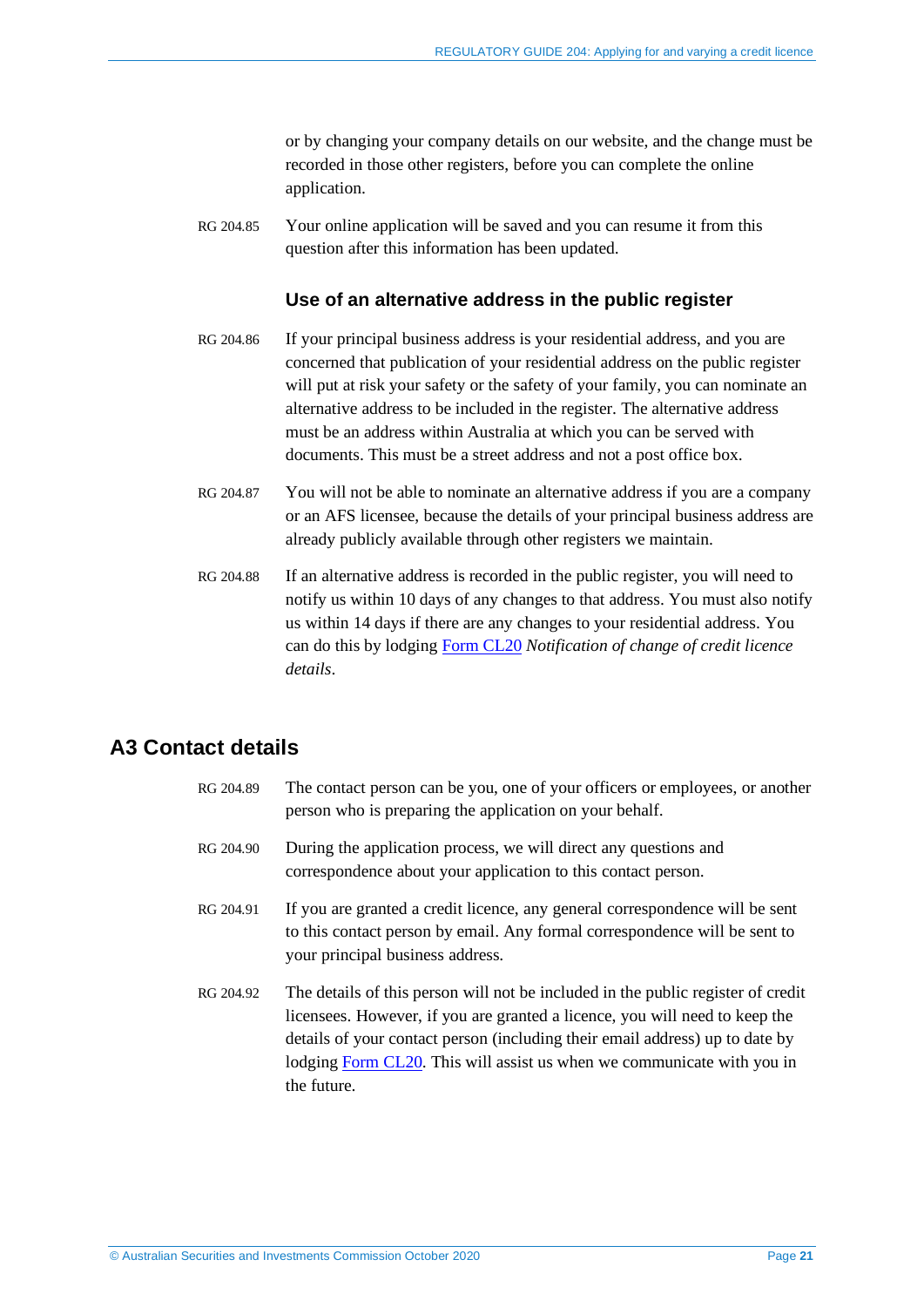or by changing your company details on our website, and the change must be recorded in those other registers, before you can complete the online application.

RG 204.85 Your online application will be saved and you can resume it from this question after this information has been updated.

### Use of an alternative address in the public register

RG 204.86 If your principal business address is your residential address, and you are concerned that publication of your residential address on the public register will put at risk your safety or the safety of your family, you can nominate an alternative address to be included in the register. The alternative address must be an address within Australia at which you can be served with documents. This must be a street address and not a post office box.

RG 204.87 You will not be able to nominate an alternative address if you are a company or an AFS licensee, because the details of your principal business address are already publicly available through other registers we maintain.

RG 204.88 If an alternative address is recorded in the public register, you will need to notify us within 10 days of any changes to that address. You must also notify us within 14 days if there are any changes to your residential address. You can do this by lodging Form CL20 *Notification of change of credit licence details*.

## A3 Contact details

RG 204.89 The contact person can be you, one of your officers or employees, or another person who is preparing the application on your behalf.

RG 204.90 During the application process, we will direct any questions and correspondence about your application to this contact person.

RG 204.91 If you are granted a credit licence, any general correspondence will be sent to this contact person by email. Any formal correspondence will be sent to your principal business address.

RG 204.92 The details of this person will not be included in the public register of credit licensees. However, if you are granted a licence, you will need to keep the details of your contact person (including their email address) up to date by lodging Form CL20. This will assist us when we communicate with you in the future.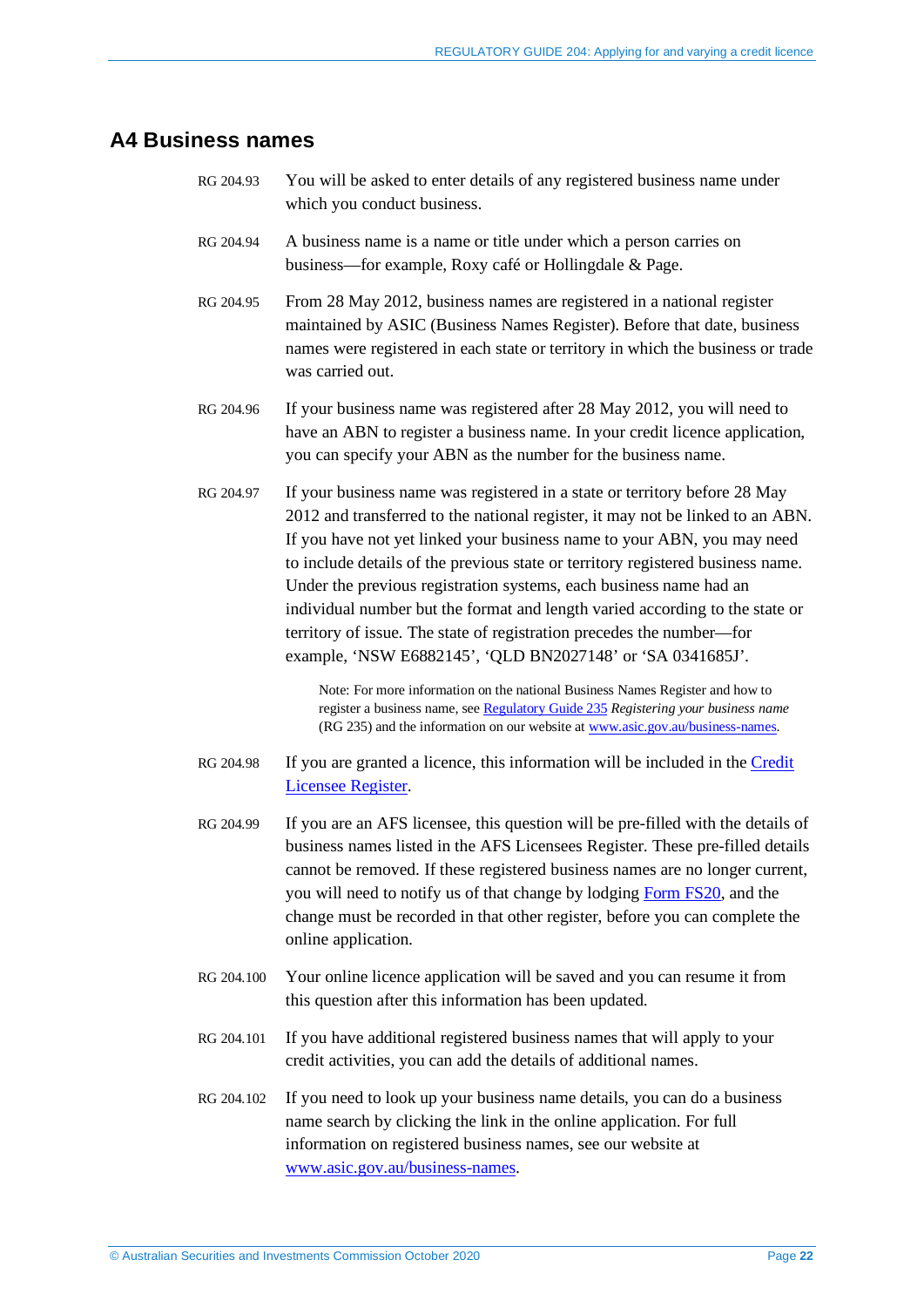## A4 Business names

RG 204.93 You will be asked to enter details of any registered business name under which you conduct business.

RG 204.94 A business name is a name or title under which a person carries on business—for example, Roxy café or Hollingdale & Page.

RG 204.95 From 28 May 2012, business names are registered in a national register maintained by ASIC (Business Names Register). Before that date, business names were registered in each state or territory in which the business or trade was carried out.

RG 204.96 If your business name was registered after 28 May 2012, you will need to have an ABN to register a business name. In your credit licence application, you can specify your ABN as the number for the business name.

RG 204.97 If your business name was registered in a state or territory before 28 May 2012 and transferred to the national register, it may not be linked to an ABN. If you have not yet linked your business name to your ABN, you may need to include details of the previous state or territory registered business name. Under the previous registration systems, each business name had an individual number but the format and length varied according to the state or territory of issue. The state of registration precedes the number—for example, 'NSW E6882145', 'QLD BN2027148' or 'SA 0341685J'.

> Note: For more information on the national Business Names Register and how to register a business name, see Regulatory Guide 235 *Registering your business name* (RG 235) and the information on our website at www.asic.gov.au/business-names.

RG 204.98 If you are granted a licence, this information will be included in the Credit Licensee Register.

RG 204.99 If you are an AFS licensee, this question will be pre-filled with the details of business names listed in the AFS Licensees Register. These pre-filled details cannot be removed. If these registered business names are no longer current, you will need to notify us of that change by lodging Form FS20, and the change must be recorded in that other register, before you can complete the online application.

RG 204.100 Your online licence application will be saved and you can resume it from this question after this information has been updated.

RG 204.101 If you have additional registered business names that will apply to your credit activities, you can add the details of additional names.

RG 204.102 If you need to look up your business name details, you can do a business name search by clicking the link in the online application. For full information on registered business names, see our website at www.asic.gov.au/business-names.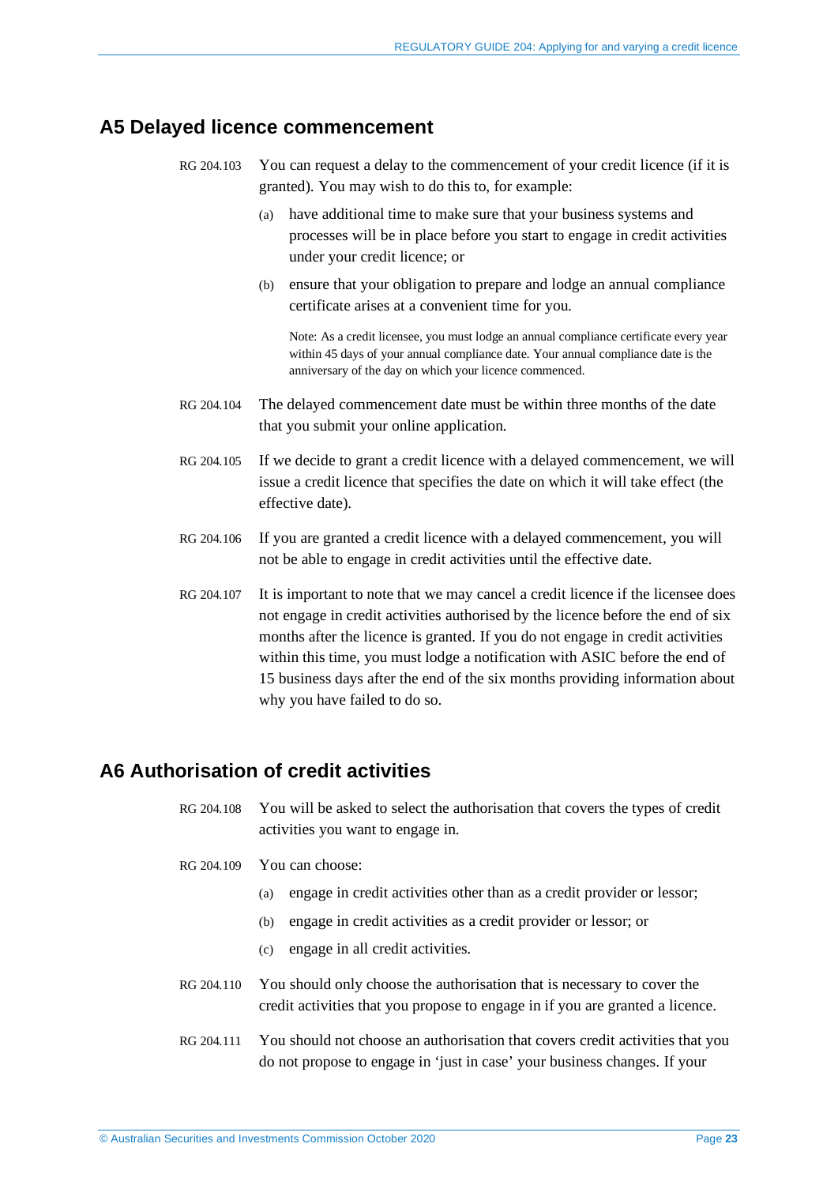## A5 Delayed licence commencement

RG 204.103 You can request a delay to the commencement of your credit licence (if it is granted). You may wish to do this to, for example:

(a) have additional time to make sure that your business systems and processes will be in place before you start to engage in credit activities under your credit licence; or

(b) ensure that your obligation to prepare and lodge an annual compliance certificate arises at a convenient time for you.

Note: As a credit licensee, you must lodge an annual compliance certificate every year within 45 days of your annual compliance date. Your annual compliance date is the anniversary of the day on which your licence commenced.

RG 204.104 The delayed commencement date must be within three months of the date that you submit your online application.

RG 204.105 If we decide to grant a credit licence with a delayed commencement, we will issue a credit licence that specifies the date on which it will take effect (the effective date).

RG 204.106 If you are granted a credit licence with a delayed commencement, you will not be able to engage in credit activities until the effective date.

RG 204.107 It is important to note that we may cancel a credit licence if the licensee does not engage in credit activities authorised by the licence before the end of six months after the licence is granted. If you do not engage in credit activities within this time, you must lodge a notification with ASIC before the end of 15 business days after the end of the six months providing information about why you have failed to do so.

## A6 Authorisation of credit activities

RG 204.108 You will be asked to select the authorisation that covers the types of credit activities you want to engage in.

RG 204.109 You can choose:

(a) engage in credit activities other than as a credit provider or lessor;

(b) engage in credit activities as a credit provider or lessor; or

(c) engage in all credit activities.

RG 204.110 You should only choose the authorisation that is necessary to cover the credit activities that you propose to engage in if you are granted a licence.

RG 204.111 You should not choose an authorisation that covers credit activities that you do not propose to engage in 'just in case' your business changes. If your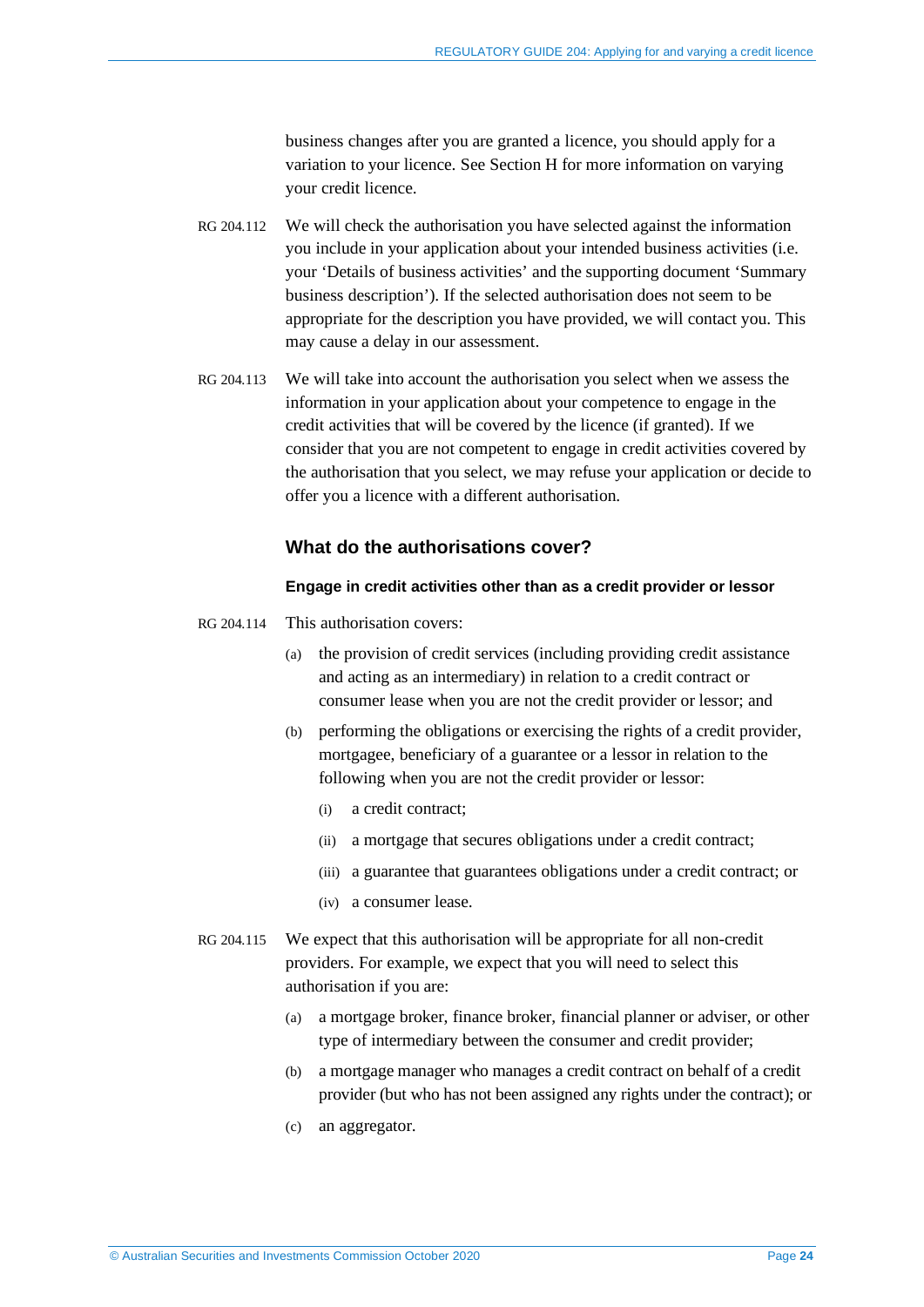business changes after you are granted a licence, you should apply for a variation to your licence. See Section H for more information on varying your credit licence.

RG 204.112 We will check the authorisation you have selected against the information you include in your application about your intended business activities (i.e. your 'Details of business activities' and the supporting document 'Summary business description'). If the selected authorisation does not seem to be appropriate for the description you have provided, we will contact you. This may cause a delay in our assessment.

RG 204.113 We will take into account the authorisation you select when we assess the information in your application about your competence to engage in the credit activities that will be covered by the licence (if granted). If we consider that you are not competent to engage in credit activities covered by the authorisation that you select, we may refuse your application or decide to offer you a licence with a different authorisation.

## What do the authorisations cover?

#### Engage in credit activities other than as a credit provider or lessor

RG 204.114 This authorisation covers:

(a) the provision of credit services (including providing credit assistance and acting as an intermediary) in relation to a credit contract or consumer lease when you are not the credit provider or lessor; and

(b) performing the obligations or exercising the rights of a credit provider, mortgagee, beneficiary of a guarantee or a lessor in relation to the following when you are not the credit provider or lessor:

(i) a credit contract;

(ii) a mortgage that secures obligations under a credit contract;

(iii) a guarantee that guarantees obligations under a credit contract; or

(iv) a consumer lease.

RG 204.115 We expect that this authorisation will be appropriate for all non-credit providers. For example, we expect that you will need to select this authorisation if you are:

(a) a mortgage broker, finance broker, financial planner or adviser, or other type of intermediary between the consumer and credit provider;

(b) a mortgage manager who manages a credit contract on behalf of a credit provider (but who has not been assigned any rights under the contract); or

(c) an aggregator.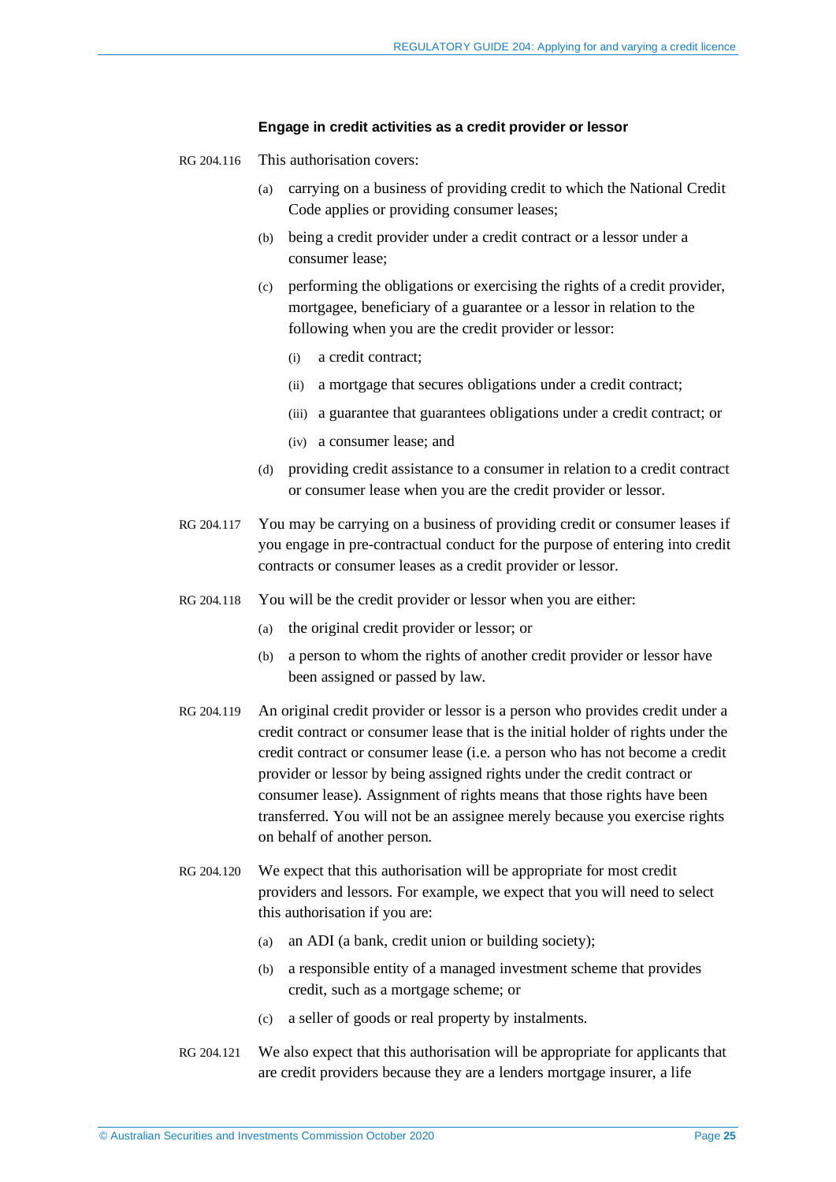### Engage in credit activities as a credit provider or lessor

RG 204.116 This authorisation covers:

(a) carrying on a business of providing credit to which the National Credit Code applies or providing consumer leases;

(b) being a credit provider under a credit contract or a lessor under a consumer lease;

(c) performing the obligations or exercising the rights of a credit provider, mortgagee, beneficiary of a guarantee or a lessor in relation to the following when you are the credit provider or lessor:

(i) a credit contract;

(ii) a mortgage that secures obligations under a credit contract;

(iii) a guarantee that guarantees obligations under a credit contract; or

(iv) a consumer lease; and

(d) providing credit assistance to a consumer in relation to a credit contract or consumer lease when you are the credit provider or lessor.

RG 204.117 You may be carrying on a business of providing credit or consumer leases if you engage in pre-contractual conduct for the purpose of entering into credit contracts or consumer leases as a credit provider or lessor.

RG 204.118 You will be the credit provider or lessor when you are either:

(a) the original credit provider or lessor; or

(b) a person to whom the rights of another credit provider or lessor have been assigned or passed by law.

RG 204.119 An original credit provider or lessor is a person who provides credit under a credit contract or consumer lease that is the initial holder of rights under the credit contract or consumer lease (i.e. a person who has not become a credit provider or lessor by being assigned rights under the credit contract or consumer lease). Assignment of rights means that those rights have been transferred. You will not be an assignee merely because you exercise rights on behalf of another person.

RG 204.120 We expect that this authorisation will be appropriate for most credit providers and lessors. For example, we expect that you will need to select this authorisation if you are:

(a) an ADI (a bank, credit union or building society);

(b) a responsible entity of a managed investment scheme that provides credit, such as a mortgage scheme; or

(c) a seller of goods or real property by instalments.

RG 204.121 We also expect that this authorisation will be appropriate for applicants that are credit providers because they are a lenders mortgage insurer, a life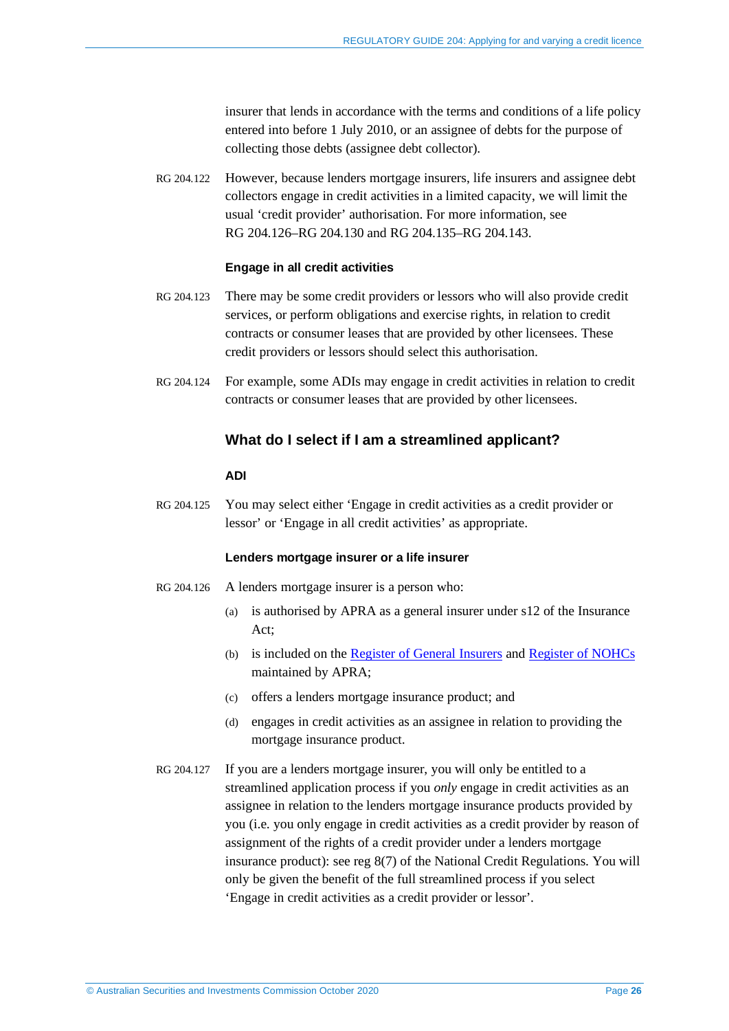insurer that lends in accordance with the terms and conditions of a life policy entered into before 1 July 2010, or an assignee of debts for the purpose of collecting those debts (assignee debt collector).

RG 204.122 However, because lenders mortgage insurers, life insurers and assignee debt collectors engage in credit activities in a limited capacity, we will limit the usual 'credit provider' authorisation. For more information, see RG 204.126–RG 204.130 and RG 204.135–RG 204.143.

#### Engage in all credit activities

RG 204.123 There may be some credit providers or lessors who will also provide credit services, or perform obligations and exercise rights, in relation to credit contracts or consumer leases that are provided by other licensees. These credit providers or lessors should select this authorisation.

RG 204.124 For example, some ADIs may engage in credit activities in relation to credit contracts or consumer leases that are provided by other licensees.

### What do I select if I am a streamlined applicant?

#### ADI

RG 204.125 You may select either 'Engage in credit activities as a credit provider or lessor' or 'Engage in all credit activities' as appropriate.

#### Lenders mortgage insurer or a life insurer

RG 204.126 A lenders mortgage insurer is a person who:

(a) is authorised by APRA as a general insurer under s12 of the Insurance Act;

(b) is included on the Register of General Insurers and Register of NOHCs maintained by APRA;

(c) offers a lenders mortgage insurance product; and

(d) engages in credit activities as an assignee in relation to providing the mortgage insurance product.

RG 204.127 If you are a lenders mortgage insurer, you will only be entitled to a streamlined application process if you *only* engage in credit activities as an assignee in relation to the lenders mortgage insurance products provided by you (i.e. you only engage in credit activities as a credit provider by reason of assignment of the rights of a credit provider under a lenders mortgage insurance product): see reg 8(7) of the National Credit Regulations. You will only be given the benefit of the full streamlined process if you select 'Engage in credit activities as a credit provider or lessor'.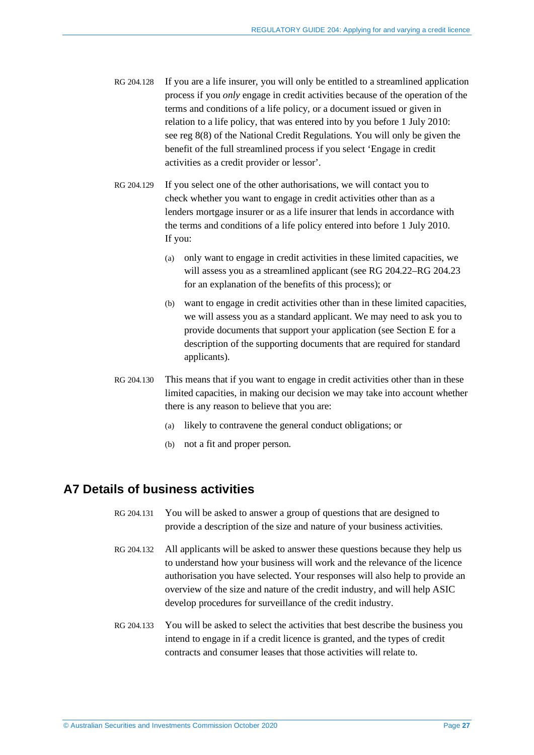RG 204.128 If you are a life insurer, you will only be entitled to a streamlined application process if you *only* engage in credit activities because of the operation of the terms and conditions of a life policy, or a document issued or given in relation to a life policy, that was entered into by you before 1 July 2010: see reg 8(8) of the National Credit Regulations. You will only be given the benefit of the full streamlined process if you select 'Engage in credit activities as a credit provider or lessor'.

RG 204.129 If you select one of the other authorisations, we will contact you to check whether you want to engage in credit activities other than as a lenders mortgage insurer or as a life insurer that lends in accordance with the terms and conditions of a life policy entered into before 1 July 2010. If you:

(a) only want to engage in credit activities in these limited capacities, we will assess you as a streamlined applicant (see RG 204.22–RG 204.23 for an explanation of the benefits of this process); or

(b) want to engage in credit activities other than in these limited capacities, we will assess you as a standard applicant. We may need to ask you to provide documents that support your application (see Section E for a description of the supporting documents that are required for standard applicants).

RG 204.130 This means that if you want to engage in credit activities other than in these limited capacities, in making our decision we may take into account whether there is any reason to believe that you are:

(a) likely to contravene the general conduct obligations; or

(b) not a fit and proper person.

## A7 Details of business activities

RG 204.131 You will be asked to answer a group of questions that are designed to provide a description of the size and nature of your business activities.

RG 204.132 All applicants will be asked to answer these questions because they help us to understand how your business will work and the relevance of the licence authorisation you have selected. Your responses will also help to provide an overview of the size and nature of the credit industry, and will help ASIC develop procedures for surveillance of the credit industry.

RG 204.133 You will be asked to select the activities that best describe the business you intend to engage in if a credit licence is granted, and the types of credit contracts and consumer leases that those activities will relate to.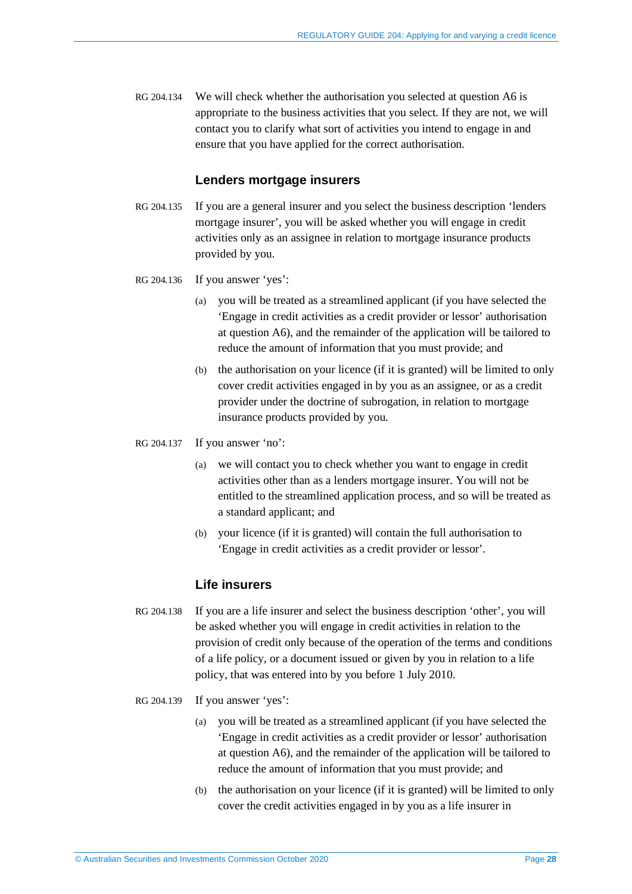RG 204.134 We will check whether the authorisation you selected at question A6 is appropriate to the business activities that you select. If they are not, we will contact you to clarify what sort of activities you intend to engage in and ensure that you have applied for the correct authorisation.

### Lenders mortgage insurers

RG 204.135 If you are a general insurer and you select the business description 'lenders mortgage insurer', you will be asked whether you will engage in credit activities only as an assignee in relation to mortgage insurance products provided by you.

RG 204.136 If you answer 'yes':

(a) you will be treated as a streamlined applicant (if you have selected the 'Engage in credit activities as a credit provider or lessor' authorisation at question A6), and the remainder of the application will be tailored to reduce the amount of information that you must provide; and

(b) the authorisation on your licence (if it is granted) will be limited to only cover credit activities engaged in by you as an assignee, or as a credit provider under the doctrine of subrogation, in relation to mortgage insurance products provided by you.

RG 204.137 If you answer 'no':

(a) we will contact you to check whether you want to engage in credit activities other than as a lenders mortgage insurer. You will not be entitled to the streamlined application process, and so will be treated as a standard applicant; and

(b) your licence (if it is granted) will contain the full authorisation to 'Engage in credit activities as a credit provider or lessor'.

### Life insurers

RG 204.138 If you are a life insurer and select the business description 'other', you will be asked whether you will engage in credit activities in relation to the provision of credit only because of the operation of the terms and conditions of a life policy, or a document issued or given by you in relation to a life policy, that was entered into by you before 1 July 2010.

RG 204.139 If you answer 'yes':

(a) you will be treated as a streamlined applicant (if you have selected the 'Engage in credit activities as a credit provider or lessor' authorisation at question A6), and the remainder of the application will be tailored to reduce the amount of information that you must provide; and

(b) the authorisation on your licence (if it is granted) will be limited to only cover the credit activities engaged in by you as a life insurer in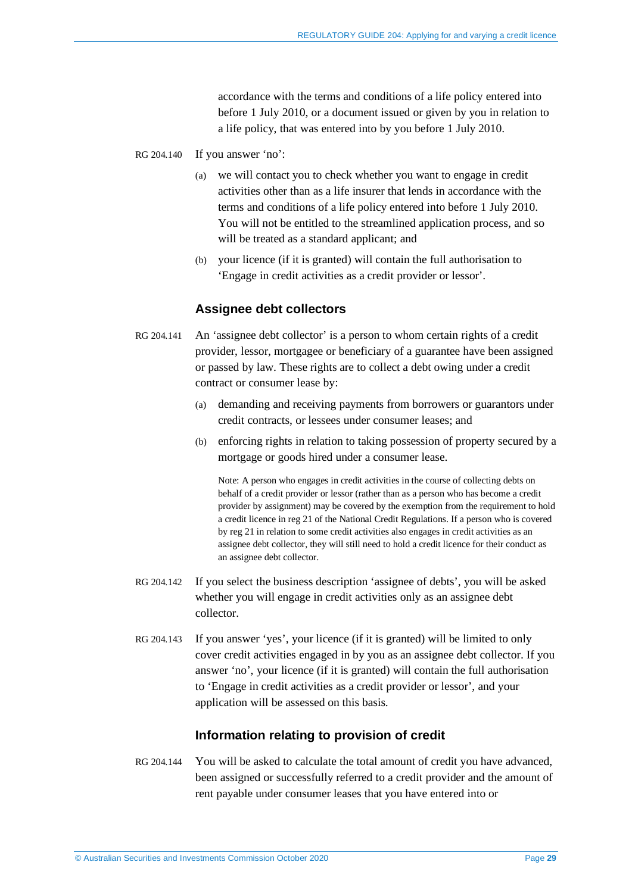accordance with the terms and conditions of a life policy entered into before 1 July 2010, or a document issued or given by you in relation to a life policy, that was entered into by you before 1 July 2010.

RG 204.140 If you answer 'no':

(a) we will contact you to check whether you want to engage in credit activities other than as a life insurer that lends in accordance with the terms and conditions of a life policy entered into before 1 July 2010. You will not be entitled to the streamlined application process, and so will be treated as a standard applicant; and

(b) your licence (if it is granted) will contain the full authorisation to 'Engage in credit activities as a credit provider or lessor'.

### Assignee debt collectors

RG 204.141 An 'assignee debt collector' is a person to whom certain rights of a credit provider, lessor, mortgagee or beneficiary of a guarantee have been assigned or passed by law. These rights are to collect a debt owing under a credit contract or consumer lease by:

(a) demanding and receiving payments from borrowers or guarantors under credit contracts, or lessees under consumer leases; and

(b) enforcing rights in relation to taking possession of property secured by a mortgage or goods hired under a consumer lease.

Note: A person who engages in credit activities in the course of collecting debts on behalf of a credit provider or lessor (rather than as a person who has become a credit provider by assignment) may be covered by the exemption from the requirement to hold a credit licence in reg 21 of the National Credit Regulations. If a person who is covered by reg 21 in relation to some credit activities also engages in credit activities as an assignee debt collector, they will still need to hold a credit licence for their conduct as an assignee debt collector.

RG 204.142 If you select the business description 'assignee of debts', you will be asked whether you will engage in credit activities only as an assignee debt collector.

RG 204.143 If you answer 'yes', your licence (if it is granted) will be limited to only cover credit activities engaged in by you as an assignee debt collector. If you answer 'no', your licence (if it is granted) will contain the full authorisation to 'Engage in credit activities as a credit provider or lessor', and your application will be assessed on this basis.

### Information relating to provision of credit

RG 204.144 You will be asked to calculate the total amount of credit you have advanced, been assigned or successfully referred to a credit provider and the amount of rent payable under consumer leases that you have entered into or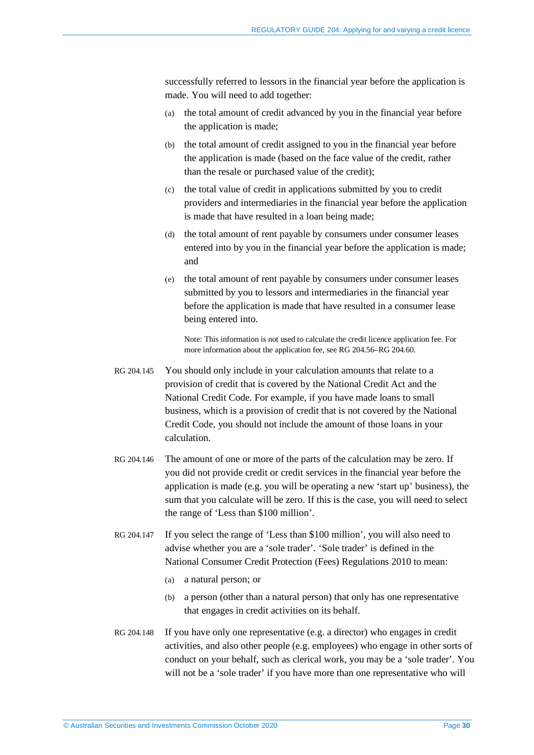successfully referred to lessors in the financial year before the application is made. You will need to add together:

(a) the total amount of credit advanced by you in the financial year before the application is made;

(b) the total amount of credit assigned to you in the financial year before the application is made (based on the face value of the credit, rather than the resale or purchased value of the credit);

(c) the total value of credit in applications submitted by you to credit providers and intermediaries in the financial year before the application is made that have resulted in a loan being made;

(d) the total amount of rent payable by consumers under consumer leases entered into by you in the financial year before the application is made; and

(e) the total amount of rent payable by consumers under consumer leases submitted by you to lessors and intermediaries in the financial year before the application is made that have resulted in a consumer lease being entered into.

Note: This information is not used to calculate the credit licence application fee. For more information about the application fee, see RG 204.56–RG 204.60.

RG 204.145 You should only include in your calculation amounts that relate to a provision of credit that is covered by the National Credit Act and the National Credit Code. For example, if you have made loans to small business, which is a provision of credit that is not covered by the National Credit Code, you should not include the amount of those loans in your calculation.

RG 204.146 The amount of one or more of the parts of the calculation may be zero. If you did not provide credit or credit services in the financial year before the application is made (e.g. you will be operating a new 'start up' business), the sum that you calculate will be zero. If this is the case, you will need to select the range of 'Less than $100 million'.

RG 204.147 If you select the range of 'Less than $100 million', you will also need to advise whether you are a 'sole trader'. 'Sole trader' is defined in the National Consumer Credit Protection (Fees) Regulations 2010 to mean:

(a) a natural person; or

(b) a person (other than a natural person) that only has one representative that engages in credit activities on its behalf.

RG 204.148 If you have only one representative (e.g. a director) who engages in credit activities, and also other people (e.g. employees) who engage in other sorts of conduct on your behalf, such as clerical work, you may be a 'sole trader'. You will not be a 'sole trader' if you have more than one representative who will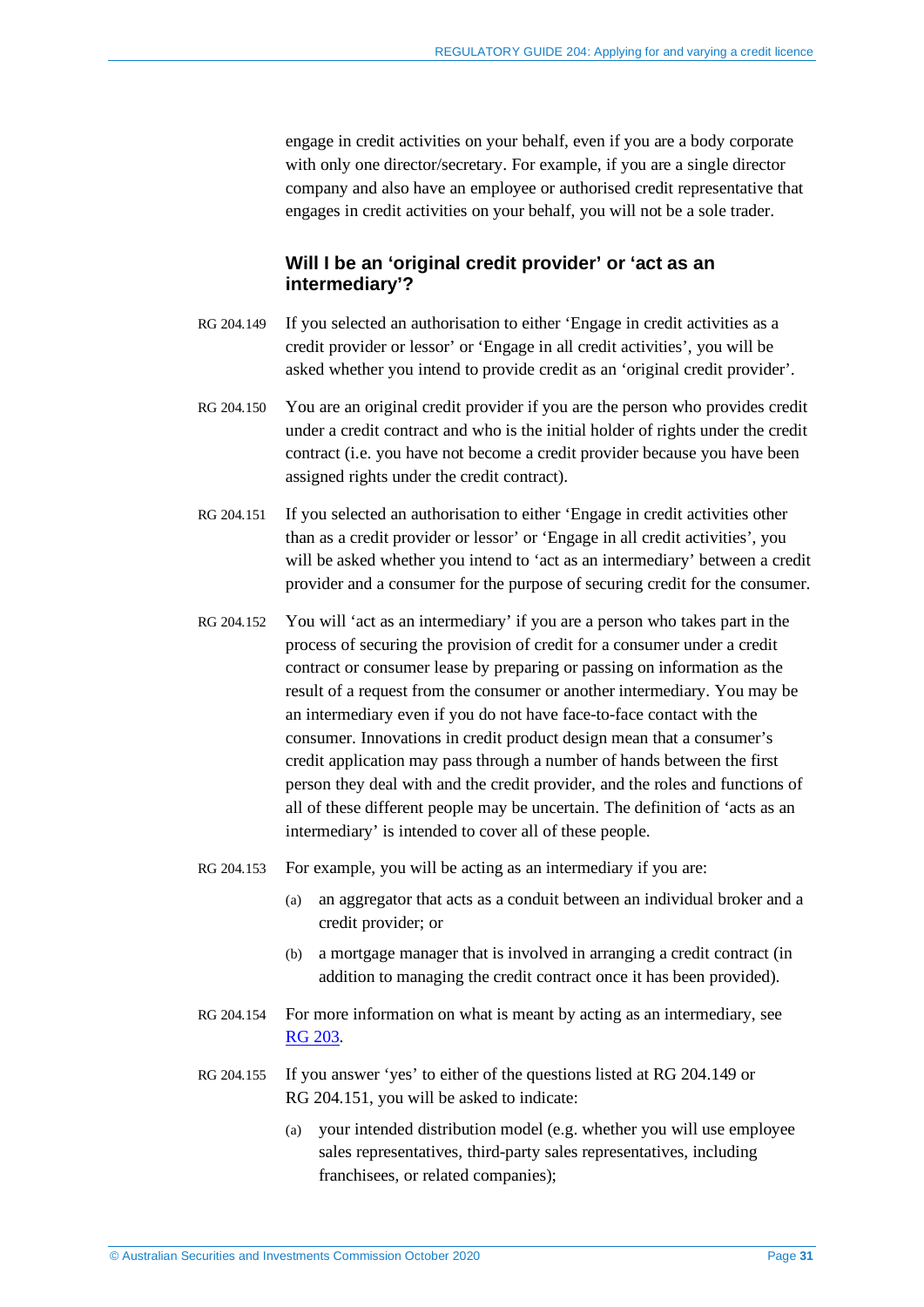engage in credit activities on your behalf, even if you are a body corporate with only one director/secretary. For example, if you are a single director company and also have an employee or authorised credit representative that engages in credit activities on your behalf, you will not be a sole trader.

### Will I be an 'original credit provider' or 'act as an intermediary'?

RG 204.149 If you selected an authorisation to either 'Engage in credit activities as a credit provider or lessor' or 'Engage in all credit activities', you will be asked whether you intend to provide credit as an 'original credit provider'.

RG 204.150 You are an original credit provider if you are the person who provides credit under a credit contract and who is the initial holder of rights under the credit contract (i.e. you have not become a credit provider because you have been assigned rights under the credit contract).

RG 204.151 If you selected an authorisation to either 'Engage in credit activities other than as a credit provider or lessor' or 'Engage in all credit activities', you will be asked whether you intend to 'act as an intermediary' between a credit provider and a consumer for the purpose of securing credit for the consumer.

RG 204.152 You will 'act as an intermediary' if you are a person who takes part in the process of securing the provision of credit for a consumer under a credit contract or consumer lease by preparing or passing on information as the result of a request from the consumer or another intermediary. You may be an intermediary even if you do not have face-to-face contact with the consumer. Innovations in credit product design mean that a consumer's credit application may pass through a number of hands between the first person they deal with and the credit provider, and the roles and functions of all of these different people may be uncertain. The definition of 'acts as an intermediary' is intended to cover all of these people.

RG 204.153 For example, you will be acting as an intermediary if you are:

(a) an aggregator that acts as a conduit between an individual broker and a credit provider; or

(b) a mortgage manager that is involved in arranging a credit contract (in addition to managing the credit contract once it has been provided).

RG 204.154 For more information on what is meant by acting as an intermediary, see RG 203.

RG 204.155 If you answer 'yes' to either of the questions listed at RG 204.149 or RG 204.151, you will be asked to indicate:

(a) your intended distribution model (e.g. whether you will use employee sales representatives, third-party sales representatives, including franchisees, or related companies);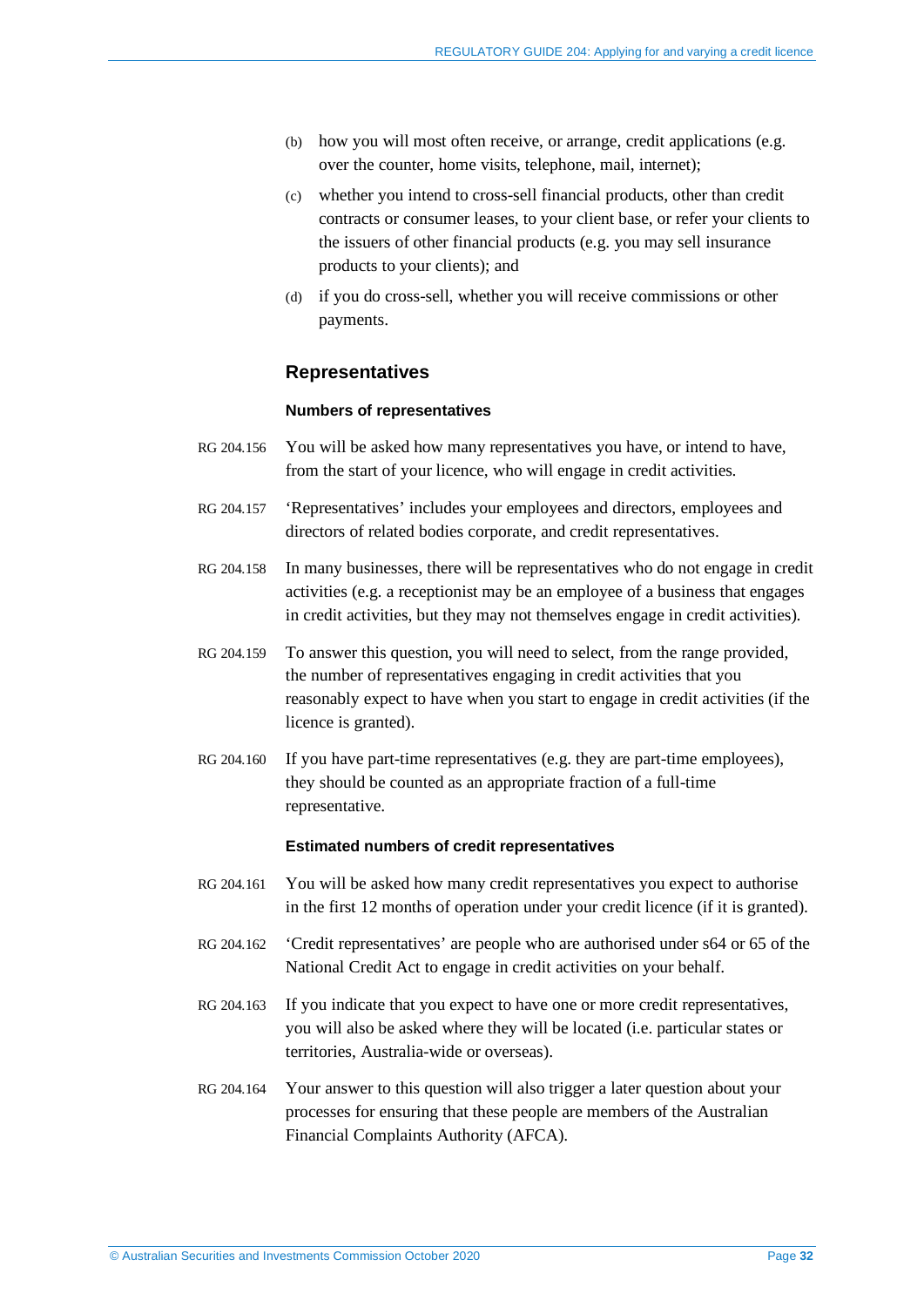(b) how you will most often receive, or arrange, credit applications (e.g. over the counter, home visits, telephone, mail, internet);

(c) whether you intend to cross-sell financial products, other than credit contracts or consumer leases, to your client base, or refer your clients to the issuers of other financial products (e.g. you may sell insurance products to your clients); and

(d) if you do cross-sell, whether you will receive commissions or other payments.

## Representatives

### Numbers of representatives

RG 204.156 You will be asked how many representatives you have, or intend to have, from the start of your licence, who will engage in credit activities.

RG 204.157 'Representatives' includes your employees and directors, employees and directors of related bodies corporate, and credit representatives.

RG 204.158 In many businesses, there will be representatives who do not engage in credit activities (e.g. a receptionist may be an employee of a business that engages in credit activities, but they may not themselves engage in credit activities).

RG 204.159 To answer this question, you will need to select, from the range provided, the number of representatives engaging in credit activities that you reasonably expect to have when you start to engage in credit activities (if the licence is granted).

RG 204.160 If you have part-time representatives (e.g. they are part-time employees), they should be counted as an appropriate fraction of a full-time representative.

### Estimated numbers of credit representatives

RG 204.161 You will be asked how many credit representatives you expect to authorise in the first 12 months of operation under your credit licence (if it is granted).

RG 204.162 'Credit representatives' are people who are authorised under s64 or 65 of the National Credit Act to engage in credit activities on your behalf.

RG 204.163 If you indicate that you expect to have one or more credit representatives, you will also be asked where they will be located (i.e. particular states or territories, Australia-wide or overseas).

RG 204.164 Your answer to this question will also trigger a later question about your processes for ensuring that these people are members of the Australian Financial Complaints Authority (AFCA).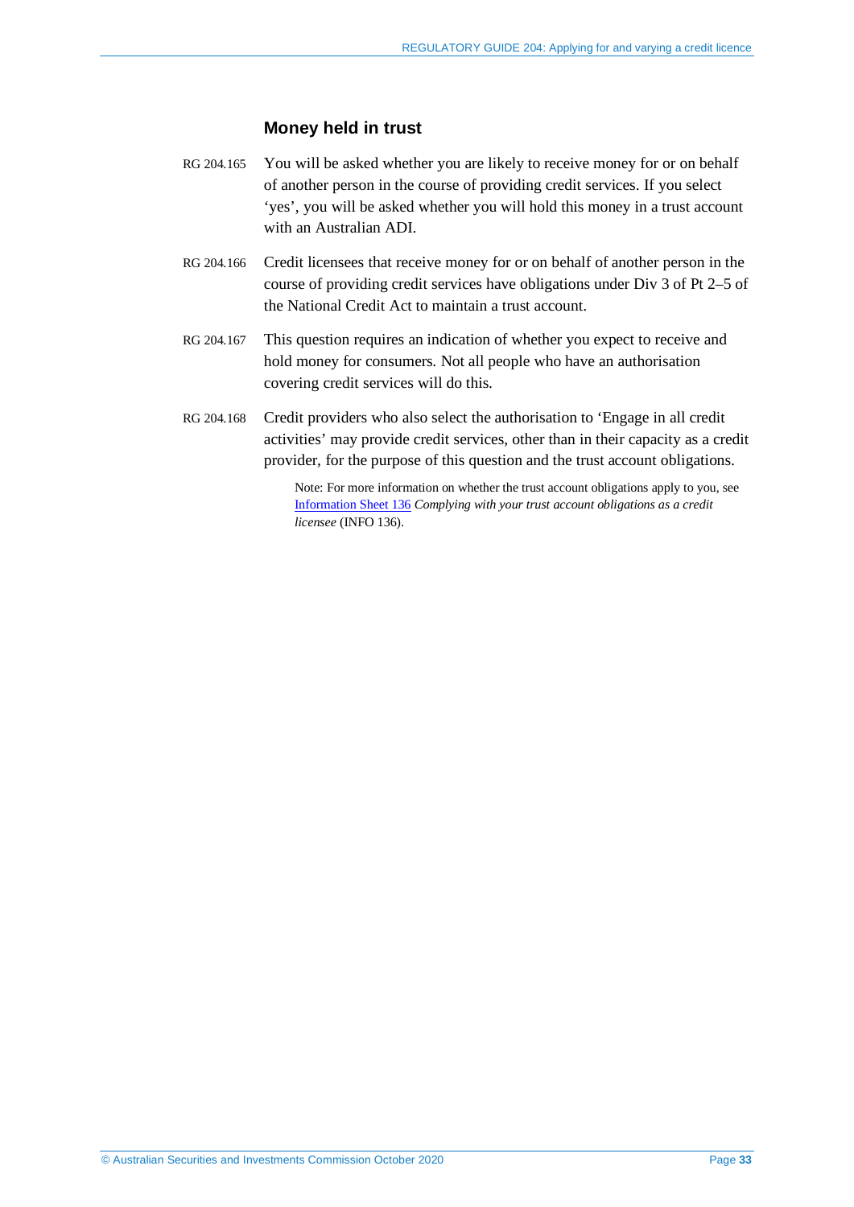### Money held in trust

RG 204.165 You will be asked whether you are likely to receive money for or on behalf of another person in the course of providing credit services. If you select 'yes', you will be asked whether you will hold this money in a trust account with an Australian ADI.

RG 204.166 Credit licensees that receive money for or on behalf of another person in the course of providing credit services have obligations under Div 3 of Pt 2–5 of the National Credit Act to maintain a trust account.

RG 204.167 This question requires an indication of whether you expect to receive and hold money for consumers. Not all people who have an authorisation covering credit services will do this.

RG 204.168 Credit providers who also select the authorisation to 'Engage in all credit activities' may provide credit services, other than in their capacity as a credit provider, for the purpose of this question and the trust account obligations.

Note: For more information on whether the trust account obligations apply to you, see Information Sheet 136 *Complying with your trust account obligations as a credit licensee* (INFO 136).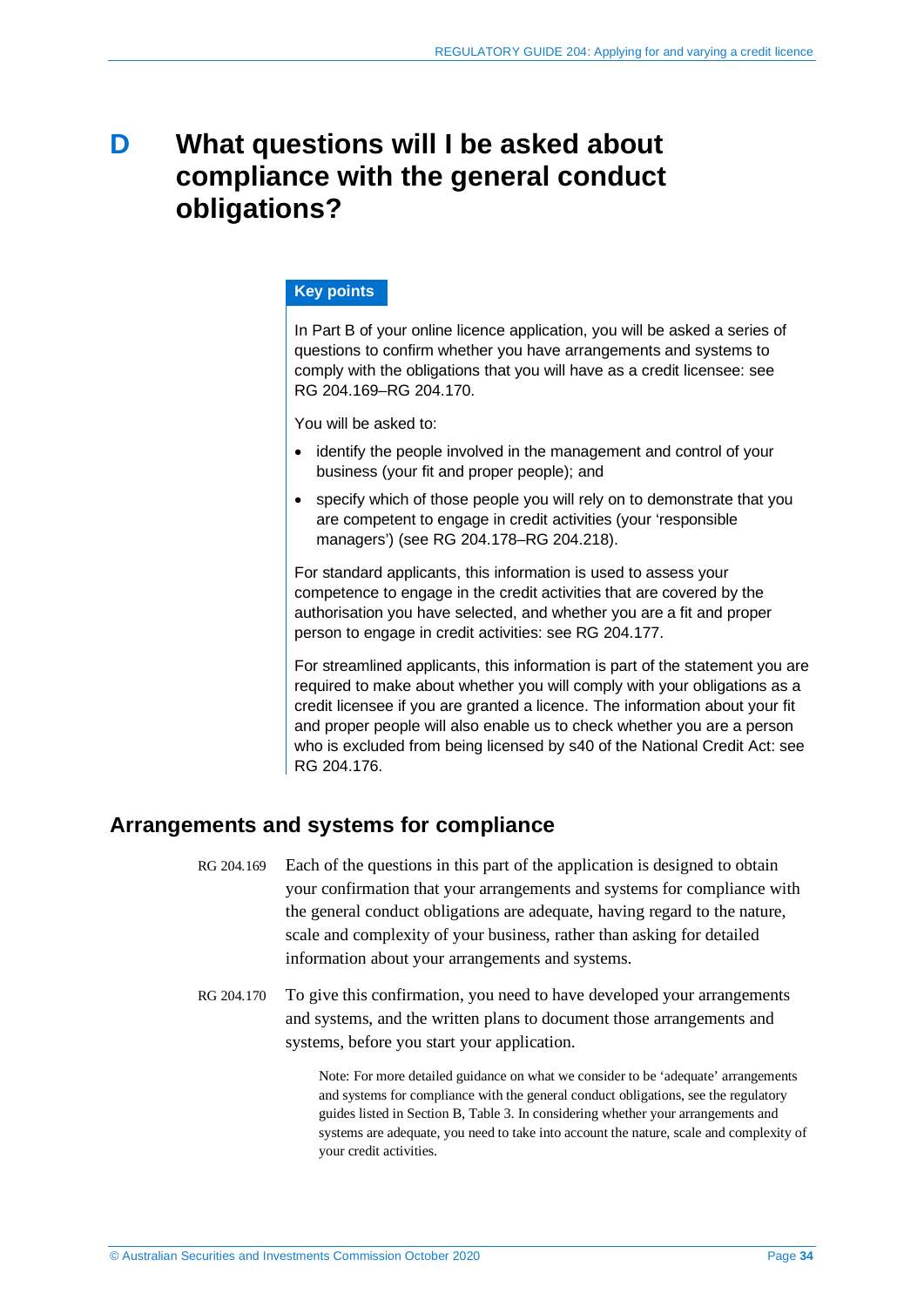# D What questions will I be asked about compliance with the general conduct obligations?

**Key points**

In Part B of your online licence application, you will be asked a series of questions to confirm whether you have arrangements and systems to comply with the obligations that you will have as a credit licensee: see RG 204.169–RG 204.170.

You will be asked to:

- identify the people involved in the management and control of your business (your fit and proper people); and
- specify which of those people you will rely on to demonstrate that you are competent to engage in credit activities (your 'responsible managers') (see RG 204.178–RG 204.218).

For standard applicants, this information is used to assess your competence to engage in the credit activities that are covered by the authorisation you have selected, and whether you are a fit and proper person to engage in credit activities: see RG 204.177.

For streamlined applicants, this information is part of the statement you are required to make about whether you will comply with your obligations as a credit licensee if you are granted a licence. The information about your fit and proper people will also enable us to check whether you are a person who is excluded from being licensed by s40 of the National Credit Act: see RG 204.176.

## Arrangements and systems for compliance

RG 204.169 Each of the questions in this part of the application is designed to obtain your confirmation that your arrangements and systems for compliance with the general conduct obligations are adequate, having regard to the nature, scale and complexity of your business, rather than asking for detailed information about your arrangements and systems.

RG 204.170 To give this confirmation, you need to have developed your arrangements and systems, and the written plans to document those arrangements and systems, before you start your application.

Note: For more detailed guidance on what we consider to be 'adequate' arrangements and systems for compliance with the general conduct obligations, see the regulatory guides listed in Section B, Table 3. In considering whether your arrangements and systems are adequate, you need to take into account the nature, scale and complexity of your credit activities.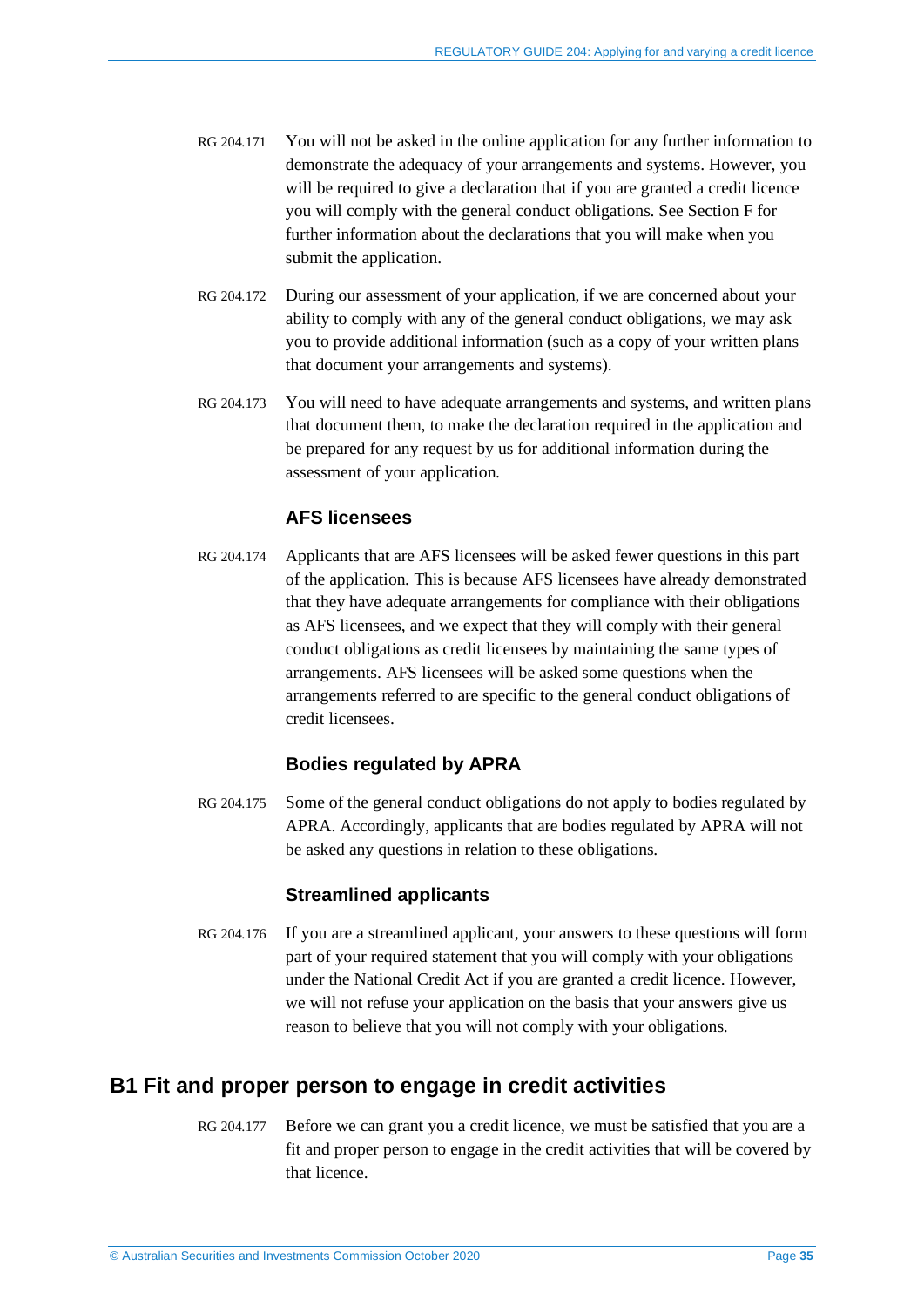RG 204.171 You will not be asked in the online application for any further information to demonstrate the adequacy of your arrangements and systems. However, you will be required to give a declaration that if you are granted a credit licence you will comply with the general conduct obligations. See Section F for further information about the declarations that you will make when you submit the application.

RG 204.172 During our assessment of your application, if we are concerned about your ability to comply with any of the general conduct obligations, we may ask you to provide additional information (such as a copy of your written plans that document your arrangements and systems).

RG 204.173 You will need to have adequate arrangements and systems, and written plans that document them, to make the declaration required in the application and be prepared for any request by us for additional information during the assessment of your application.

### AFS licensees

RG 204.174 Applicants that are AFS licensees will be asked fewer questions in this part of the application. This is because AFS licensees have already demonstrated that they have adequate arrangements for compliance with their obligations as AFS licensees, and we expect that they will comply with their general conduct obligations as credit licensees by maintaining the same types of arrangements. AFS licensees will be asked some questions when the arrangements referred to are specific to the general conduct obligations of credit licensees.

### Bodies regulated by APRA

RG 204.175 Some of the general conduct obligations do not apply to bodies regulated by APRA. Accordingly, applicants that are bodies regulated by APRA will not be asked any questions in relation to these obligations.

### Streamlined applicants

RG 204.176 If you are a streamlined applicant, your answers to these questions will form part of your required statement that you will comply with your obligations under the National Credit Act if you are granted a credit licence. However, we will not refuse your application on the basis that your answers give us reason to believe that you will not comply with your obligations.

## B1 Fit and proper person to engage in credit activities

RG 204.177 Before we can grant you a credit licence, we must be satisfied that you are a fit and proper person to engage in the credit activities that will be covered by that licence.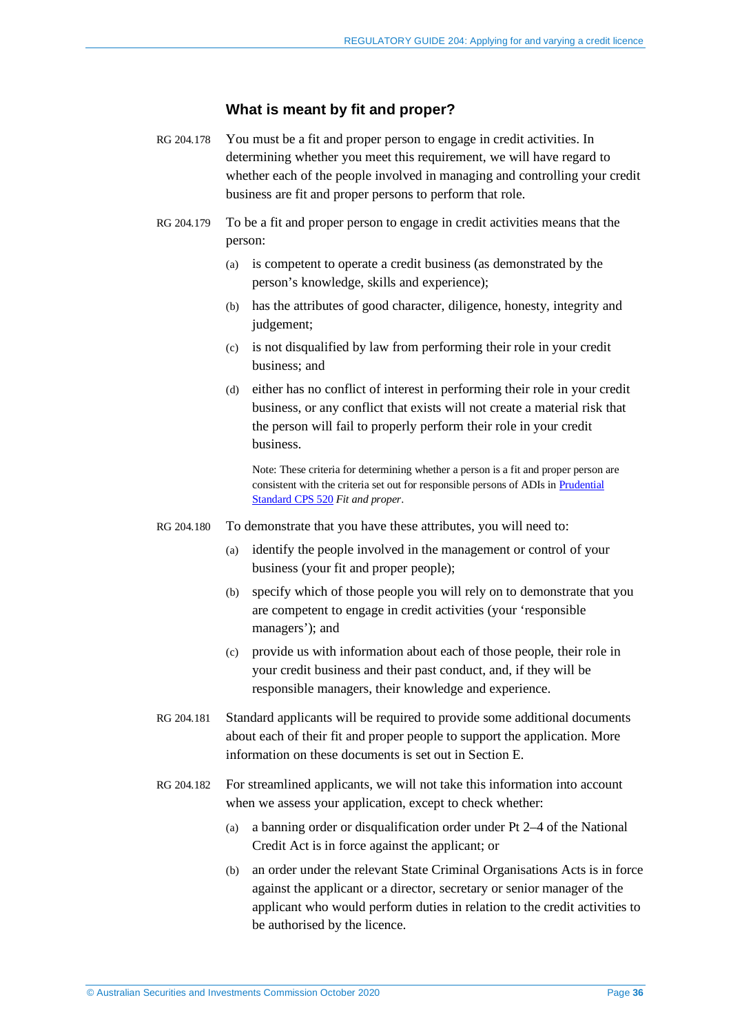### What is meant by fit and proper?

RG 204.178 You must be a fit and proper person to engage in credit activities. In determining whether you meet this requirement, we will have regard to whether each of the people involved in managing and controlling your credit business are fit and proper persons to perform that role.

RG 204.179 To be a fit and proper person to engage in credit activities means that the person:

(a) is competent to operate a credit business (as demonstrated by the person's knowledge, skills and experience);

(b) has the attributes of good character, diligence, honesty, integrity and judgement;

(c) is not disqualified by law from performing their role in your credit business; and

(d) either has no conflict of interest in performing their role in your credit business, or any conflict that exists will not create a material risk that the person will fail to properly perform their role in your credit business.

Note: These criteria for determining whether a person is a fit and proper person are consistent with the criteria set out for responsible persons of ADIs in [Prudential Standard CPS 520](#) *Fit and proper*.

RG 204.180 To demonstrate that you have these attributes, you will need to:

(a) identify the people involved in the management or control of your business (your fit and proper people);

(b) specify which of those people you will rely on to demonstrate that you are competent to engage in credit activities (your 'responsible managers'); and

(c) provide us with information about each of those people, their role in your credit business and their past conduct, and, if they will be responsible managers, their knowledge and experience.

RG 204.181 Standard applicants will be required to provide some additional documents about each of their fit and proper people to support the application. More information on these documents is set out in Section E.

RG 204.182 For streamlined applicants, we will not take this information into account when we assess your application, except to check whether:

(a) a banning order or disqualification order under Pt 2–4 of the National Credit Act is in force against the applicant; or

(b) an order under the relevant State Criminal Organisations Acts is in force against the applicant or a director, secretary or senior manager of the applicant who would perform duties in relation to the credit activities to be authorised by the licence.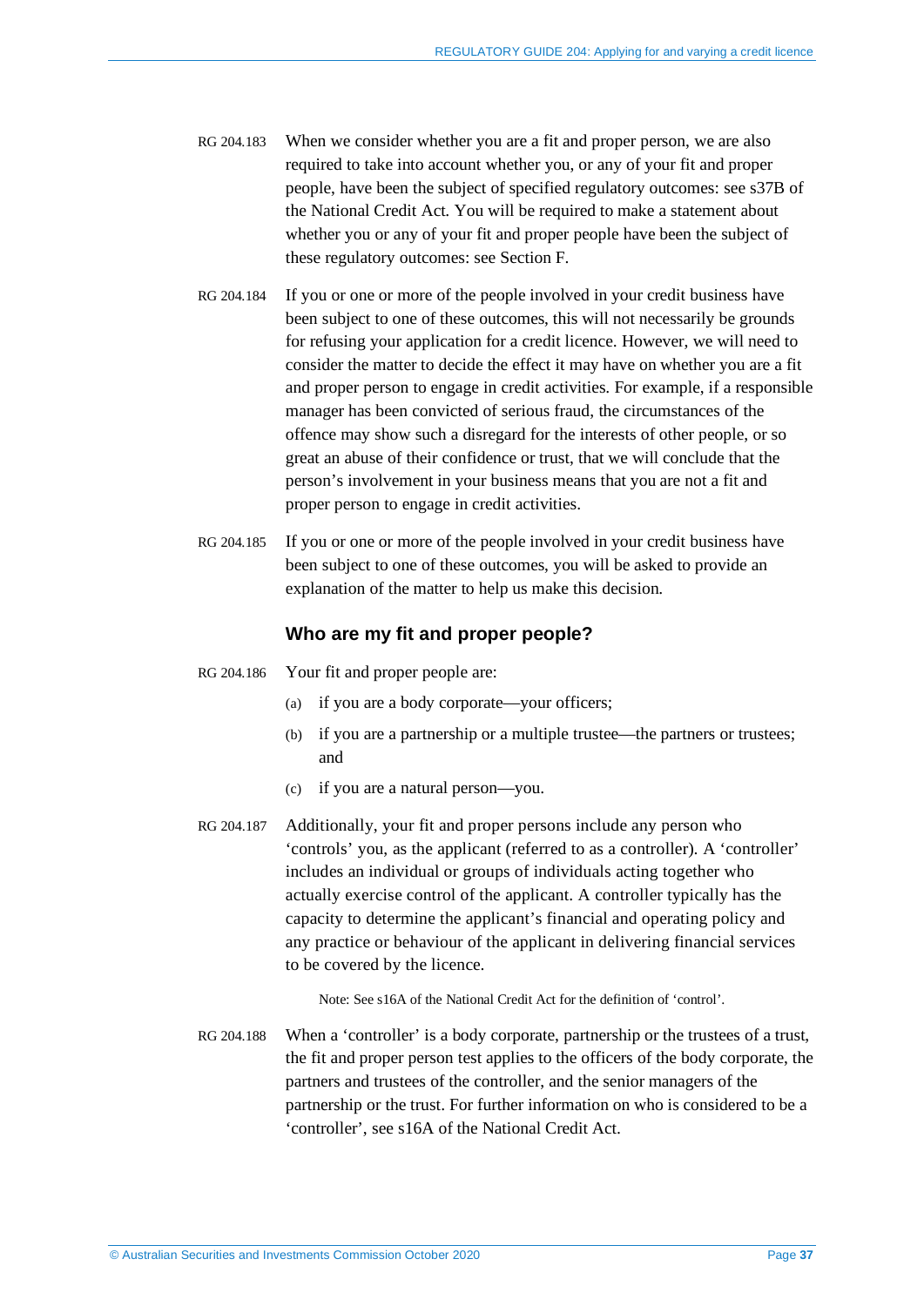RG 204.183 When we consider whether you are a fit and proper person, we are also required to take into account whether you, or any of your fit and proper people, have been the subject of specified regulatory outcomes: see s37B of the National Credit Act. You will be required to make a statement about whether you or any of your fit and proper people have been the subject of these regulatory outcomes: see Section F.

RG 204.184 If you or one or more of the people involved in your credit business have been subject to one of these outcomes, this will not necessarily be grounds for refusing your application for a credit licence. However, we will need to consider the matter to decide the effect it may have on whether you are a fit and proper person to engage in credit activities. For example, if a responsible manager has been convicted of serious fraud, the circumstances of the offence may show such a disregard for the interests of other people, or so great an abuse of their confidence or trust, that we will conclude that the person's involvement in your business means that you are not a fit and proper person to engage in credit activities.

RG 204.185 If you or one or more of the people involved in your credit business have been subject to one of these outcomes, you will be asked to provide an explanation of the matter to help us make this decision.

### Who are my fit and proper people?

RG 204.186 Your fit and proper people are:

(a) if you are a body corporate—your officers;

(b) if you are a partnership or a multiple trustee—the partners or trustees; and

(c) if you are a natural person—you.

RG 204.187 Additionally, your fit and proper persons include any person who 'controls' you, as the applicant (referred to as a controller). A 'controller' includes an individual or groups of individuals acting together who actually exercise control of the applicant. A controller typically has the capacity to determine the applicant's financial and operating policy and any practice or behaviour of the applicant in delivering financial services to be covered by the licence.

Note: See s16A of the National Credit Act for the definition of 'control'.

RG 204.188 When a 'controller' is a body corporate, partnership or the trustees of a trust, the fit and proper person test applies to the officers of the body corporate, the partners and trustees of the controller, and the senior managers of the partnership or the trust. For further information on who is considered to be a 'controller', see s16A of the National Credit Act.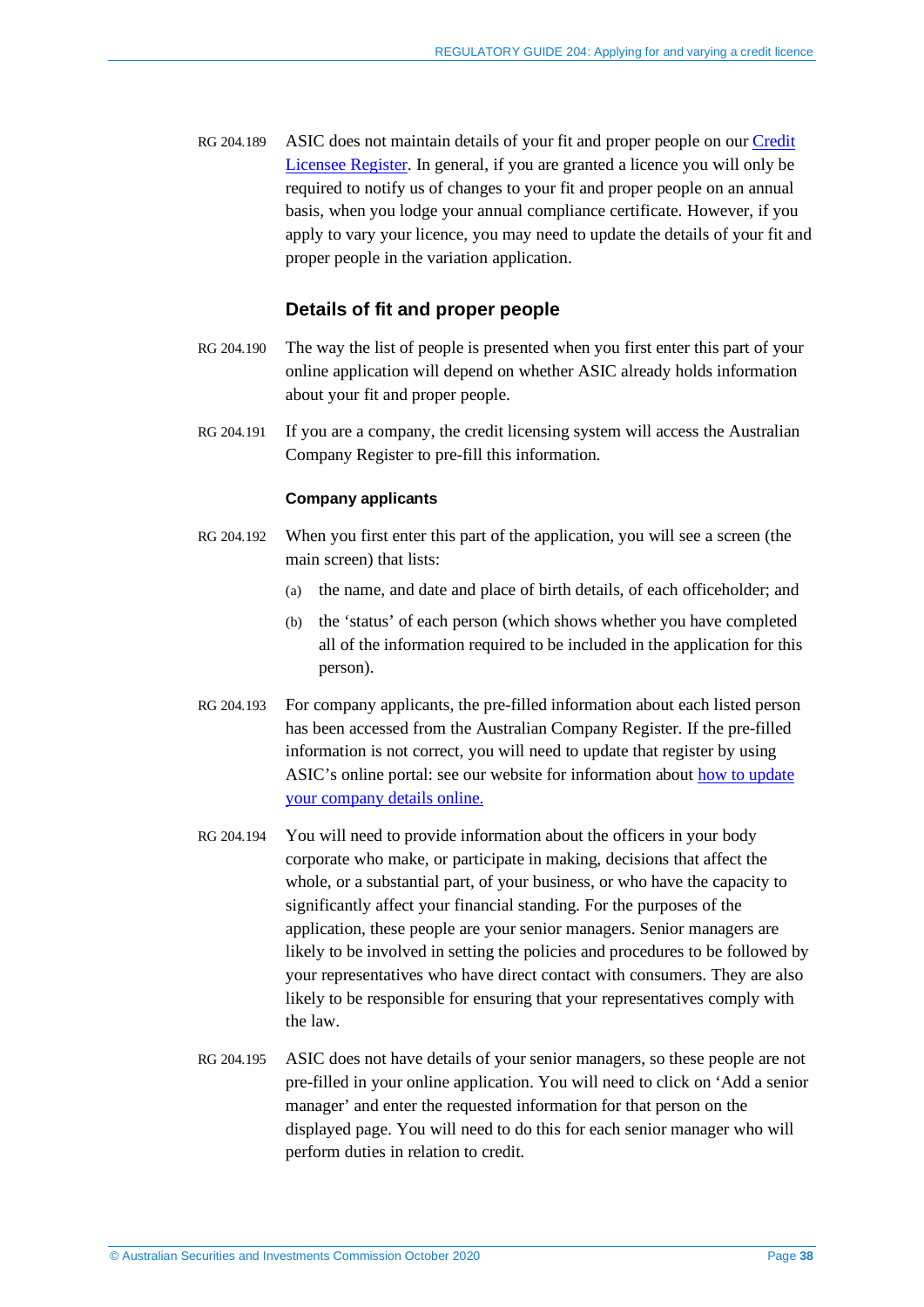RG 204.189 ASIC does not maintain details of your fit and proper people on our [Credit Licensee Register](). In general, if you are granted a licence you will only be required to notify us of changes to your fit and proper people on an annual basis, when you lodge your annual compliance certificate. However, if you apply to vary your licence, you may need to update the details of your fit and proper people in the variation application.

## Details of fit and proper people

RG 204.190 The way the list of people is presented when you first enter this part of your online application will depend on whether ASIC already holds information about your fit and proper people.

RG 204.191 If you are a company, the credit licensing system will access the Australian Company Register to pre-fill this information.

### Company applicants

RG 204.192 When you first enter this part of the application, you will see a screen (the main screen) that lists:

(a) the name, and date and place of birth details, of each officeholder; and

(b) the 'status' of each person (which shows whether you have completed all of the information required to be included in the application for this person).

RG 204.193 For company applicants, the pre-filled information about each listed person has been accessed from the Australian Company Register. If the pre-filled information is not correct, you will need to update that register by using ASIC's online portal: see our website for information about [how to update your company details online.]()

RG 204.194 You will need to provide information about the officers in your body corporate who make, or participate in making, decisions that affect the whole, or a substantial part, of your business, or who have the capacity to significantly affect your financial standing. For the purposes of the application, these people are your senior managers. Senior managers are likely to be involved in setting the policies and procedures to be followed by your representatives who have direct contact with consumers. They are also likely to be responsible for ensuring that your representatives comply with the law.

RG 204.195 ASIC does not have details of your senior managers, so these people are not pre-filled in your online application. You will need to click on 'Add a senior manager' and enter the requested information for that person on the displayed page. You will need to do this for each senior manager who will perform duties in relation to credit.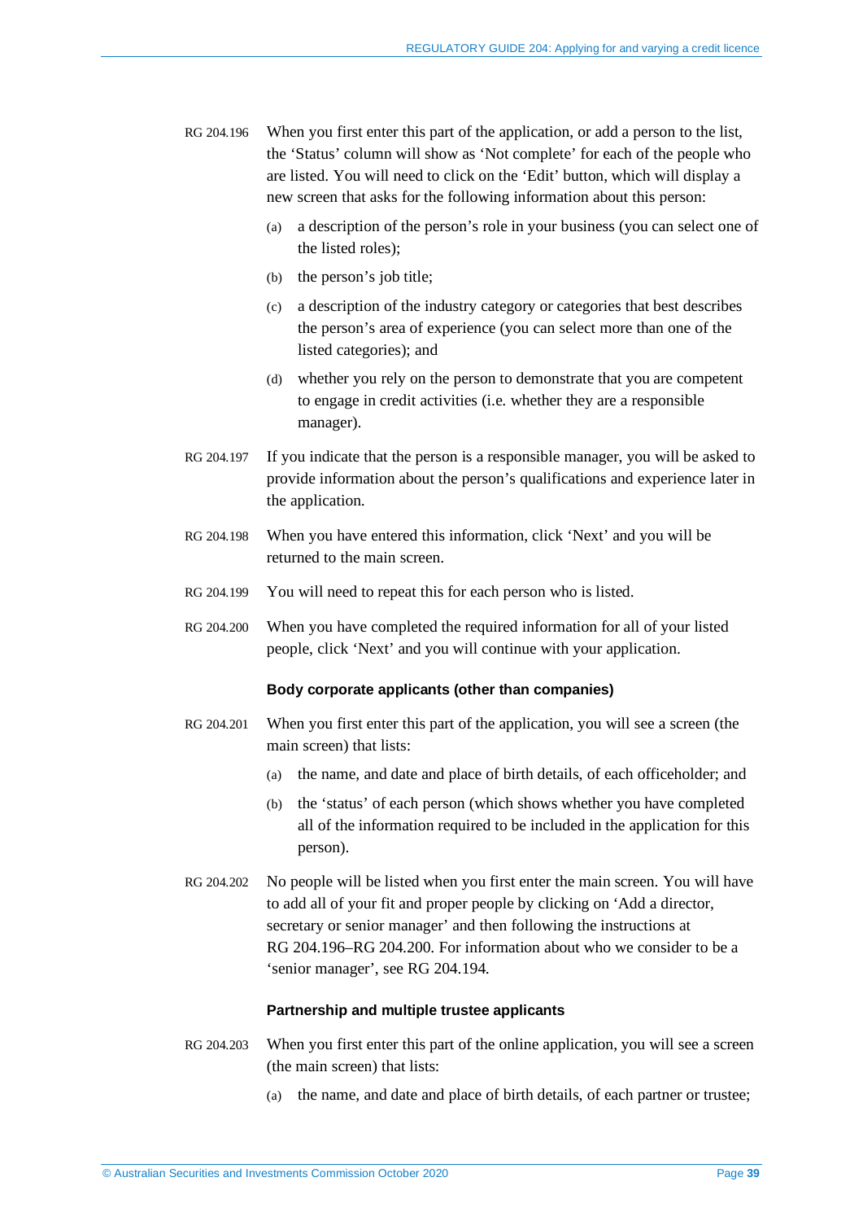RG 204.196 When you first enter this part of the application, or add a person to the list, the 'Status' column will show as 'Not complete' for each of the people who are listed. You will need to click on the 'Edit' button, which will display a new screen that asks for the following information about this person:

(a) a description of the person's role in your business (you can select one of the listed roles);

(b) the person's job title;

(c) a description of the industry category or categories that best describes the person's area of experience (you can select more than one of the listed categories); and

(d) whether you rely on the person to demonstrate that you are competent to engage in credit activities (i.e. whether they are a responsible manager).

RG 204.197 If you indicate that the person is a responsible manager, you will be asked to provide information about the person's qualifications and experience later in the application.

RG 204.198 When you have entered this information, click 'Next' and you will be returned to the main screen.

RG 204.199 You will need to repeat this for each person who is listed.

RG 204.200 When you have completed the required information for all of your listed people, click 'Next' and you will continue with your application.

#### Body corporate applicants (other than companies)

RG 204.201 When you first enter this part of the application, you will see a screen (the main screen) that lists:

(a) the name, and date and place of birth details, of each officeholder; and

(b) the 'status' of each person (which shows whether you have completed all of the information required to be included in the application for this person).

RG 204.202 No people will be listed when you first enter the main screen. You will have to add all of your fit and proper people by clicking on 'Add a director, secretary or senior manager' and then following the instructions at RG 204.196–RG 204.200. For information about who we consider to be a 'senior manager', see RG 204.194.

#### Partnership and multiple trustee applicants

RG 204.203 When you first enter this part of the online application, you will see a screen (the main screen) that lists:

(a) the name, and date and place of birth details, of each partner or trustee;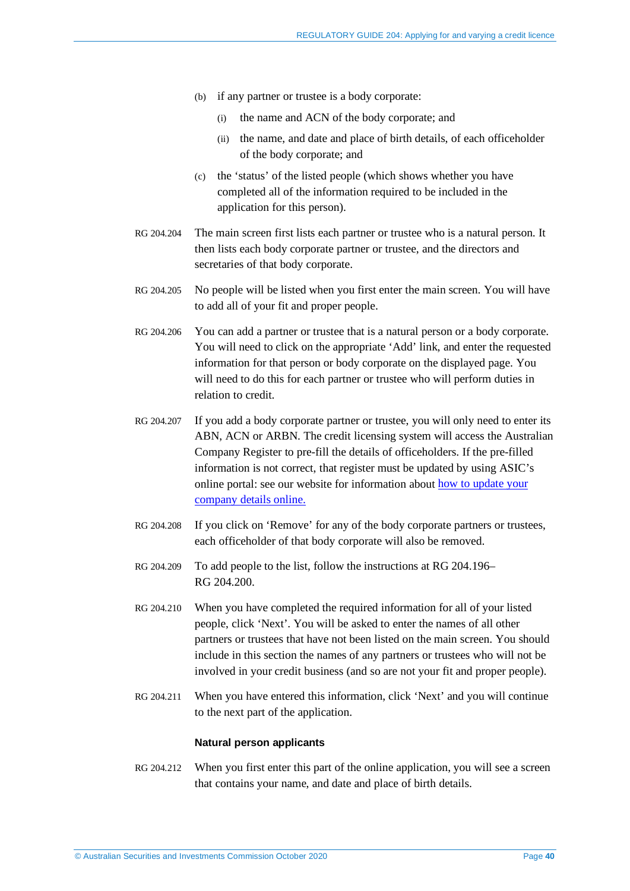(b) if any partner or trustee is a body corporate:

   (i) the name and ACN of the body corporate; and

   (ii) the name, and date and place of birth details, of each officeholder of the body corporate; and

(c) the 'status' of the listed people (which shows whether you have completed all of the information required to be included in the application for this person).

RG 204.204 The main screen first lists each partner or trustee who is a natural person. It then lists each body corporate partner or trustee, and the directors and secretaries of that body corporate.

RG 204.205 No people will be listed when you first enter the main screen. You will have to add all of your fit and proper people.

RG 204.206 You can add a partner or trustee that is a natural person or a body corporate. You will need to click on the appropriate 'Add' link, and enter the requested information for that person or body corporate on the displayed page. You will need to do this for each partner or trustee who will perform duties in relation to credit.

RG 204.207 If you add a body corporate partner or trustee, you will only need to enter its ABN, ACN or ARBN. The credit licensing system will access the Australian Company Register to pre-fill the details of officeholders. If the pre-filled information is not correct, that register must be updated by using ASIC's online portal: see our website for information about [how to update your company details online.]

RG 204.208 If you click on 'Remove' for any of the body corporate partners or trustees, each officeholder of that body corporate will also be removed.

RG 204.209 To add people to the list, follow the instructions at RG 204.196–RG 204.200.

RG 204.210 When you have completed the required information for all of your listed people, click 'Next'. You will be asked to enter the names of all other partners or trustees that have not been listed on the main screen. You should include in this section the names of any partners or trustees who will not be involved in your credit business (and so are not your fit and proper people).

RG 204.211 When you have entered this information, click 'Next' and you will continue to the next part of the application.

#### Natural person applicants

RG 204.212 When you first enter this part of the online application, you will see a screen that contains your name, and date and place of birth details.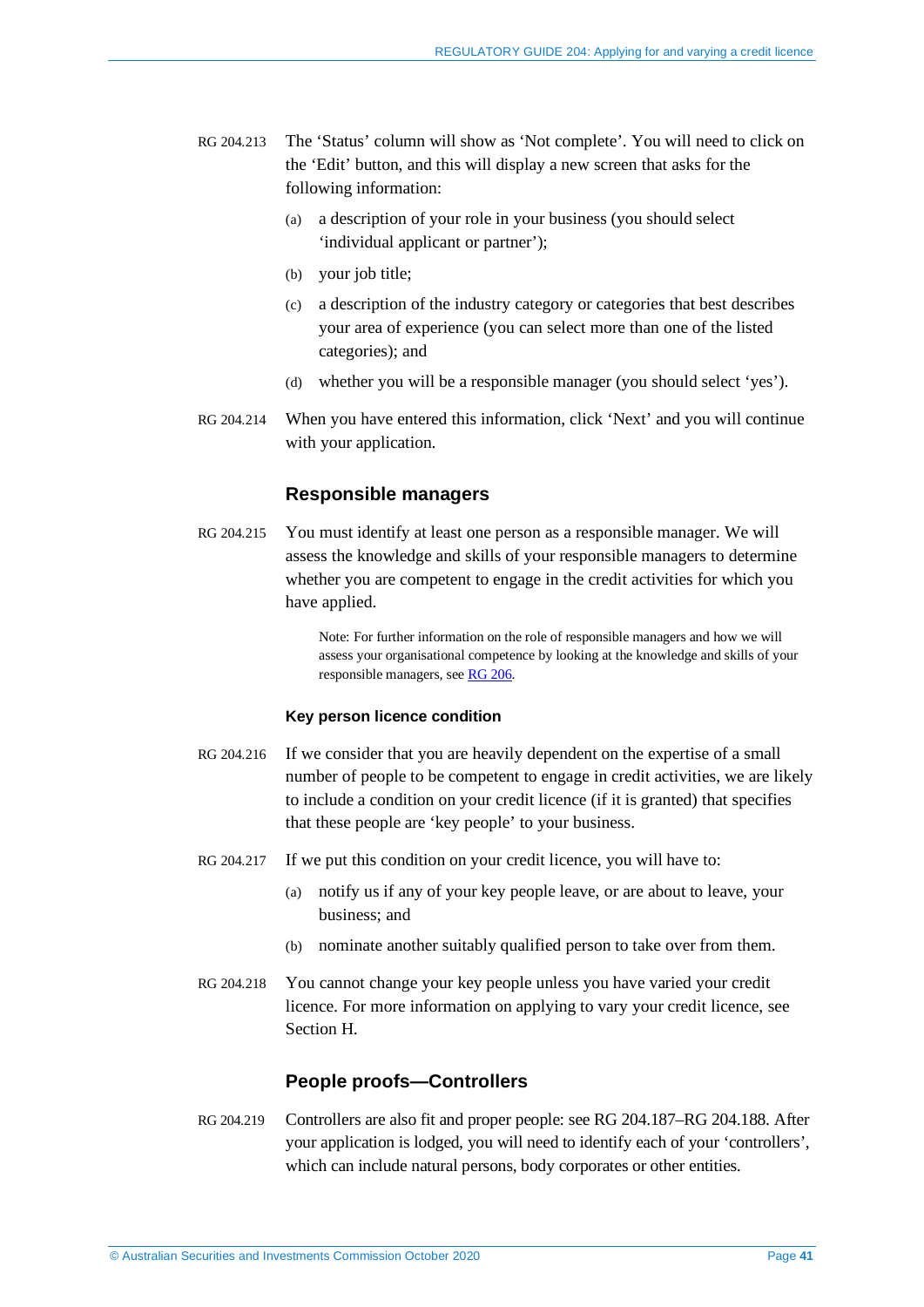RG 204.213 The 'Status' column will show as 'Not complete'. You will need to click on the 'Edit' button, and this will display a new screen that asks for the following information:

(a) a description of your role in your business (you should select 'individual applicant or partner');

(b) your job title;

(c) a description of the industry category or categories that best describes your area of experience (you can select more than one of the listed categories); and

(d) whether you will be a responsible manager (you should select 'yes').

RG 204.214 When you have entered this information, click 'Next' and you will continue with your application.

## Responsible managers

RG 204.215 You must identify at least one person as a responsible manager. We will assess the knowledge and skills of your responsible managers to determine whether you are competent to engage in the credit activities for which you have applied.

> Note: For further information on the role of responsible managers and how we will assess your organisational competence by looking at the knowledge and skills of your responsible managers, see RG 206.

### Key person licence condition

RG 204.216 If we consider that you are heavily dependent on the expertise of a small number of people to be competent to engage in credit activities, we are likely to include a condition on your credit licence (if it is granted) that specifies that these people are 'key people' to your business.

RG 204.217 If we put this condition on your credit licence, you will have to:

(a) notify us if any of your key people leave, or are about to leave, your business; and

(b) nominate another suitably qualified person to take over from them.

RG 204.218 You cannot change your key people unless you have varied your credit licence. For more information on applying to vary your credit licence, see Section H.

## People proofs—Controllers

RG 204.219 Controllers are also fit and proper people: see RG 204.187–RG 204.188. After your application is lodged, you will need to identify each of your 'controllers', which can include natural persons, body corporates or other entities.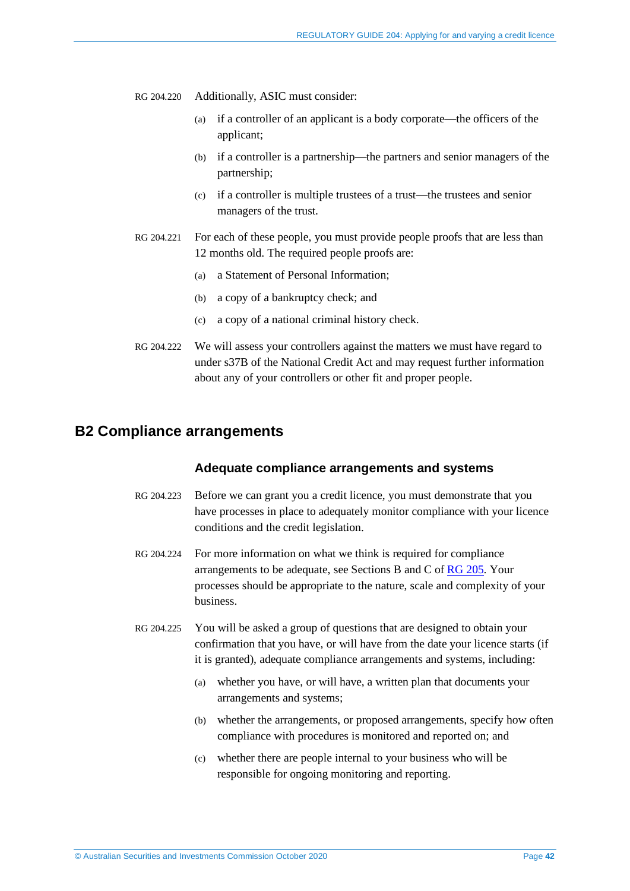RG 204.220 Additionally, ASIC must consider:

(a) if a controller of an applicant is a body corporate—the officers of the applicant;

(b) if a controller is a partnership—the partners and senior managers of the partnership;

(c) if a controller is multiple trustees of a trust—the trustees and senior managers of the trust.

RG 204.221 For each of these people, you must provide people proofs that are less than 12 months old. The required people proofs are:

(a) a Statement of Personal Information;

(b) a copy of a bankruptcy check; and

(c) a copy of a national criminal history check.

RG 204.222 We will assess your controllers against the matters we must have regard to under s37B of the National Credit Act and may request further information about any of your controllers or other fit and proper people.

## B2 Compliance arrangements

### Adequate compliance arrangements and systems

RG 204.223 Before we can grant you a credit licence, you must demonstrate that you have processes in place to adequately monitor compliance with your licence conditions and the credit legislation.

RG 204.224 For more information on what we think is required for compliance arrangements to be adequate, see Sections B and C of RG 205. Your processes should be appropriate to the nature, scale and complexity of your business.

RG 204.225 You will be asked a group of questions that are designed to obtain your confirmation that you have, or will have from the date your licence starts (if it is granted), adequate compliance arrangements and systems, including:

(a) whether you have, or will have, a written plan that documents your arrangements and systems;

(b) whether the arrangements, or proposed arrangements, specify how often compliance with procedures is monitored and reported on; and

(c) whether there are people internal to your business who will be responsible for ongoing monitoring and reporting.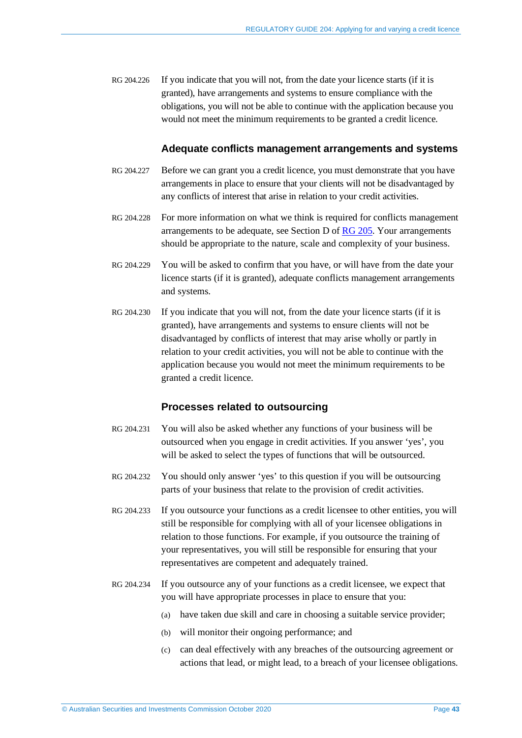RG 204.226 If you indicate that you will not, from the date your licence starts (if it is granted), have arrangements and systems to ensure compliance with the obligations, you will not be able to continue with the application because you would not meet the minimum requirements to be granted a credit licence.

### Adequate conflicts management arrangements and systems

RG 204.227 Before we can grant you a credit licence, you must demonstrate that you have arrangements in place to ensure that your clients will not be disadvantaged by any conflicts of interest that arise in relation to your credit activities.

RG 204.228 For more information on what we think is required for conflicts management arrangements to be adequate, see Section D of RG 205. Your arrangements should be appropriate to the nature, scale and complexity of your business.

RG 204.229 You will be asked to confirm that you have, or will have from the date your licence starts (if it is granted), adequate conflicts management arrangements and systems.

RG 204.230 If you indicate that you will not, from the date your licence starts (if it is granted), have arrangements and systems to ensure clients will not be disadvantaged by conflicts of interest that may arise wholly or partly in relation to your credit activities, you will not be able to continue with the application because you would not meet the minimum requirements to be granted a credit licence.

### Processes related to outsourcing

RG 204.231 You will also be asked whether any functions of your business will be outsourced when you engage in credit activities. If you answer 'yes', you will be asked to select the types of functions that will be outsourced.

RG 204.232 You should only answer 'yes' to this question if you will be outsourcing parts of your business that relate to the provision of credit activities.

RG 204.233 If you outsource your functions as a credit licensee to other entities, you will still be responsible for complying with all of your licensee obligations in relation to those functions. For example, if you outsource the training of your representatives, you will still be responsible for ensuring that your representatives are competent and adequately trained.

RG 204.234 If you outsource any of your functions as a credit licensee, we expect that you will have appropriate processes in place to ensure that you:

(a) have taken due skill and care in choosing a suitable service provider;

(b) will monitor their ongoing performance; and

(c) can deal effectively with any breaches of the outsourcing agreement or actions that lead, or might lead, to a breach of your licensee obligations.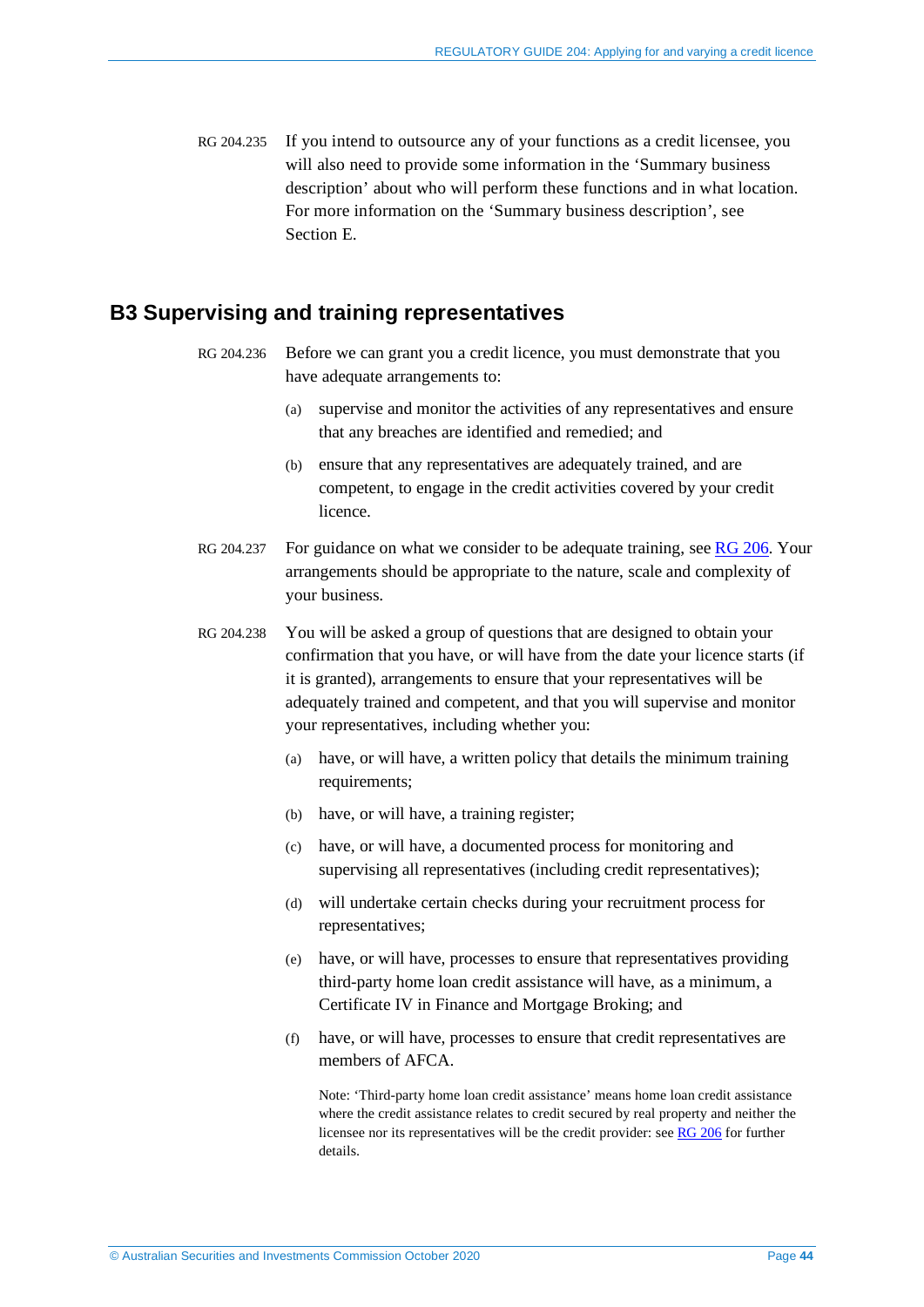RG 204.235 If you intend to outsource any of your functions as a credit licensee, you will also need to provide some information in the 'Summary business description' about who will perform these functions and in what location. For more information on the 'Summary business description', see Section E.

## B3 Supervising and training representatives

RG 204.236 Before we can grant you a credit licence, you must demonstrate that you have adequate arrangements to:

- (a) supervise and monitor the activities of any representatives and ensure that any breaches are identified and remedied; and
- (b) ensure that any representatives are adequately trained, and are competent, to engage in the credit activities covered by your credit licence.

RG 204.237 For guidance on what we consider to be adequate training, see RG 206. Your arrangements should be appropriate to the nature, scale and complexity of your business.

RG 204.238 You will be asked a group of questions that are designed to obtain your confirmation that you have, or will have from the date your licence starts (if it is granted), arrangements to ensure that your representatives will be adequately trained and competent, and that you will supervise and monitor your representatives, including whether you:

- (a) have, or will have, a written policy that details the minimum training requirements;
- (b) have, or will have, a training register;
- (c) have, or will have, a documented process for monitoring and supervising all representatives (including credit representatives);
- (d) will undertake certain checks during your recruitment process for representatives;
- (e) have, or will have, processes to ensure that representatives providing third-party home loan credit assistance will have, as a minimum, a Certificate IV in Finance and Mortgage Broking; and
- (f) have, or will have, processes to ensure that credit representatives are members of AFCA.

Note: 'Third-party home loan credit assistance' means home loan credit assistance where the credit assistance relates to credit secured by real property and neither the licensee nor its representatives will be the credit provider: see RG 206 for further details.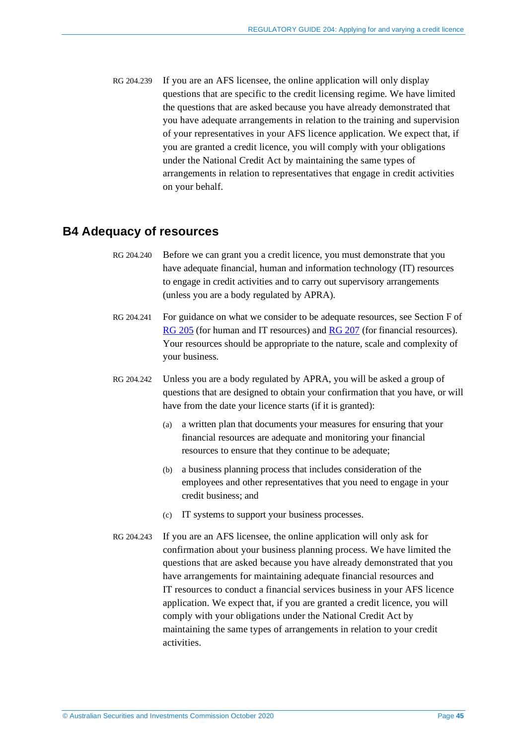RG 204.239 If you are an AFS licensee, the online application will only display questions that are specific to the credit licensing regime. We have limited the questions that are asked because you have already demonstrated that you have adequate arrangements in relation to the training and supervision of your representatives in your AFS licence application. We expect that, if you are granted a credit licence, you will comply with your obligations under the National Credit Act by maintaining the same types of arrangements in relation to representatives that engage in credit activities on your behalf.

## B4 Adequacy of resources

RG 204.240 Before we can grant you a credit licence, you must demonstrate that you have adequate financial, human and information technology (IT) resources to engage in credit activities and to carry out supervisory arrangements (unless you are a body regulated by APRA).

RG 204.241 For guidance on what we consider to be adequate resources, see Section F of RG 205 (for human and IT resources) and RG 207 (for financial resources). Your resources should be appropriate to the nature, scale and complexity of your business.

RG 204.242 Unless you are a body regulated by APRA, you will be asked a group of questions that are designed to obtain your confirmation that you have, or will have from the date your licence starts (if it is granted):

(a) a written plan that documents your measures for ensuring that your financial resources are adequate and monitoring your financial resources to ensure that they continue to be adequate;

(b) a business planning process that includes consideration of the employees and other representatives that you need to engage in your credit business; and

(c) IT systems to support your business processes.

RG 204.243 If you are an AFS licensee, the online application will only ask for confirmation about your business planning process. We have limited the questions that are asked because you have already demonstrated that you have arrangements for maintaining adequate financial resources and IT resources to conduct a financial services business in your AFS licence application. We expect that, if you are granted a credit licence, you will comply with your obligations under the National Credit Act by maintaining the same types of arrangements in relation to your credit activities.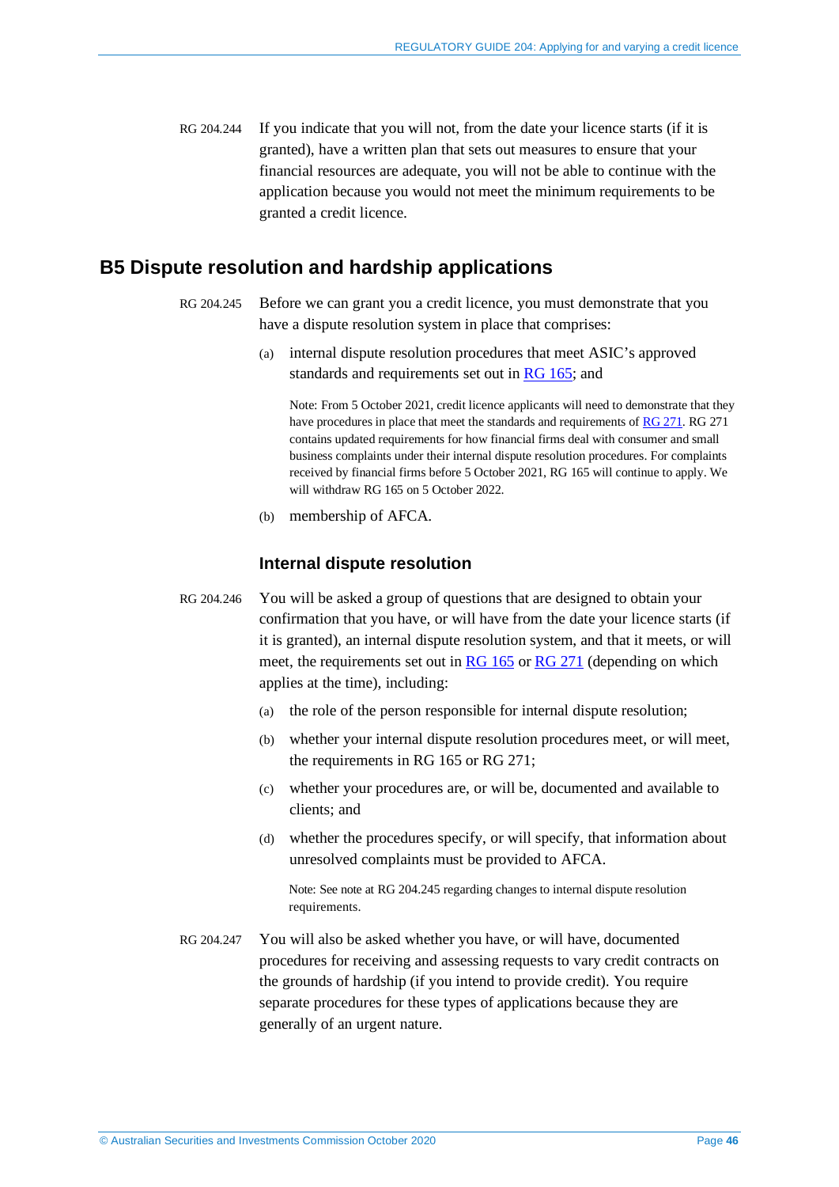RG 204.244 If you indicate that you will not, from the date your licence starts (if it is granted), have a written plan that sets out measures to ensure that your financial resources are adequate, you will not be able to continue with the application because you would not meet the minimum requirements to be granted a credit licence.

## B5 Dispute resolution and hardship applications

RG 204.245 Before we can grant you a credit licence, you must demonstrate that you have a dispute resolution system in place that comprises:

(a) internal dispute resolution procedures that meet ASIC's approved standards and requirements set out in RG 165; and

Note: From 5 October 2021, credit licence applicants will need to demonstrate that they have procedures in place that meet the standards and requirements of RG 271. RG 271 contains updated requirements for how financial firms deal with consumer and small business complaints under their internal dispute resolution procedures. For complaints received by financial firms before 5 October 2021, RG 165 will continue to apply. We will withdraw RG 165 on 5 October 2022.

(b) membership of AFCA.

### Internal dispute resolution

RG 204.246 You will be asked a group of questions that are designed to obtain your confirmation that you have, or will have from the date your licence starts (if it is granted), an internal dispute resolution system, and that it meets, or will meet, the requirements set out in RG 165 or RG 271 (depending on which applies at the time), including:

(a) the role of the person responsible for internal dispute resolution;

(b) whether your internal dispute resolution procedures meet, or will meet, the requirements in RG 165 or RG 271;

(c) whether your procedures are, or will be, documented and available to clients; and

(d) whether the procedures specify, or will specify, that information about unresolved complaints must be provided to AFCA.

Note: See note at RG 204.245 regarding changes to internal dispute resolution requirements.

RG 204.247 You will also be asked whether you have, or will have, documented procedures for receiving and assessing requests to vary credit contracts on the grounds of hardship (if you intend to provide credit). You require separate procedures for these types of applications because they are generally of an urgent nature.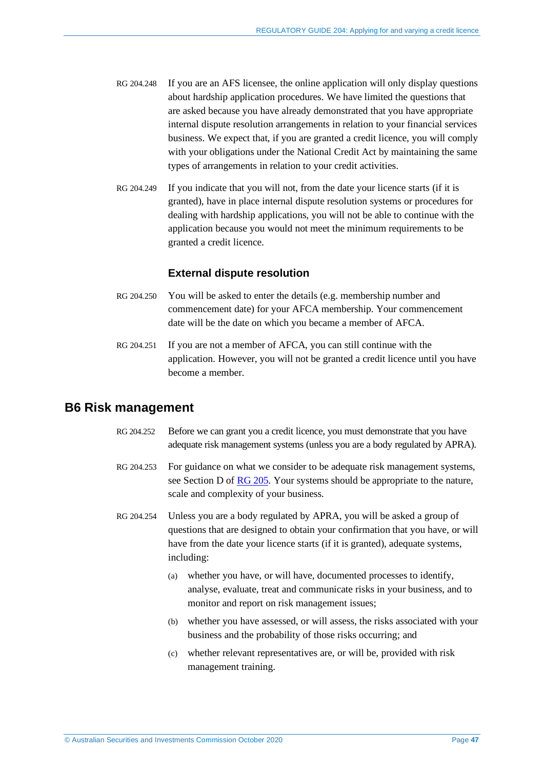RG 204.248 If you are an AFS licensee, the online application will only display questions about hardship application procedures. We have limited the questions that are asked because you have already demonstrated that you have appropriate internal dispute resolution arrangements in relation to your financial services business. We expect that, if you are granted a credit licence, you will comply with your obligations under the National Credit Act by maintaining the same types of arrangements in relation to your credit activities.

RG 204.249 If you indicate that you will not, from the date your licence starts (if it is granted), have in place internal dispute resolution systems or procedures for dealing with hardship applications, you will not be able to continue with the application because you would not meet the minimum requirements to be granted a credit licence.

### External dispute resolution

RG 204.250 You will be asked to enter the details (e.g. membership number and commencement date) for your AFCA membership. Your commencement date will be the date on which you became a member of AFCA.

RG 204.251 If you are not a member of AFCA, you can still continue with the application. However, you will not be granted a credit licence until you have become a member.

## B6 Risk management

RG 204.252 Before we can grant you a credit licence, you must demonstrate that you have adequate risk management systems (unless you are a body regulated by APRA).

RG 204.253 For guidance on what we consider to be adequate risk management systems, see Section D of RG 205. Your systems should be appropriate to the nature, scale and complexity of your business.

RG 204.254 Unless you are a body regulated by APRA, you will be asked a group of questions that are designed to obtain your confirmation that you have, or will have from the date your licence starts (if it is granted), adequate systems, including:

(a) whether you have, or will have, documented processes to identify, analyse, evaluate, treat and communicate risks in your business, and to monitor and report on risk management issues;

(b) whether you have assessed, or will assess, the risks associated with your business and the probability of those risks occurring; and

(c) whether relevant representatives are, or will be, provided with risk management training.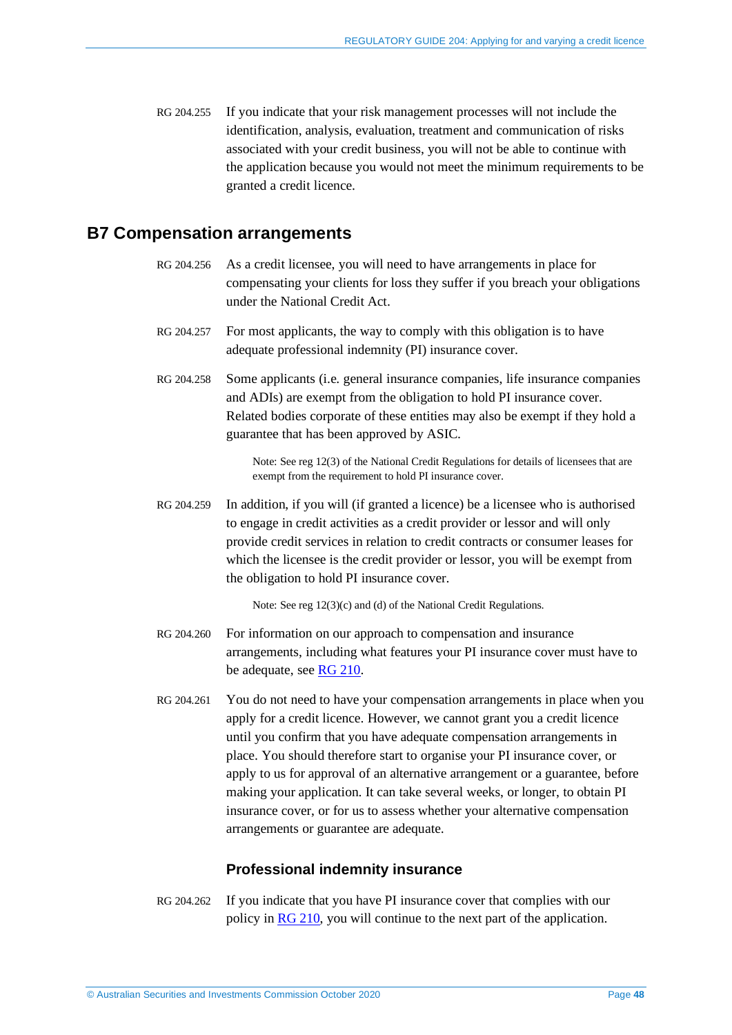RG 204.255 If you indicate that your risk management processes will not include the identification, analysis, evaluation, treatment and communication of risks associated with your credit business, you will not be able to continue with the application because you would not meet the minimum requirements to be granted a credit licence.

## B7 Compensation arrangements

RG 204.256 As a credit licensee, you will need to have arrangements in place for compensating your clients for loss they suffer if you breach your obligations under the National Credit Act.

RG 204.257 For most applicants, the way to comply with this obligation is to have adequate professional indemnity (PI) insurance cover.

RG 204.258 Some applicants (i.e. general insurance companies, life insurance companies and ADIs) are exempt from the obligation to hold PI insurance cover. Related bodies corporate of these entities may also be exempt if they hold a guarantee that has been approved by ASIC.

> Note: See reg 12(3) of the National Credit Regulations for details of licensees that are exempt from the requirement to hold PI insurance cover.

RG 204.259 In addition, if you will (if granted a licence) be a licensee who is authorised to engage in credit activities as a credit provider or lessor and will only provide credit services in relation to credit contracts or consumer leases for which the licensee is the credit provider or lessor, you will be exempt from the obligation to hold PI insurance cover.

> Note: See reg 12(3)(c) and (d) of the National Credit Regulations.

RG 204.260 For information on our approach to compensation and insurance arrangements, including what features your PI insurance cover must have to be adequate, see RG 210.

RG 204.261 You do not need to have your compensation arrangements in place when you apply for a credit licence. However, we cannot grant you a credit licence until you confirm that you have adequate compensation arrangements in place. You should therefore start to organise your PI insurance cover, or apply to us for approval of an alternative arrangement or a guarantee, before making your application. It can take several weeks, or longer, to obtain PI insurance cover, or for us to assess whether your alternative compensation arrangements or guarantee are adequate.

### Professional indemnity insurance

RG 204.262 If you indicate that you have PI insurance cover that complies with our policy in RG 210, you will continue to the next part of the application.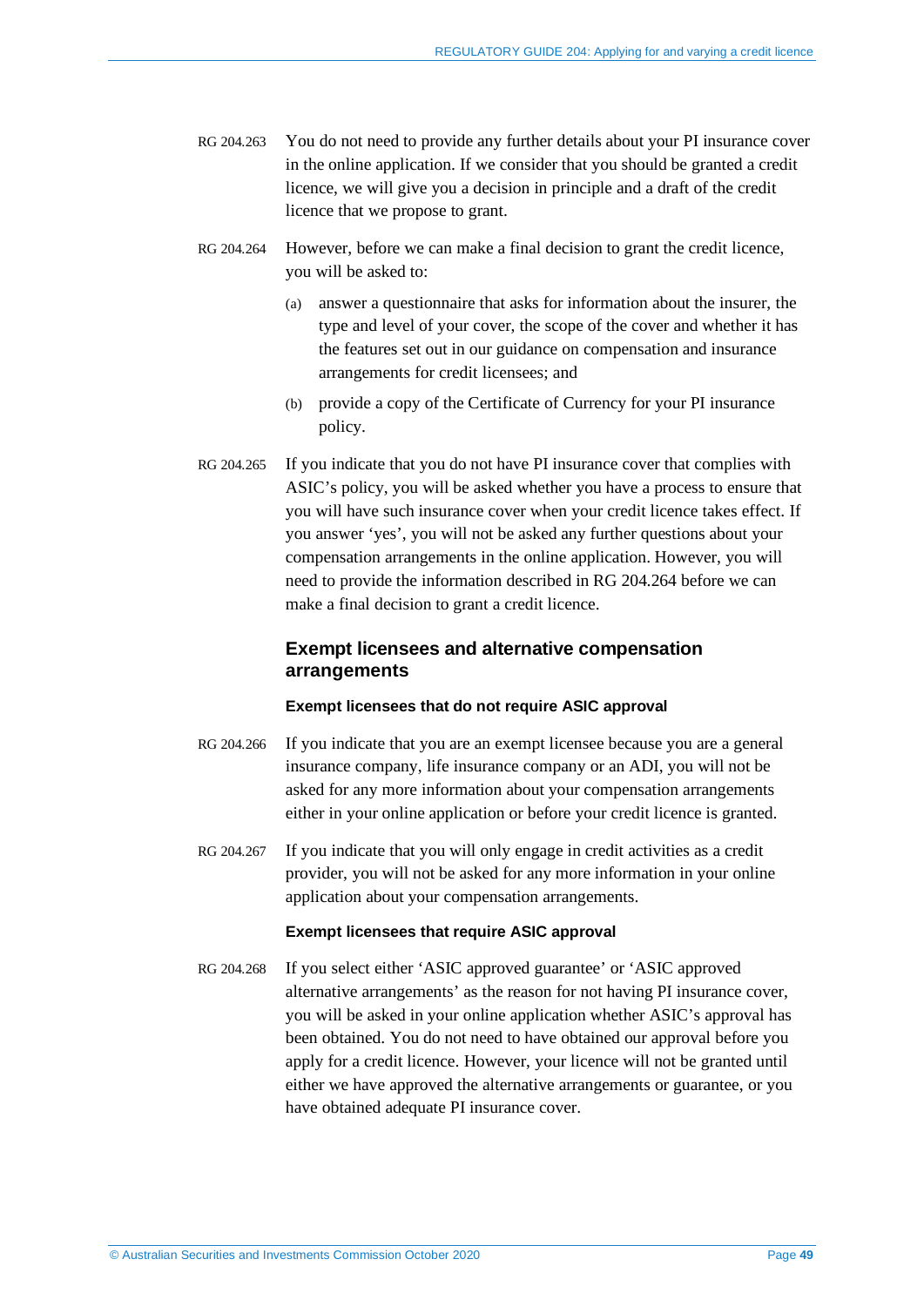RG 204.263 You do not need to provide any further details about your PI insurance cover in the online application. If we consider that you should be granted a credit licence, we will give you a decision in principle and a draft of the credit licence that we propose to grant.

RG 204.264 However, before we can make a final decision to grant the credit licence, you will be asked to:

(a) answer a questionnaire that asks for information about the insurer, the type and level of your cover, the scope of the cover and whether it has the features set out in our guidance on compensation and insurance arrangements for credit licensees; and

(b) provide a copy of the Certificate of Currency for your PI insurance policy.

RG 204.265 If you indicate that you do not have PI insurance cover that complies with ASIC's policy, you will be asked whether you have a process to ensure that you will have such insurance cover when your credit licence takes effect. If you answer 'yes', you will not be asked any further questions about your compensation arrangements in the online application. However, you will need to provide the information described in RG 204.264 before we can make a final decision to grant a credit licence.

## Exempt licensees and alternative compensation arrangements

#### Exempt licensees that do not require ASIC approval

RG 204.266 If you indicate that you are an exempt licensee because you are a general insurance company, life insurance company or an ADI, you will not be asked for any more information about your compensation arrangements either in your online application or before your credit licence is granted.

RG 204.267 If you indicate that you will only engage in credit activities as a credit provider, you will not be asked for any more information in your online application about your compensation arrangements.

#### Exempt licensees that require ASIC approval

RG 204.268 If you select either 'ASIC approved guarantee' or 'ASIC approved alternative arrangements' as the reason for not having PI insurance cover, you will be asked in your online application whether ASIC's approval has been obtained. You do not need to have obtained our approval before you apply for a credit licence. However, your licence will not be granted until either we have approved the alternative arrangements or guarantee, or you have obtained adequate PI insurance cover.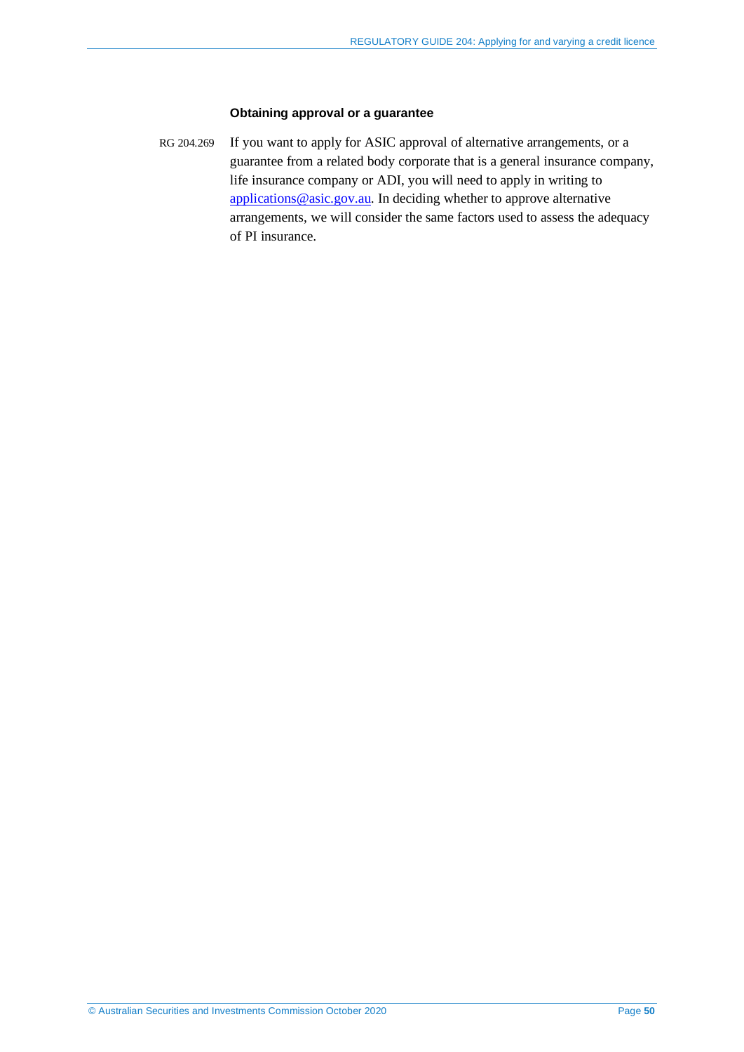### Obtaining approval or a guarantee

RG 204.269 If you want to apply for ASIC approval of alternative arrangements, or a guarantee from a related body corporate that is a general insurance company, life insurance company or ADI, you will need to apply in writing to applications@asic.gov.au. In deciding whether to approve alternative arrangements, we will consider the same factors used to assess the adequacy of PI insurance.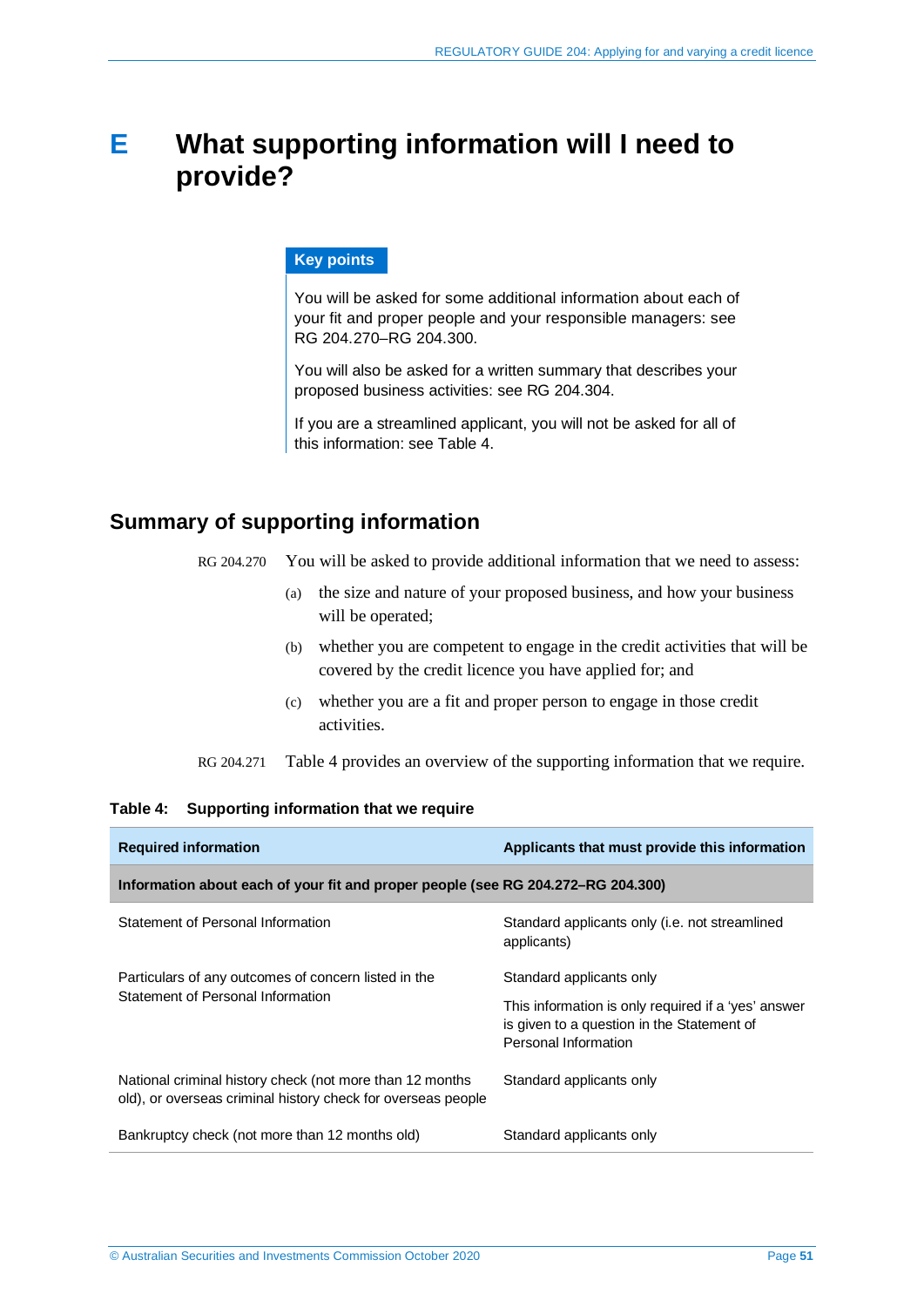# E What supporting information will I need to provide?

> **Key points**
>
> You will be asked for some additional information about each of your fit and proper people and your responsible managers: see RG 204.270–RG 204.300.
>
> You will also be asked for a written summary that describes your proposed business activities: see RG 204.304.
>
> If you are a streamlined applicant, you will not be asked for all of this information: see Table 4.

## Summary of supporting information

RG 204.270 You will be asked to provide additional information that we need to assess:

(a) the size and nature of your proposed business, and how your business will be operated;

(b) whether you are competent to engage in the credit activities that will be covered by the credit licence you have applied for; and

(c) whether you are a fit and proper person to engage in those credit activities.

RG 204.271 Table 4 provides an overview of the supporting information that we require.

**Table 4: Supporting information that we require**

| Required information | Applicants that must provide this information |
|---|---|
| **Information about each of your fit and proper people (see RG 204.272–RG 204.300)** | |
| Statement of Personal Information | Standard applicants only (i.e. not streamlined applicants) |
| Particulars of any outcomes of concern listed in the Statement of Personal Information | Standard applicants only<br><br>This information is only required if a 'yes' answer is given to a question in the Statement of Personal Information |
| National criminal history check (not more than 12 months old), or overseas criminal history check for overseas people | Standard applicants only |
| Bankruptcy check (not more than 12 months old) | Standard applicants only |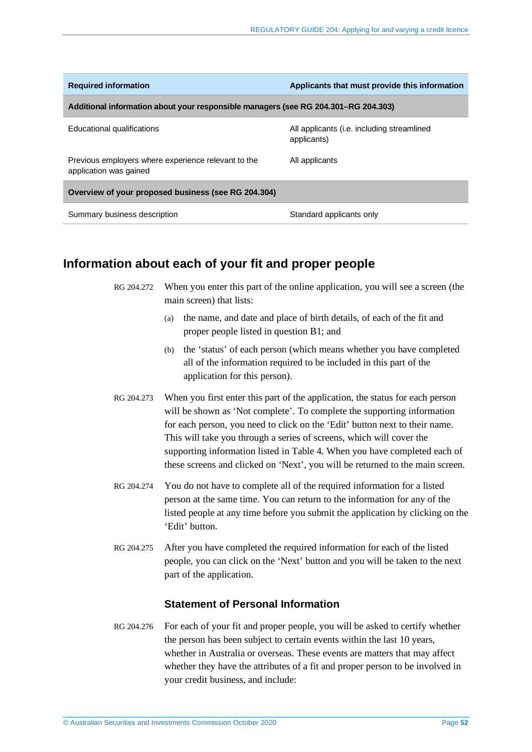| Required information | Applicants that must provide this information |
|---|---|
| **Additional information about your responsible managers (see RG 204.301–RG 204.303)** | |
| Educational qualifications | All applicants (i.e. including streamlined applicants) |
| Previous employers where experience relevant to the application was gained | All applicants |
| **Overview of your proposed business (see RG 204.304)** | |
| Summary business description | Standard applicants only |

## Information about each of your fit and proper people

RG 204.272 When you enter this part of the online application, you will see a screen (the main screen) that lists:

(a) the name, and date and place of birth details, of each of the fit and proper people listed in question B1; and

(b) the 'status' of each person (which means whether you have completed all of the information required to be included in this part of the application for this person).

RG 204.273 When you first enter this part of the application, the status for each person will be shown as 'Not complete'. To complete the supporting information for each person, you need to click on the 'Edit' button next to their name. This will take you through a series of screens, which will cover the supporting information listed in Table 4. When you have completed each of these screens and clicked on 'Next', you will be returned to the main screen.

RG 204.274 You do not have to complete all of the required information for a listed person at the same time. You can return to the information for any of the listed people at any time before you submit the application by clicking on the 'Edit' button.

RG 204.275 After you have completed the required information for each of the listed people, you can click on the 'Next' button and you will be taken to the next part of the application.

### Statement of Personal Information

RG 204.276 For each of your fit and proper people, you will be asked to certify whether the person has been subject to certain events within the last 10 years, whether in Australia or overseas. These events are matters that may affect whether they have the attributes of a fit and proper person to be involved in your credit business, and include: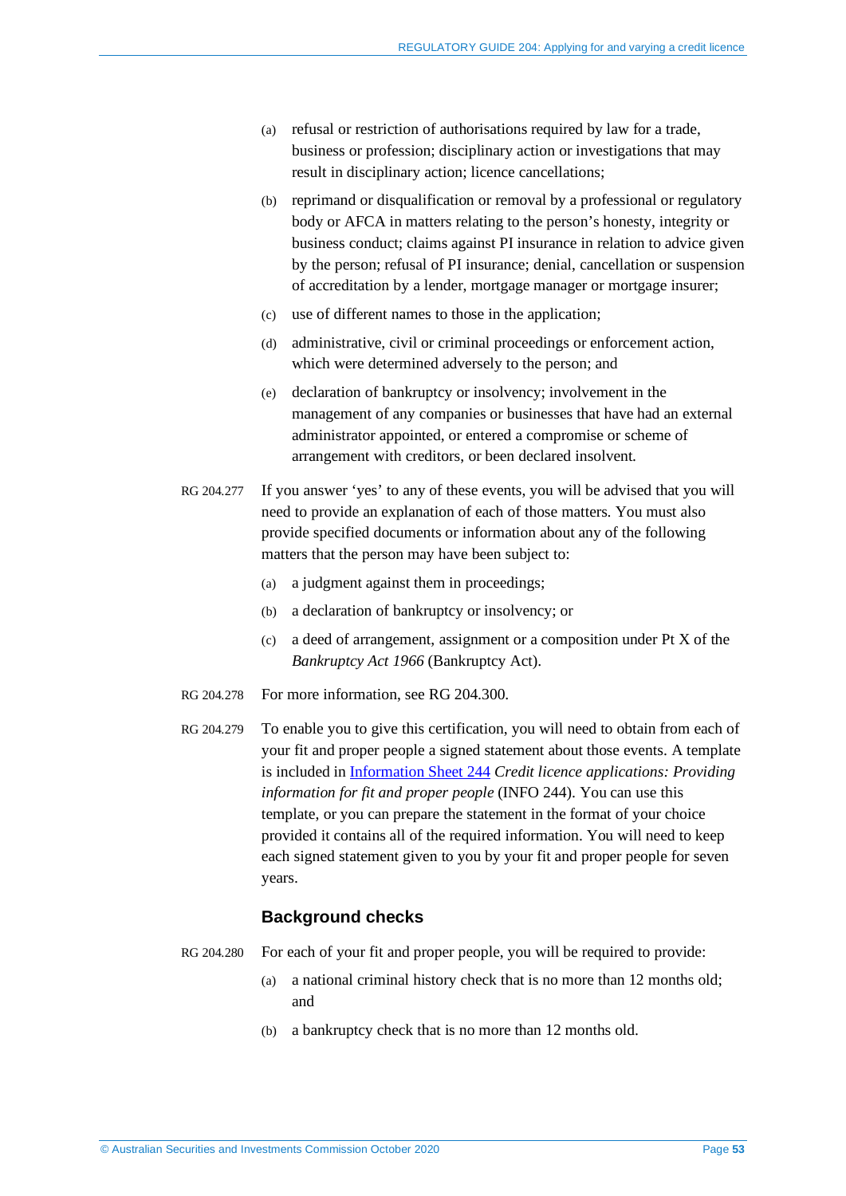(a) refusal or restriction of authorisations required by law for a trade, business or profession; disciplinary action or investigations that may result in disciplinary action; licence cancellations;

(b) reprimand or disqualification or removal by a professional or regulatory body or AFCA in matters relating to the person's honesty, integrity or business conduct; claims against PI insurance in relation to advice given by the person; refusal of PI insurance; denial, cancellation or suspension of accreditation by a lender, mortgage manager or mortgage insurer;

(c) use of different names to those in the application;

(d) administrative, civil or criminal proceedings or enforcement action, which were determined adversely to the person; and

(e) declaration of bankruptcy or insolvency; involvement in the management of any companies or businesses that have had an external administrator appointed, or entered a compromise or scheme of arrangement with creditors, or been declared insolvent.

RG 204.277 If you answer 'yes' to any of these events, you will be advised that you will need to provide an explanation of each of those matters. You must also provide specified documents or information about any of the following matters that the person may have been subject to:

(a) a judgment against them in proceedings;

(b) a declaration of bankruptcy or insolvency; or

(c) a deed of arrangement, assignment or a composition under Pt X of the *Bankruptcy Act 1966* (Bankruptcy Act).

RG 204.278 For more information, see RG 204.300.

RG 204.279 To enable you to give this certification, you will need to obtain from each of your fit and proper people a signed statement about those events. A template is included in Information Sheet 244 *Credit licence applications: Providing information for fit and proper people* (INFO 244). You can use this template, or you can prepare the statement in the format of your choice provided it contains all of the required information. You will need to keep each signed statement given to you by your fit and proper people for seven years.

### Background checks

RG 204.280 For each of your fit and proper people, you will be required to provide:

(a) a national criminal history check that is no more than 12 months old; and

(b) a bankruptcy check that is no more than 12 months old.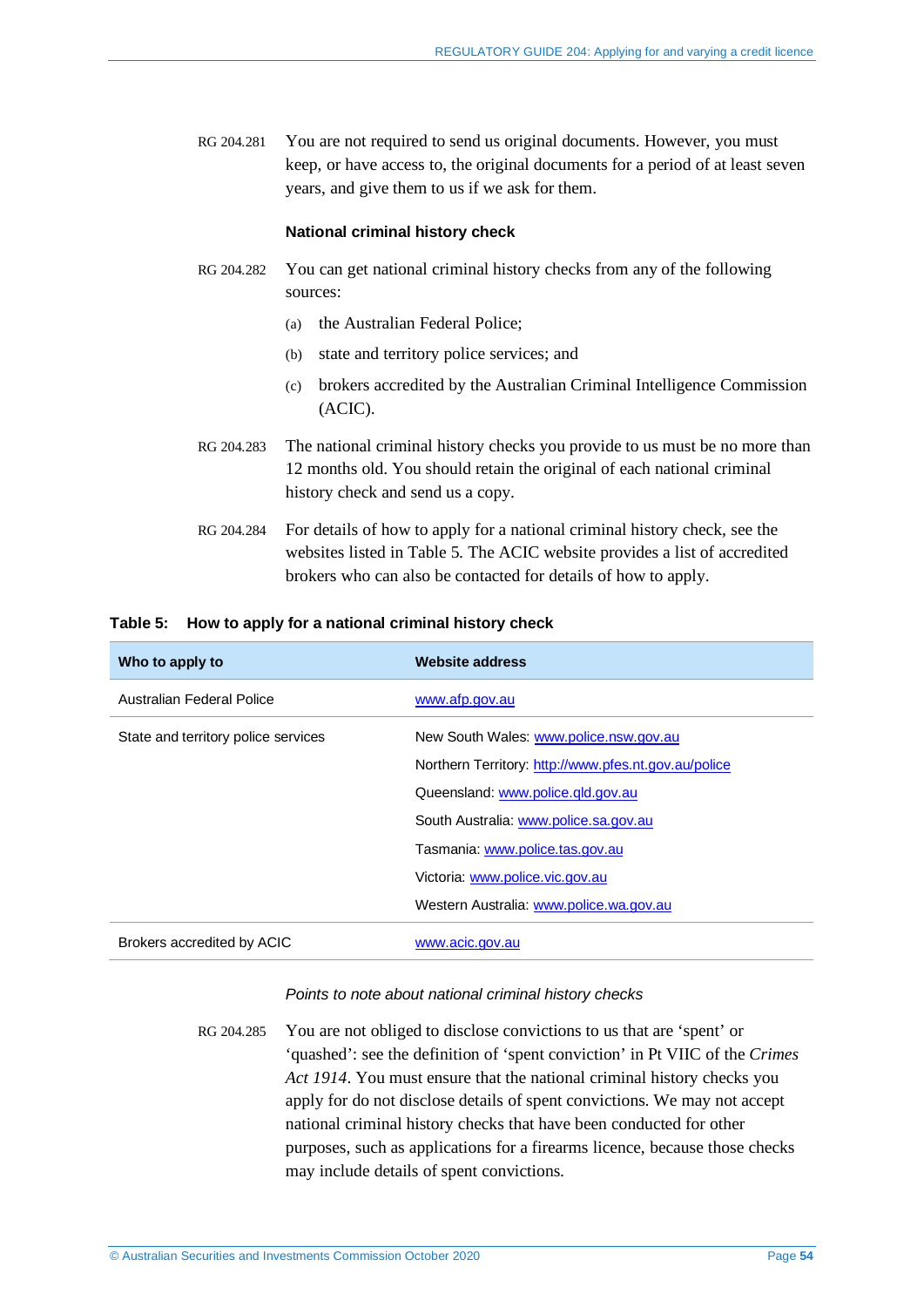RG 204.281 You are not required to send us original documents. However, you must keep, or have access to, the original documents for a period of at least seven years, and give them to us if we ask for them.

### National criminal history check

RG 204.282 You can get national criminal history checks from any of the following sources:

(a) the Australian Federal Police;

(b) state and territory police services; and

(c) brokers accredited by the Australian Criminal Intelligence Commission (ACIC).

RG 204.283 The national criminal history checks you provide to us must be no more than 12 months old. You should retain the original of each national criminal history check and send us a copy.

RG 204.284 For details of how to apply for a national criminal history check, see the websites listed in Table 5. The ACIC website provides a list of accredited brokers who can also be contacted for details of how to apply.

**Table 5: How to apply for a national criminal history check**

| Who to apply to | Website address |
|---|---|
| Australian Federal Police | www.afp.gov.au |
| State and territory police services | New South Wales: www.police.nsw.gov.au<br>Northern Territory: http://www.pfes.nt.gov.au/police<br>Queensland: www.police.qld.gov.au<br>South Australia: www.police.sa.gov.au<br>Tasmania: www.police.tas.gov.au<br>Victoria: www.police.vic.gov.au<br>Western Australia: www.police.wa.gov.au |
| Brokers accredited by ACIC | www.acic.gov.au |

*Points to note about national criminal history checks*

RG 204.285 You are not obliged to disclose convictions to us that are 'spent' or 'quashed': see the definition of 'spent conviction' in Pt VIIC of the *Crimes Act 1914*. You must ensure that the national criminal history checks you apply for do not disclose details of spent convictions. We may not accept national criminal history checks that have been conducted for other purposes, such as applications for a firearms licence, because those checks may include details of spent convictions.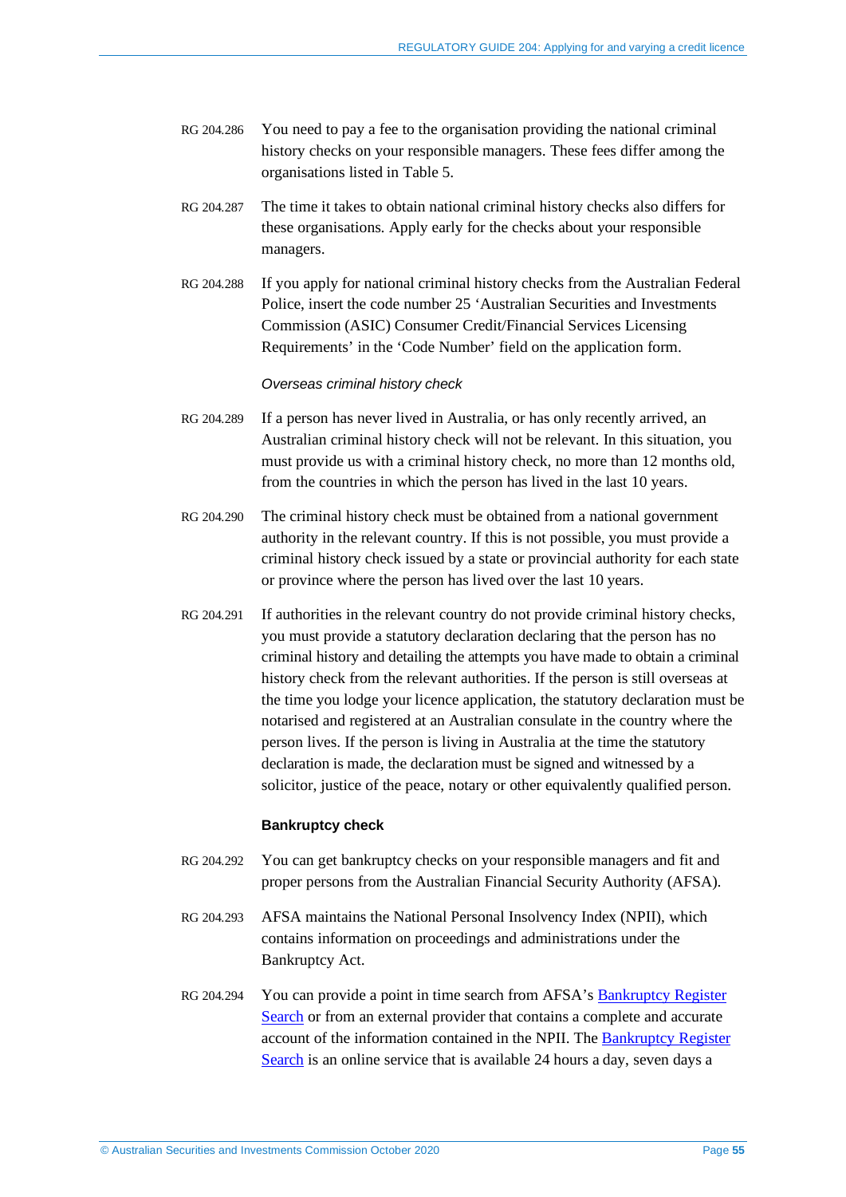RG 204.286 You need to pay a fee to the organisation providing the national criminal history checks on your responsible managers. These fees differ among the organisations listed in Table 5.

RG 204.287 The time it takes to obtain national criminal history checks also differs for these organisations. Apply early for the checks about your responsible managers.

RG 204.288 If you apply for national criminal history checks from the Australian Federal Police, insert the code number 25 'Australian Securities and Investments Commission (ASIC) Consumer Credit/Financial Services Licensing Requirements' in the 'Code Number' field on the application form.

*Overseas criminal history check*

RG 204.289 If a person has never lived in Australia, or has only recently arrived, an Australian criminal history check will not be relevant. In this situation, you must provide us with a criminal history check, no more than 12 months old, from the countries in which the person has lived in the last 10 years.

RG 204.290 The criminal history check must be obtained from a national government authority in the relevant country. If this is not possible, you must provide a criminal history check issued by a state or provincial authority for each state or province where the person has lived over the last 10 years.

RG 204.291 If authorities in the relevant country do not provide criminal history checks, you must provide a statutory declaration declaring that the person has no criminal history and detailing the attempts you have made to obtain a criminal history check from the relevant authorities. If the person is still overseas at the time you lodge your licence application, the statutory declaration must be notarised and registered at an Australian consulate in the country where the person lives. If the person is living in Australia at the time the statutory declaration is made, the declaration must be signed and witnessed by a solicitor, justice of the peace, notary or other equivalently qualified person.

**Bankruptcy check**

RG 204.292 You can get bankruptcy checks on your responsible managers and fit and proper persons from the Australian Financial Security Authority (AFSA).

RG 204.293 AFSA maintains the National Personal Insolvency Index (NPII), which contains information on proceedings and administrations under the Bankruptcy Act.

RG 204.294 You can provide a point in time search from AFSA's Bankruptcy Register Search or from an external provider that contains a complete and accurate account of the information contained in the NPII. The Bankruptcy Register Search is an online service that is available 24 hours a day, seven days a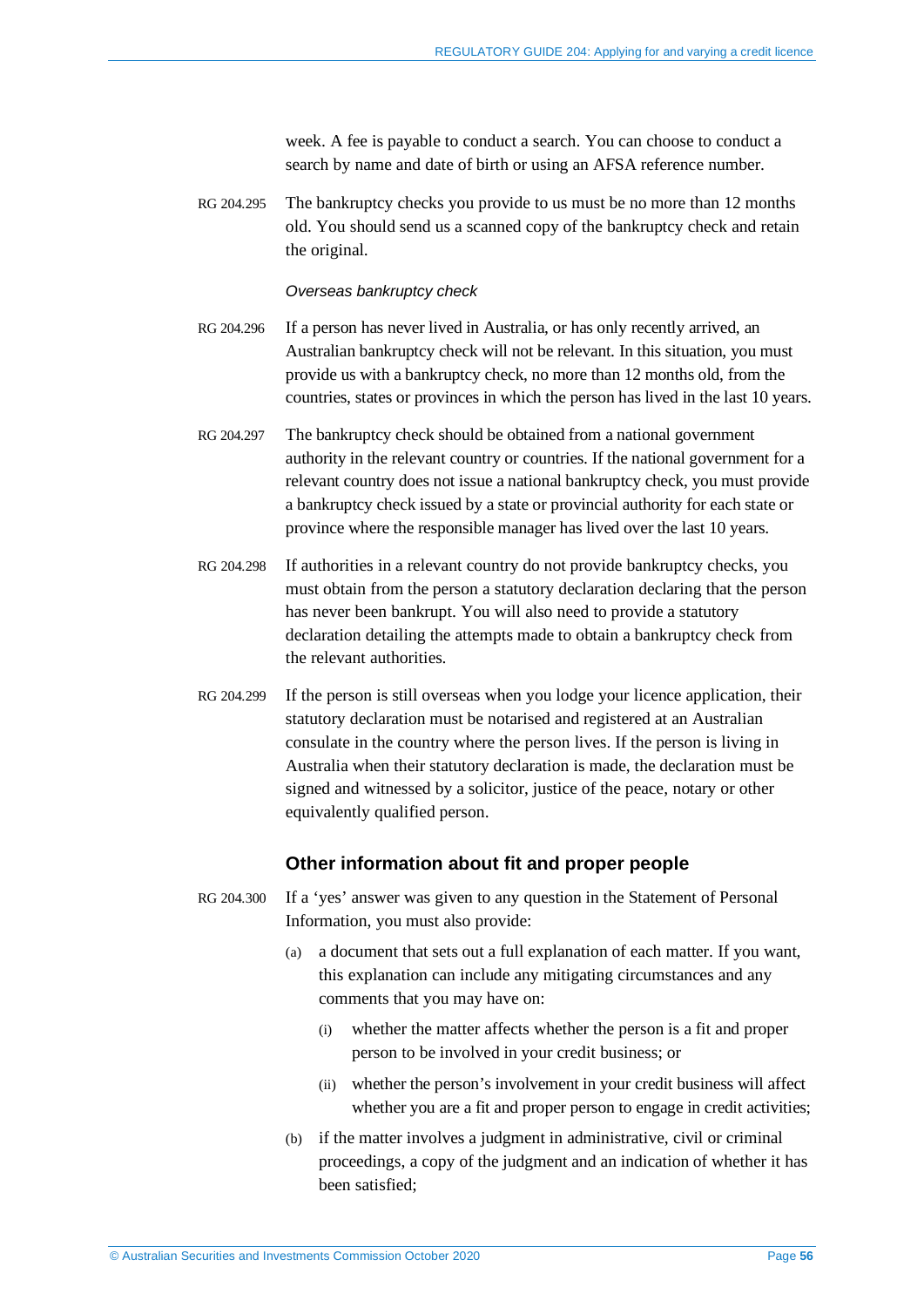week. A fee is payable to conduct a search. You can choose to conduct a search by name and date of birth or using an AFSA reference number.

RG 204.295 The bankruptcy checks you provide to us must be no more than 12 months old. You should send us a scanned copy of the bankruptcy check and retain the original.

*Overseas bankruptcy check*

RG 204.296 If a person has never lived in Australia, or has only recently arrived, an Australian bankruptcy check will not be relevant. In this situation, you must provide us with a bankruptcy check, no more than 12 months old, from the countries, states or provinces in which the person has lived in the last 10 years.

RG 204.297 The bankruptcy check should be obtained from a national government authority in the relevant country or countries. If the national government for a relevant country does not issue a national bankruptcy check, you must provide a bankruptcy check issued by a state or provincial authority for each state or province where the responsible manager has lived over the last 10 years.

RG 204.298 If authorities in a relevant country do not provide bankruptcy checks, you must obtain from the person a statutory declaration declaring that the person has never been bankrupt. You will also need to provide a statutory declaration detailing the attempts made to obtain a bankruptcy check from the relevant authorities.

RG 204.299 If the person is still overseas when you lodge your licence application, their statutory declaration must be notarised and registered at an Australian consulate in the country where the person lives. If the person is living in Australia when their statutory declaration is made, the declaration must be signed and witnessed by a solicitor, justice of the peace, notary or other equivalently qualified person.

### Other information about fit and proper people

RG 204.300 If a 'yes' answer was given to any question in the Statement of Personal Information, you must also provide:

(a) a document that sets out a full explanation of each matter. If you want, this explanation can include any mitigating circumstances and any comments that you may have on:

   (i) whether the matter affects whether the person is a fit and proper person to be involved in your credit business; or

   (ii) whether the person's involvement in your credit business will affect whether you are a fit and proper person to engage in credit activities;

(b) if the matter involves a judgment in administrative, civil or criminal proceedings, a copy of the judgment and an indication of whether it has been satisfied;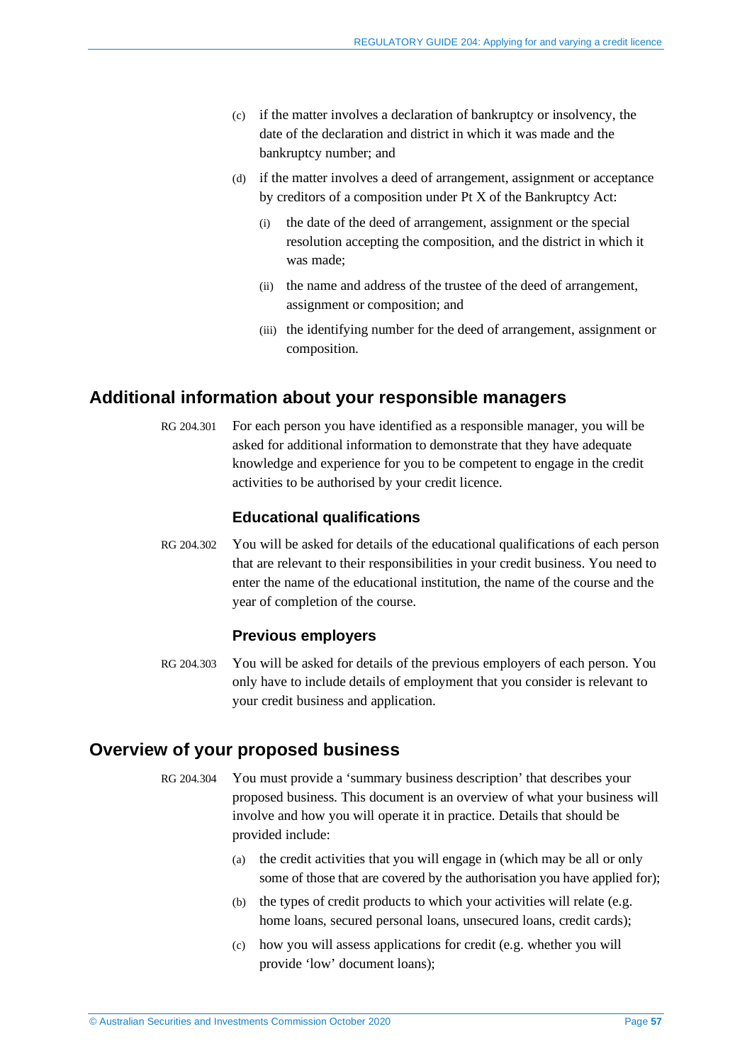(c) if the matter involves a declaration of bankruptcy or insolvency, the date of the declaration and district in which it was made and the bankruptcy number; and

(d) if the matter involves a deed of arrangement, assignment or acceptance by creditors of a composition under Pt X of the Bankruptcy Act:

  (i) the date of the deed of arrangement, assignment or the special resolution accepting the composition, and the district in which it was made;

  (ii) the name and address of the trustee of the deed of arrangement, assignment or composition; and

  (iii) the identifying number for the deed of arrangement, assignment or composition.

## Additional information about your responsible managers

RG 204.301 For each person you have identified as a responsible manager, you will be asked for additional information to demonstrate that they have adequate knowledge and experience for you to be competent to engage in the credit activities to be authorised by your credit licence.

### Educational qualifications

RG 204.302 You will be asked for details of the educational qualifications of each person that are relevant to their responsibilities in your credit business. You need to enter the name of the educational institution, the name of the course and the year of completion of the course.

### Previous employers

RG 204.303 You will be asked for details of the previous employers of each person. You only have to include details of employment that you consider is relevant to your credit business and application.

## Overview of your proposed business

RG 204.304 You must provide a 'summary business description' that describes your proposed business. This document is an overview of what your business will involve and how you will operate it in practice. Details that should be provided include:

(a) the credit activities that you will engage in (which may be all or only some of those that are covered by the authorisation you have applied for);

(b) the types of credit products to which your activities will relate (e.g. home loans, secured personal loans, unsecured loans, credit cards);

(c) how you will assess applications for credit (e.g. whether you will provide 'low' document loans);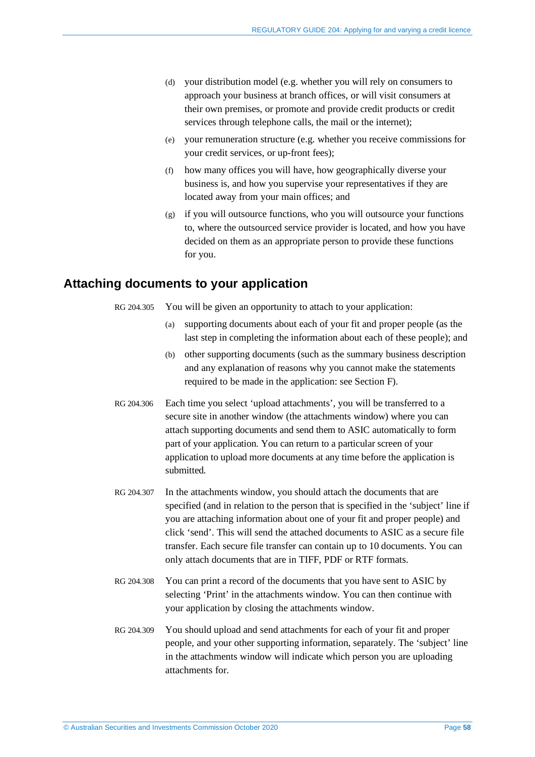(d) your distribution model (e.g. whether you will rely on consumers to approach your business at branch offices, or will visit consumers at their own premises, or promote and provide credit products or credit services through telephone calls, the mail or the internet);

(e) your remuneration structure (e.g. whether you receive commissions for your credit services, or up-front fees);

(f) how many offices you will have, how geographically diverse your business is, and how you supervise your representatives if they are located away from your main offices; and

(g) if you will outsource functions, who you will outsource your functions to, where the outsourced service provider is located, and how you have decided on them as an appropriate person to provide these functions for you.

## Attaching documents to your application

RG 204.305 You will be given an opportunity to attach to your application:

(a) supporting documents about each of your fit and proper people (as the last step in completing the information about each of these people); and

(b) other supporting documents (such as the summary business description and any explanation of reasons why you cannot make the statements required to be made in the application: see Section F).

RG 204.306 Each time you select 'upload attachments', you will be transferred to a secure site in another window (the attachments window) where you can attach supporting documents and send them to ASIC automatically to form part of your application. You can return to a particular screen of your application to upload more documents at any time before the application is submitted.

RG 204.307 In the attachments window, you should attach the documents that are specified (and in relation to the person that is specified in the 'subject' line if you are attaching information about one of your fit and proper people) and click 'send'. This will send the attached documents to ASIC as a secure file transfer. Each secure file transfer can contain up to 10 documents. You can only attach documents that are in TIFF, PDF or RTF formats.

RG 204.308 You can print a record of the documents that you have sent to ASIC by selecting 'Print' in the attachments window. You can then continue with your application by closing the attachments window.

RG 204.309 You should upload and send attachments for each of your fit and proper people, and your other supporting information, separately. The 'subject' line in the attachments window will indicate which person you are uploading attachments for.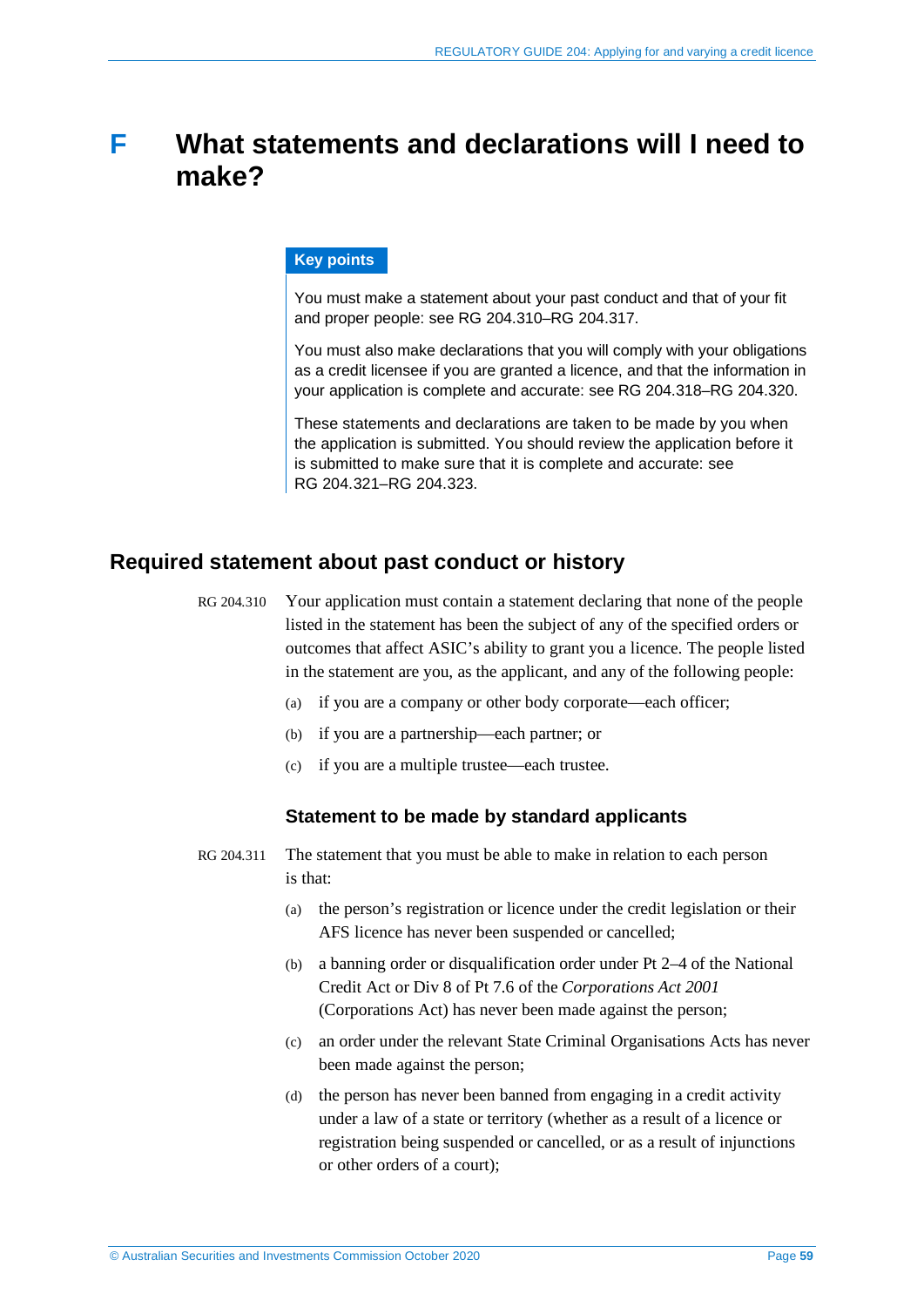# F What statements and declarations will I need to make?

**Key points**

You must make a statement about your past conduct and that of your fit and proper people: see RG 204.310–RG 204.317.

You must also make declarations that you will comply with your obligations as a credit licensee if you are granted a licence, and that the information in your application is complete and accurate: see RG 204.318–RG 204.320.

These statements and declarations are taken to be made by you when the application is submitted. You should review the application before it is submitted to make sure that it is complete and accurate: see RG 204.321–RG 204.323.

## Required statement about past conduct or history

RG 204.310 Your application must contain a statement declaring that none of the people listed in the statement has been the subject of any of the specified orders or outcomes that affect ASIC's ability to grant you a licence. The people listed in the statement are you, as the applicant, and any of the following people:

(a) if you are a company or other body corporate—each officer;

(b) if you are a partnership—each partner; or

(c) if you are a multiple trustee—each trustee.

### Statement to be made by standard applicants

RG 204.311 The statement that you must be able to make in relation to each person is that:

(a) the person's registration or licence under the credit legislation or their AFS licence has never been suspended or cancelled;

(b) a banning order or disqualification order under Pt 2–4 of the National Credit Act or Div 8 of Pt 7.6 of the *Corporations Act 2001* (Corporations Act) has never been made against the person;

(c) an order under the relevant State Criminal Organisations Acts has never been made against the person;

(d) the person has never been banned from engaging in a credit activity under a law of a state or territory (whether as a result of a licence or registration being suspended or cancelled, or as a result of injunctions or other orders of a court);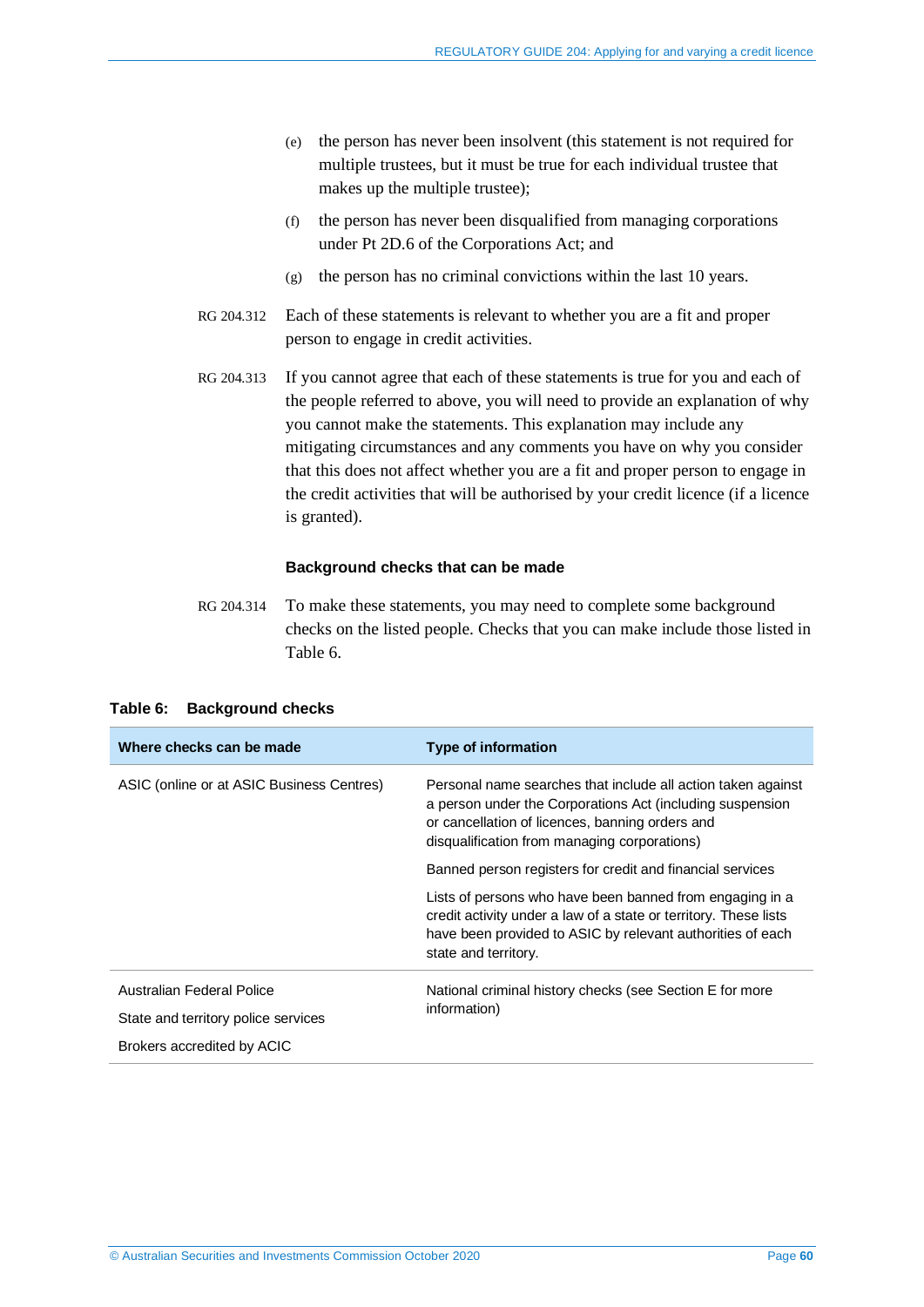(e) the person has never been insolvent (this statement is not required for multiple trustees, but it must be true for each individual trustee that makes up the multiple trustee);

(f) the person has never been disqualified from managing corporations under Pt 2D.6 of the Corporations Act; and

(g) the person has no criminal convictions within the last 10 years.

RG 204.312 Each of these statements is relevant to whether you are a fit and proper person to engage in credit activities.

RG 204.313 If you cannot agree that each of these statements is true for you and each of the people referred to above, you will need to provide an explanation of why you cannot make the statements. This explanation may include any mitigating circumstances and any comments you have on why you consider that this does not affect whether you are a fit and proper person to engage in the credit activities that will be authorised by your credit licence (if a licence is granted).

### Background checks that can be made

RG 204.314 To make these statements, you may need to complete some background checks on the listed people. Checks that you can make include those listed in Table 6.

**Table 6: Background checks**

| Where checks can be made | Type of information |
|---|---|
| ASIC (online or at ASIC Business Centres) | Personal name searches that include all action taken against a person under the Corporations Act (including suspension or cancellation of licences, banning orders and disqualification from managing corporations)<br><br>Banned person registers for credit and financial services<br><br>Lists of persons who have been banned from engaging in a credit activity under a law of a state or territory. These lists have been provided to ASIC by relevant authorities of each state and territory. |
| Australian Federal Police<br><br>State and territory police services<br><br>Brokers accredited by ACIC | National criminal history checks (see Section E for more information) |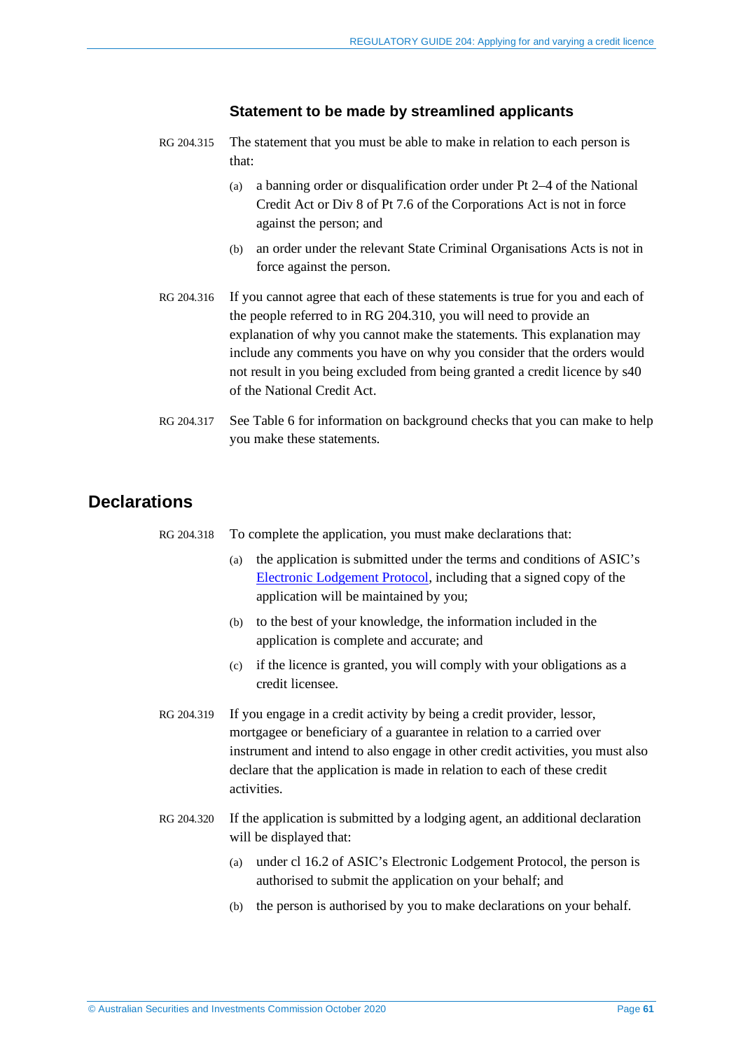### Statement to be made by streamlined applicants

RG 204.315 The statement that you must be able to make in relation to each person is that:

(a) a banning order or disqualification order under Pt 2–4 of the National Credit Act or Div 8 of Pt 7.6 of the Corporations Act is not in force against the person; and

(b) an order under the relevant State Criminal Organisations Acts is not in force against the person.

RG 204.316 If you cannot agree that each of these statements is true for you and each of the people referred to in RG 204.310, you will need to provide an explanation of why you cannot make the statements. This explanation may include any comments you have on why you consider that the orders would not result in you being excluded from being granted a credit licence by s40 of the National Credit Act.

RG 204.317 See Table 6 for information on background checks that you can make to help you make these statements.

## Declarations

RG 204.318 To complete the application, you must make declarations that:

(a) the application is submitted under the terms and conditions of ASIC's Electronic Lodgement Protocol, including that a signed copy of the application will be maintained by you;

(b) to the best of your knowledge, the information included in the application is complete and accurate; and

(c) if the licence is granted, you will comply with your obligations as a credit licensee.

RG 204.319 If you engage in a credit activity by being a credit provider, lessor, mortgagee or beneficiary of a guarantee in relation to a carried over instrument and intend to also engage in other credit activities, you must also declare that the application is made in relation to each of these credit activities.

RG 204.320 If the application is submitted by a lodging agent, an additional declaration will be displayed that:

(a) under cl 16.2 of ASIC's Electronic Lodgement Protocol, the person is authorised to submit the application on your behalf; and

(b) the person is authorised by you to make declarations on your behalf.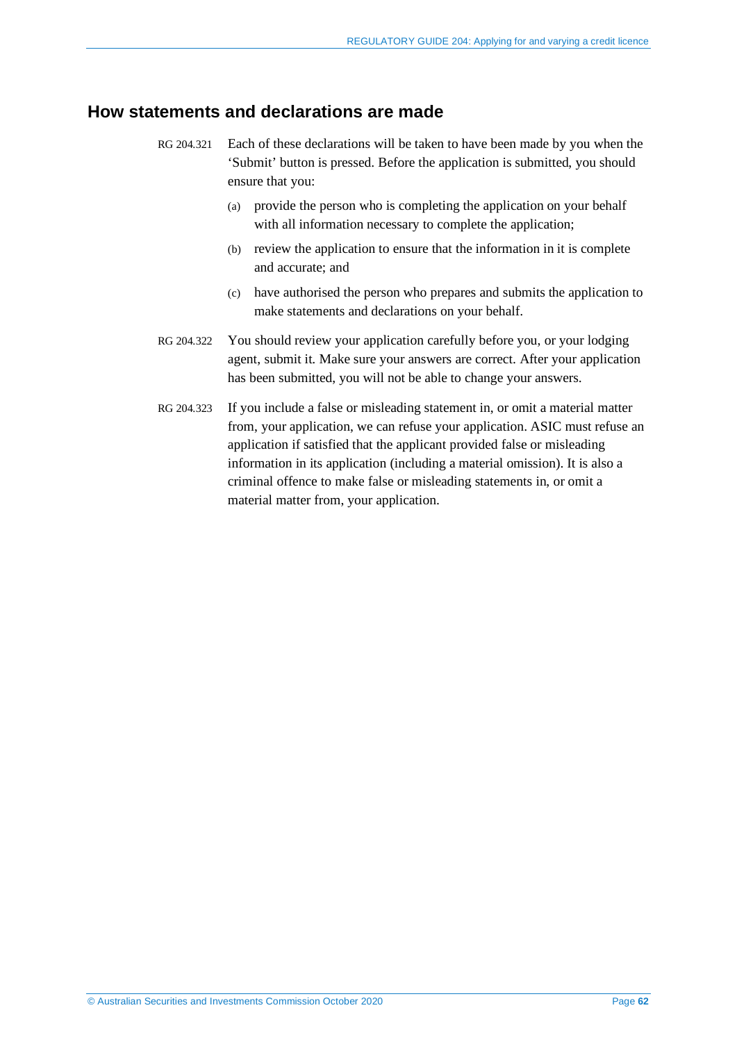## How statements and declarations are made

RG 204.321 Each of these declarations will be taken to have been made by you when the 'Submit' button is pressed. Before the application is submitted, you should ensure that you:

(a) provide the person who is completing the application on your behalf with all information necessary to complete the application;

(b) review the application to ensure that the information in it is complete and accurate; and

(c) have authorised the person who prepares and submits the application to make statements and declarations on your behalf.

RG 204.322 You should review your application carefully before you, or your lodging agent, submit it. Make sure your answers are correct. After your application has been submitted, you will not be able to change your answers.

RG 204.323 If you include a false or misleading statement in, or omit a material matter from, your application, we can refuse your application. ASIC must refuse an application if satisfied that the applicant provided false or misleading information in its application (including a material omission). It is also a criminal offence to make false or misleading statements in, or omit a material matter from, your application.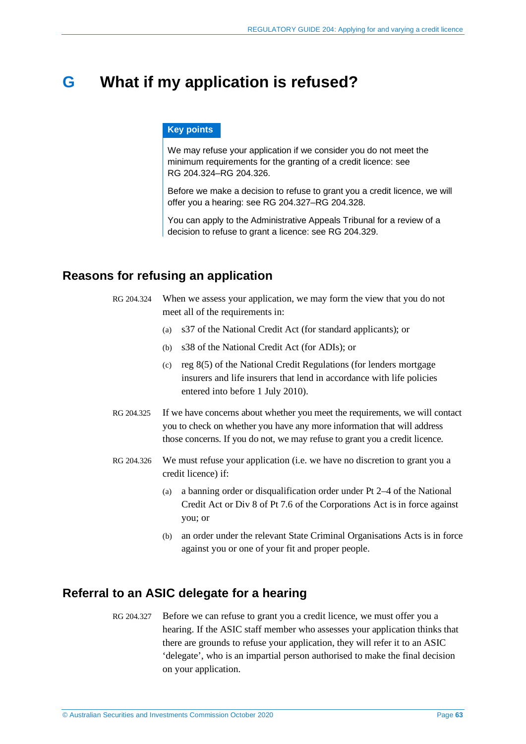# G What if my application is refused?

> **Key points**
>
> We may refuse your application if we consider you do not meet the minimum requirements for the granting of a credit licence: see RG 204.324–RG 204.326.
>
> Before we make a decision to refuse to grant you a credit licence, we will offer you a hearing: see RG 204.327–RG 204.328.
>
> You can apply to the Administrative Appeals Tribunal for a review of a decision to refuse to grant a licence: see RG 204.329.

## Reasons for refusing an application

RG 204.324 When we assess your application, we may form the view that you do not meet all of the requirements in:

(a) s37 of the National Credit Act (for standard applicants); or

(b) s38 of the National Credit Act (for ADIs); or

(c) reg 8(5) of the National Credit Regulations (for lenders mortgage insurers and life insurers that lend in accordance with life policies entered into before 1 July 2010).

RG 204.325 If we have concerns about whether you meet the requirements, we will contact you to check on whether you have any more information that will address those concerns. If you do not, we may refuse to grant you a credit licence.

RG 204.326 We must refuse your application (i.e. we have no discretion to grant you a credit licence) if:

(a) a banning order or disqualification order under Pt 2–4 of the National Credit Act or Div 8 of Pt 7.6 of the Corporations Act is in force against you; or

(b) an order under the relevant State Criminal Organisations Acts is in force against you or one of your fit and proper people.

## Referral to an ASIC delegate for a hearing

RG 204.327 Before we can refuse to grant you a credit licence, we must offer you a hearing. If the ASIC staff member who assesses your application thinks that there are grounds to refuse your application, they will refer it to an ASIC 'delegate', who is an impartial person authorised to make the final decision on your application.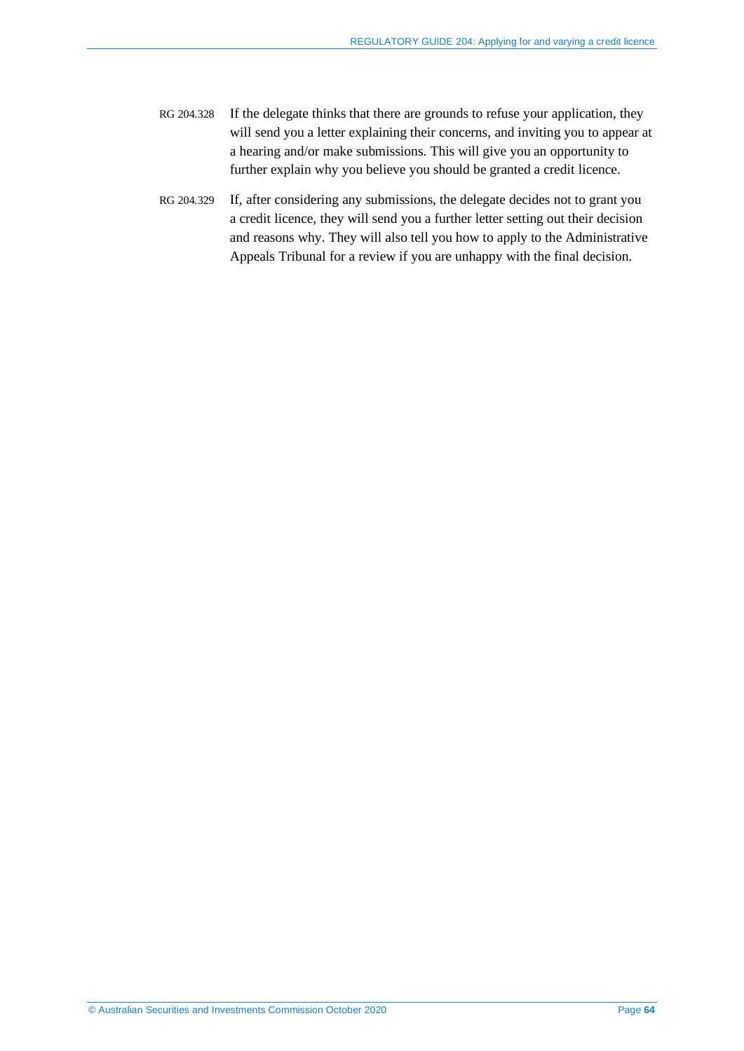RG 204.328 If the delegate thinks that there are grounds to refuse your application, they will send you a letter explaining their concerns, and inviting you to appear at a hearing and/or make submissions. This will give you an opportunity to further explain why you believe you should be granted a credit licence.

RG 204.329 If, after considering any submissions, the delegate decides not to grant you a credit licence, they will send you a further letter setting out their decision and reasons why. They will also tell you how to apply to the Administrative Appeals Tribunal for a review if you are unhappy with the final decision.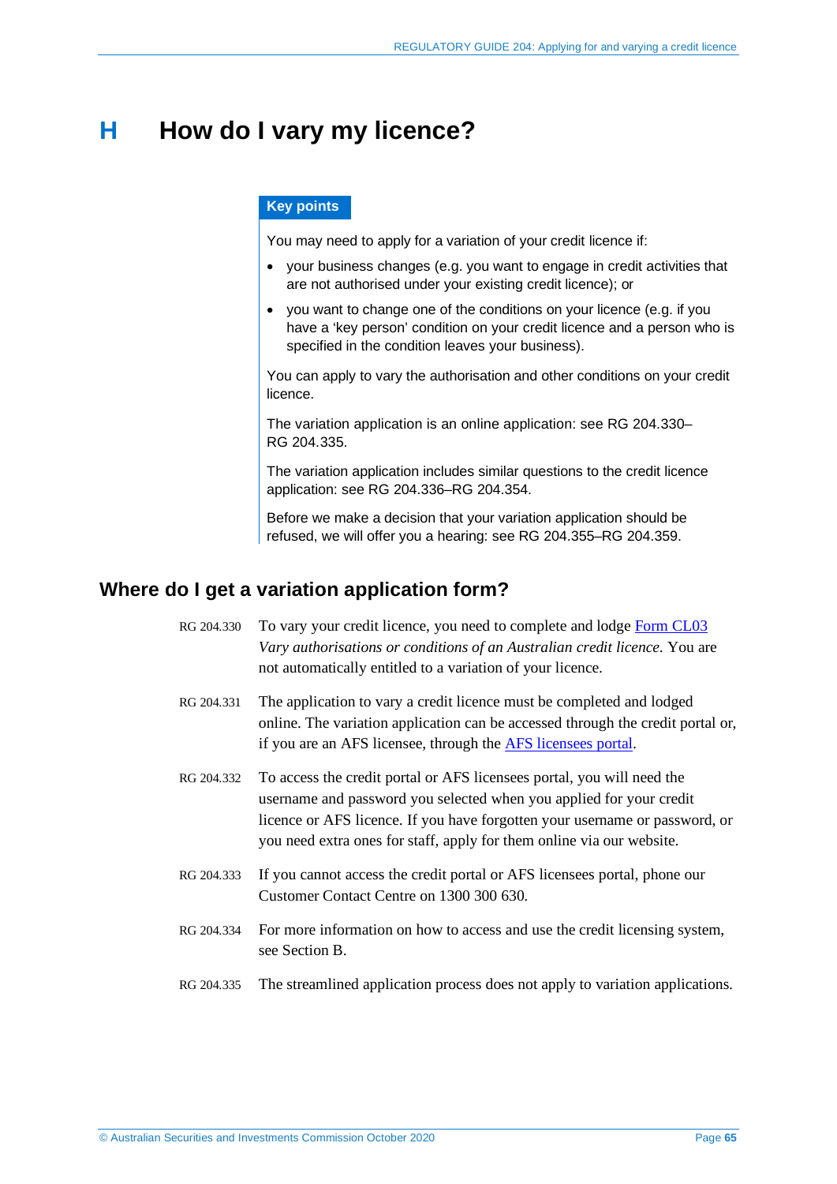# H How do I vary my licence?

**Key points**

You may need to apply for a variation of your credit licence if:

- your business changes (e.g. you want to engage in credit activities that are not authorised under your existing credit licence); or
- you want to change one of the conditions on your licence (e.g. if you have a 'key person' condition on your credit licence and a person who is specified in the condition leaves your business).

You can apply to vary the authorisation and other conditions on your credit licence.

The variation application is an online application: see RG 204.330–RG 204.335.

The variation application includes similar questions to the credit licence application: see RG 204.336–RG 204.354.

Before we make a decision that your variation application should be refused, we will offer you a hearing: see RG 204.355–RG 204.359.

## Where do I get a variation application form?

RG 204.330 To vary your credit licence, you need to complete and lodge Form CL03 *Vary authorisations or conditions of an Australian credit licence*. You are not automatically entitled to a variation of your licence.

RG 204.331 The application to vary a credit licence must be completed and lodged online. The variation application can be accessed through the credit portal or, if you are an AFS licensee, through the AFS licensees portal.

RG 204.332 To access the credit portal or AFS licensees portal, you will need the username and password you selected when you applied for your credit licence or AFS licence. If you have forgotten your username or password, or you need extra ones for staff, apply for them online via our website.

RG 204.333 If you cannot access the credit portal or AFS licensees portal, phone our Customer Contact Centre on 1300 300 630.

RG 204.334 For more information on how to access and use the credit licensing system, see Section B.

RG 204.335 The streamlined application process does not apply to variation applications.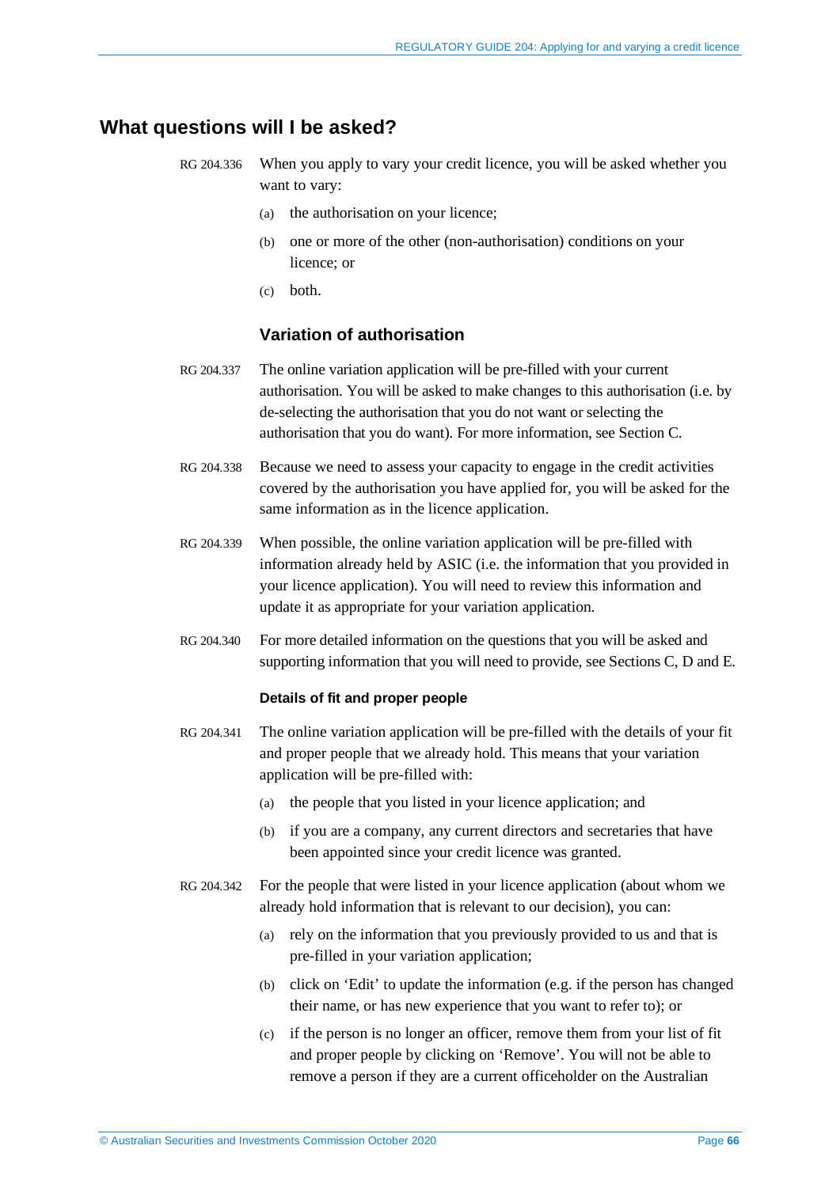## What questions will I be asked?

RG 204.336 When you apply to vary your credit licence, you will be asked whether you want to vary:

(a) the authorisation on your licence;

(b) one or more of the other (non-authorisation) conditions on your licence; or

(c) both.

### Variation of authorisation

RG 204.337 The online variation application will be pre-filled with your current authorisation. You will be asked to make changes to this authorisation (i.e. by de-selecting the authorisation that you do not want or selecting the authorisation that you do want). For more information, see Section C.

RG 204.338 Because we need to assess your capacity to engage in the credit activities covered by the authorisation you have applied for, you will be asked for the same information as in the licence application.

RG 204.339 When possible, the online variation application will be pre-filled with information already held by ASIC (i.e. the information that you provided in your licence application). You will need to review this information and update it as appropriate for your variation application.

RG 204.340 For more detailed information on the questions that you will be asked and supporting information that you will need to provide, see Sections C, D and E.

#### Details of fit and proper people

RG 204.341 The online variation application will be pre-filled with the details of your fit and proper people that we already hold. This means that your variation application will be pre-filled with:

(a) the people that you listed in your licence application; and

(b) if you are a company, any current directors and secretaries that have been appointed since your credit licence was granted.

RG 204.342 For the people that were listed in your licence application (about whom we already hold information that is relevant to our decision), you can:

(a) rely on the information that you previously provided to us and that is pre-filled in your variation application;

(b) click on 'Edit' to update the information (e.g. if the person has changed their name, or has new experience that you want to refer to); or

(c) if the person is no longer an officer, remove them from your list of fit and proper people by clicking on 'Remove'. You will not be able to remove a person if they are a current officeholder on the Australian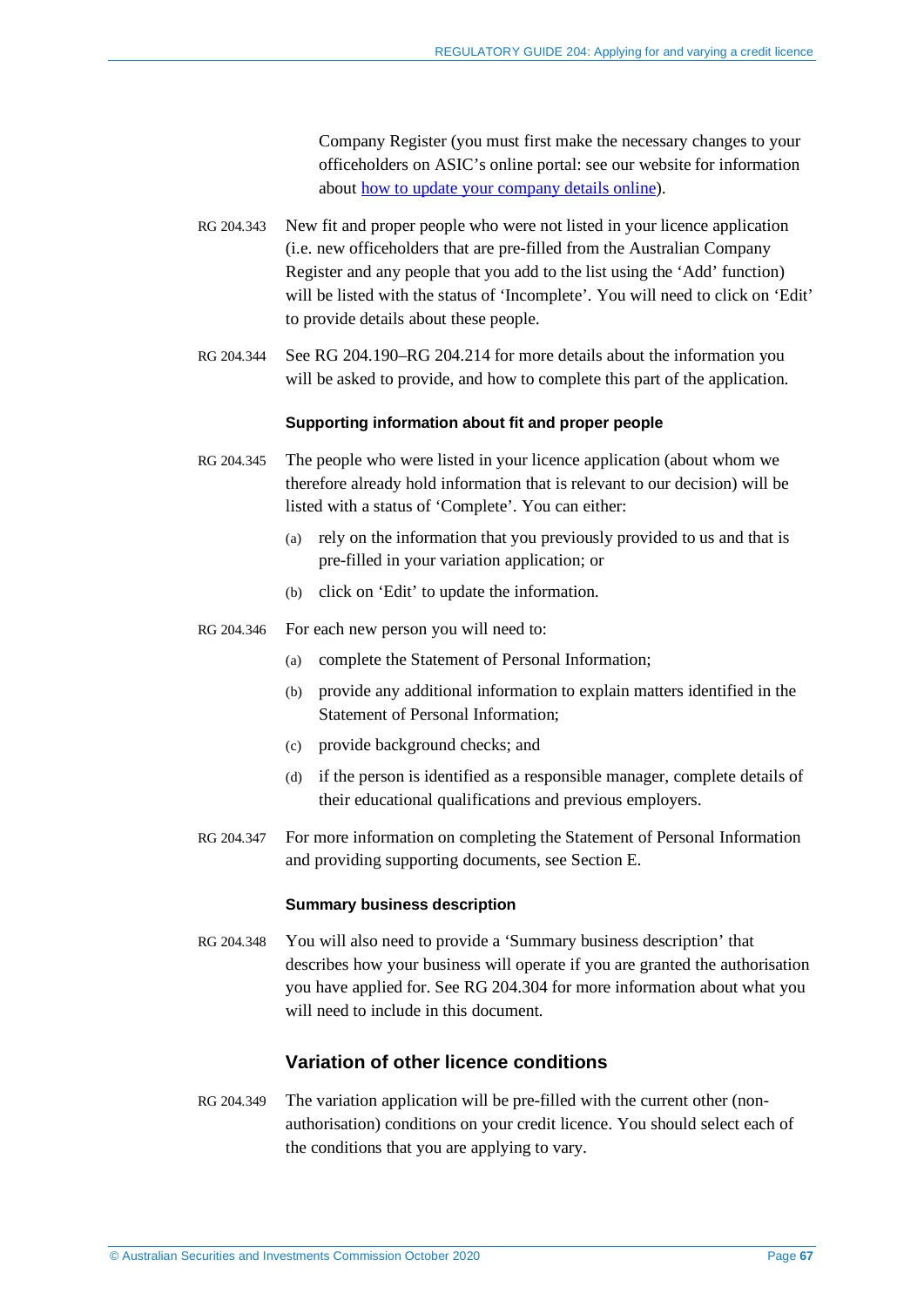Company Register (you must first make the necessary changes to your officeholders on ASIC's online portal: see our website for information about [how to update your company details online](#)).

RG 204.343 New fit and proper people who were not listed in your licence application (i.e. new officeholders that are pre-filled from the Australian Company Register and any people that you add to the list using the 'Add' function) will be listed with the status of 'Incomplete'. You will need to click on 'Edit' to provide details about these people.

RG 204.344 See RG 204.190–RG 204.214 for more details about the information you will be asked to provide, and how to complete this part of the application.

#### Supporting information about fit and proper people

RG 204.345 The people who were listed in your licence application (about whom we therefore already hold information that is relevant to our decision) will be listed with a status of 'Complete'. You can either:

(a) rely on the information that you previously provided to us and that is pre-filled in your variation application; or

(b) click on 'Edit' to update the information.

RG 204.346 For each new person you will need to:

(a) complete the Statement of Personal Information;

(b) provide any additional information to explain matters identified in the Statement of Personal Information;

(c) provide background checks; and

(d) if the person is identified as a responsible manager, complete details of their educational qualifications and previous employers.

RG 204.347 For more information on completing the Statement of Personal Information and providing supporting documents, see Section E.

#### Summary business description

RG 204.348 You will also need to provide a 'Summary business description' that describes how your business will operate if you are granted the authorisation you have applied for. See RG 204.304 for more information about what you will need to include in this document.

### Variation of other licence conditions

RG 204.349 The variation application will be pre-filled with the current other (non-authorisation) conditions on your credit licence. You should select each of the conditions that you are applying to vary.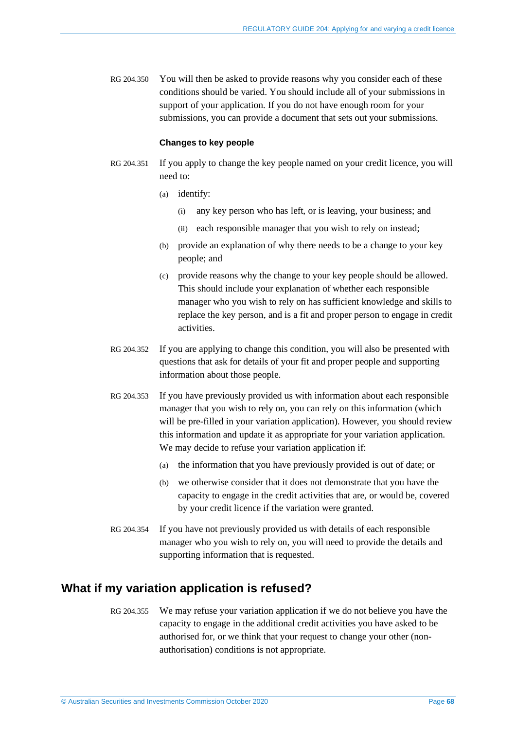RG 204.350 You will then be asked to provide reasons why you consider each of these conditions should be varied. You should include all of your submissions in support of your application. If you do not have enough room for your submissions, you can provide a document that sets out your submissions.

#### Changes to key people

RG 204.351 If you apply to change the key people named on your credit licence, you will need to:

(a) identify:

   (i) any key person who has left, or is leaving, your business; and

   (ii) each responsible manager that you wish to rely on instead;

(b) provide an explanation of why there needs to be a change to your key people; and

(c) provide reasons why the change to your key people should be allowed. This should include your explanation of whether each responsible manager who you wish to rely on has sufficient knowledge and skills to replace the key person, and is a fit and proper person to engage in credit activities.

RG 204.352 If you are applying to change this condition, you will also be presented with questions that ask for details of your fit and proper people and supporting information about those people.

RG 204.353 If you have previously provided us with information about each responsible manager that you wish to rely on, you can rely on this information (which will be pre-filled in your variation application). However, you should review this information and update it as appropriate for your variation application. We may decide to refuse your variation application if:

(a) the information that you have previously provided is out of date; or

(b) we otherwise consider that it does not demonstrate that you have the capacity to engage in the credit activities that are, or would be, covered by your credit licence if the variation were granted.

RG 204.354 If you have not previously provided us with details of each responsible manager who you wish to rely on, you will need to provide the details and supporting information that is requested.

## What if my variation application is refused?

RG 204.355 We may refuse your variation application if we do not believe you have the capacity to engage in the additional credit activities you have asked to be authorised for, or we think that your request to change your other (non-authorisation) conditions is not appropriate.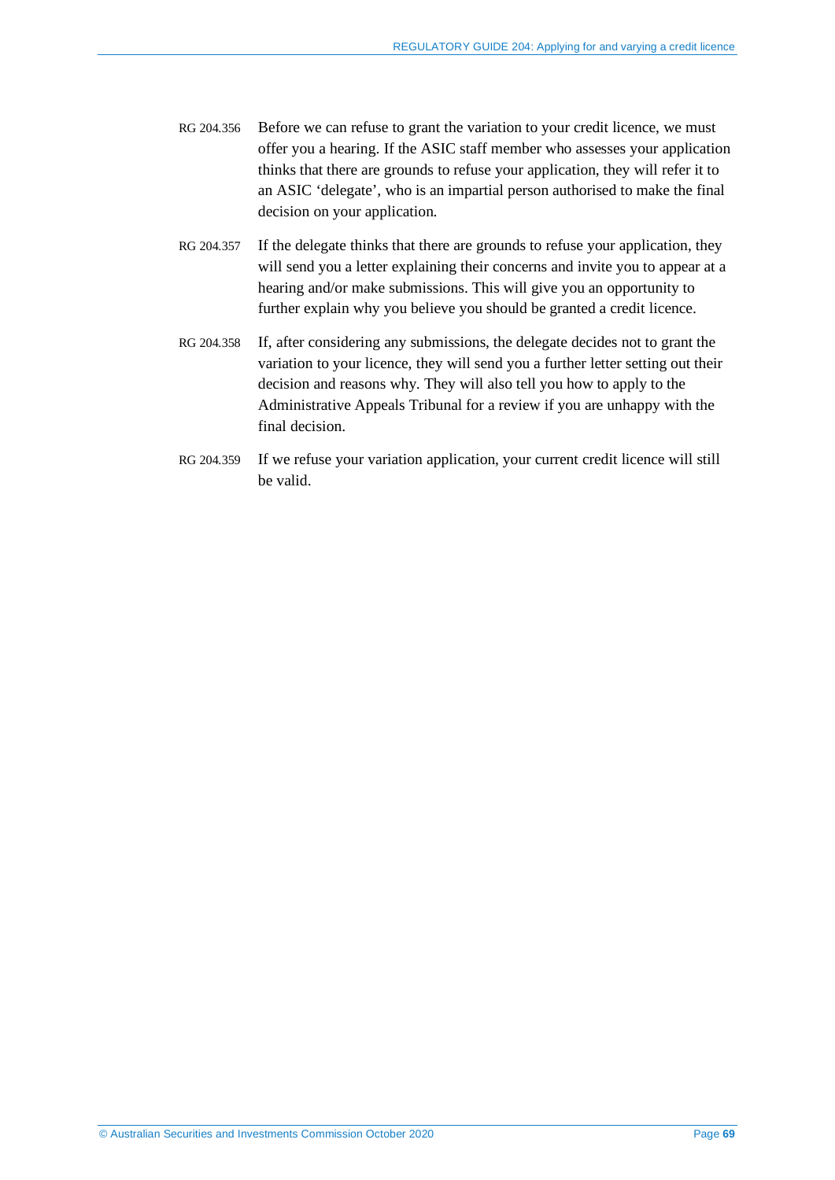RG 204.356 Before we can refuse to grant the variation to your credit licence, we must offer you a hearing. If the ASIC staff member who assesses your application thinks that there are grounds to refuse your application, they will refer it to an ASIC 'delegate', who is an impartial person authorised to make the final decision on your application.

RG 204.357 If the delegate thinks that there are grounds to refuse your application, they will send you a letter explaining their concerns and invite you to appear at a hearing and/or make submissions. This will give you an opportunity to further explain why you believe you should be granted a credit licence.

RG 204.358 If, after considering any submissions, the delegate decides not to grant the variation to your licence, they will send you a further letter setting out their decision and reasons why. They will also tell you how to apply to the Administrative Appeals Tribunal for a review if you are unhappy with the final decision.

RG 204.359 If we refuse your variation application, your current credit licence will still be valid.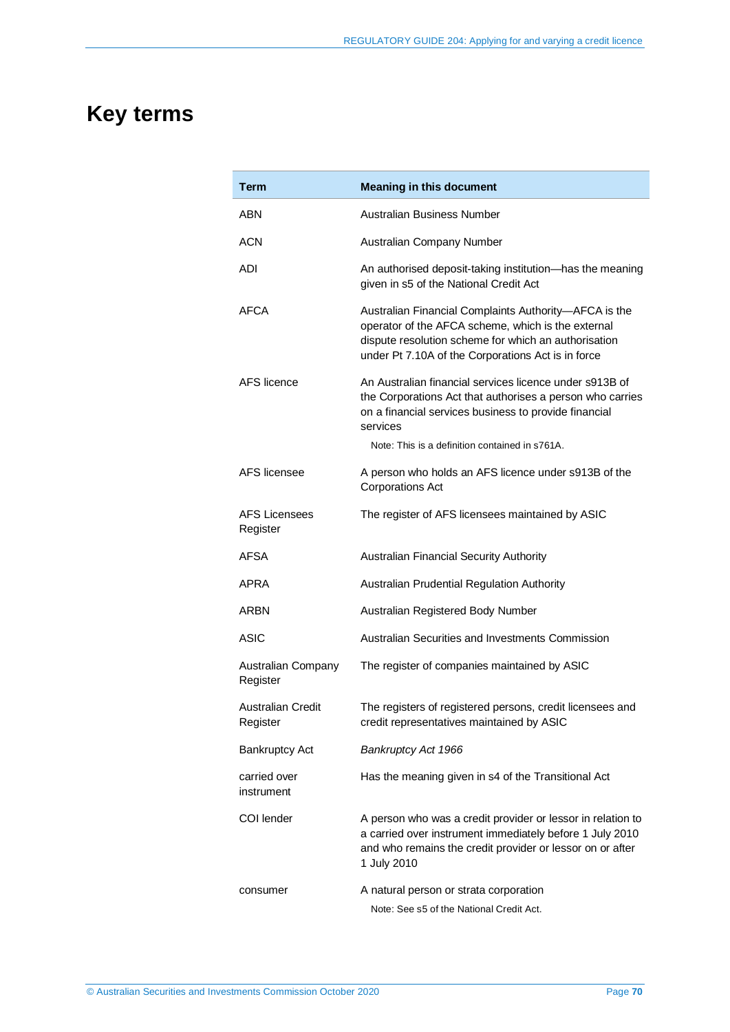# Key terms

| Term | Meaning in this document |
| --- | --- |
| ABN | Australian Business Number |
| ACN | Australian Company Number |
| ADI | An authorised deposit-taking institution—has the meaning given in s5 of the National Credit Act |
| AFCA | Australian Financial Complaints Authority—AFCA is the operator of the AFCA scheme, which is the external dispute resolution scheme for which an authorisation under Pt 7.10A of the Corporations Act is in force |
| AFS licence | An Australian financial services licence under s913B of the Corporations Act that authorises a person who carries on a financial services business to provide financial services<br><br>Note: This is a definition contained in s761A. |
| AFS licensee | A person who holds an AFS licence under s913B of the Corporations Act |
| AFS Licensees Register | The register of AFS licensees maintained by ASIC |
| AFSA | Australian Financial Security Authority |
| APRA | Australian Prudential Regulation Authority |
| ARBN | Australian Registered Body Number |
| ASIC | Australian Securities and Investments Commission |
| Australian Company Register | The register of companies maintained by ASIC |
| Australian Credit Register | The registers of registered persons, credit licensees and credit representatives maintained by ASIC |
| Bankruptcy Act | *Bankruptcy Act 1966* |
| carried over instrument | Has the meaning given in s4 of the Transitional Act |
| COI lender | A person who was a credit provider or lessor in relation to a carried over instrument immediately before 1 July 2010 and who remains the credit provider or lessor on or after 1 July 2010 |
| consumer | A natural person or strata corporation<br><br>Note: See s5 of the National Credit Act. |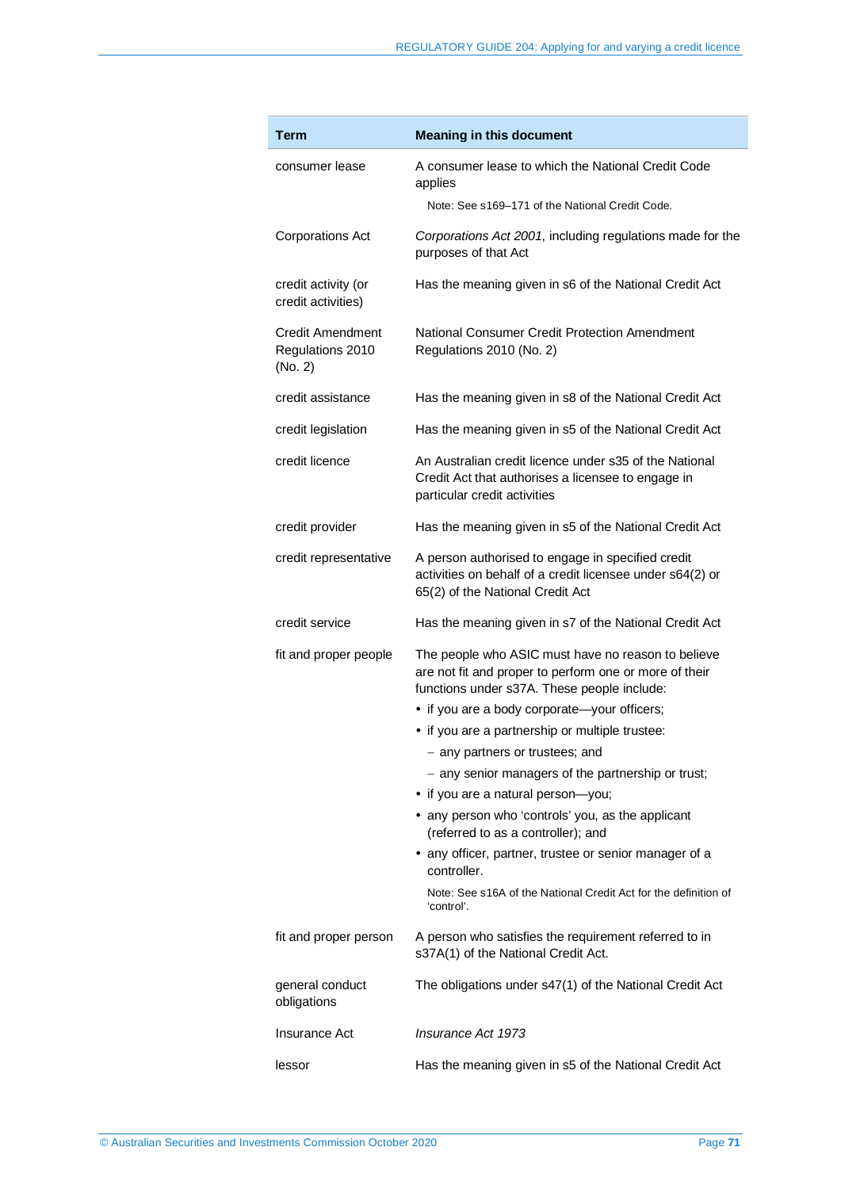| Term | Meaning in this document |
|---|---|
| consumer lease | A consumer lease to which the National Credit Code applies<br>Note: See s169–171 of the National Credit Code. |
| Corporations Act | *Corporations Act 2001*, including regulations made for the purposes of that Act |
| credit activity (or credit activities) | Has the meaning given in s6 of the National Credit Act |
| Credit Amendment Regulations 2010 (No. 2) | National Consumer Credit Protection Amendment Regulations 2010 (No. 2) |
| credit assistance | Has the meaning given in s8 of the National Credit Act |
| credit legislation | Has the meaning given in s5 of the National Credit Act |
| credit licence | An Australian credit licence under s35 of the National Credit Act that authorises a licensee to engage in particular credit activities |
| credit provider | Has the meaning given in s5 of the National Credit Act |
| credit representative | A person authorised to engage in specified credit activities on behalf of a credit licensee under s64(2) or 65(2) of the National Credit Act |
| credit service | Has the meaning given in s7 of the National Credit Act |
| fit and proper people | The people who ASIC must have no reason to believe are not fit and proper to perform one or more of their functions under s37A. These people include:<br>• if you are a body corporate—your officers;<br>• if you are a partnership or multiple trustee:<br>&nbsp;&nbsp;– any partners or trustees; and<br>&nbsp;&nbsp;– any senior managers of the partnership or trust;<br>• if you are a natural person—you;<br>• any person who 'controls' you, as the applicant (referred to as a controller); and<br>• any officer, partner, trustee or senior manager of a controller.<br>Note: See s16A of the National Credit Act for the definition of 'control'. |
| fit and proper person | A person who satisfies the requirement referred to in s37A(1) of the National Credit Act. |
| general conduct obligations | The obligations under s47(1) of the National Credit Act |
| Insurance Act | *Insurance Act 1973* |
| lessor | Has the meaning given in s5 of the National Credit Act |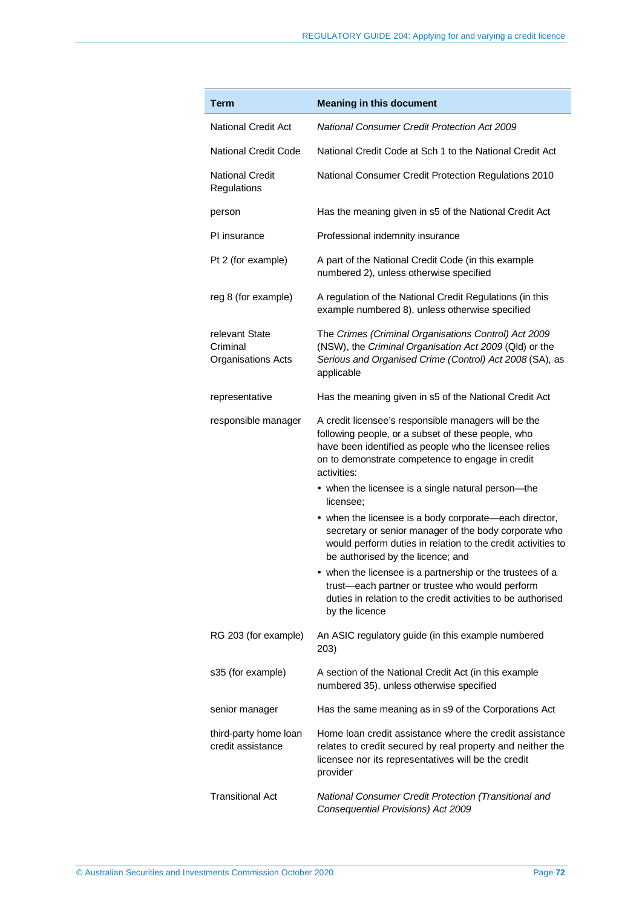| Term | Meaning in this document |
|---|---|
| National Credit Act | *National Consumer Credit Protection Act 2009* |
| National Credit Code | National Credit Code at Sch 1 to the National Credit Act |
| National Credit Regulations | National Consumer Credit Protection Regulations 2010 |
| person | Has the meaning given in s5 of the National Credit Act |
| PI insurance | Professional indemnity insurance |
| Pt 2 (for example) | A part of the National Credit Code (in this example numbered 2), unless otherwise specified |
| reg 8 (for example) | A regulation of the National Credit Regulations (in this example numbered 8), unless otherwise specified |
| relevant State Criminal Organisations Acts | The *Crimes (Criminal Organisations Control) Act 2009* (NSW), the *Criminal Organisation Act 2009* (Qld) or the *Serious and Organised Crime (Control) Act 2008* (SA), as applicable |
| representative | Has the meaning given in s5 of the National Credit Act |
| responsible manager | A credit licensee's responsible managers will be the following people, or a subset of these people, who have been identified as people who the licensee relies on to demonstrate competence to engage in credit activities: <br>• when the licensee is a single natural person—the licensee; <br>• when the licensee is a body corporate—each director, secretary or senior manager of the body corporate who would perform duties in relation to the credit activities to be authorised by the licence; and <br>• when the licensee is a partnership or the trustees of a trust—each partner or trustee who would perform duties in relation to the credit activities to be authorised by the licence |
| RG 203 (for example) | An ASIC regulatory guide (in this example numbered 203) |
| s35 (for example) | A section of the National Credit Act (in this example numbered 35), unless otherwise specified |
| senior manager | Has the same meaning as in s9 of the Corporations Act |
| third-party home loan credit assistance | Home loan credit assistance where the credit assistance relates to credit secured by real property and neither the licensee nor its representatives will be the credit provider |
| Transitional Act | *National Consumer Credit Protection (Transitional and Consequential Provisions) Act 2009* |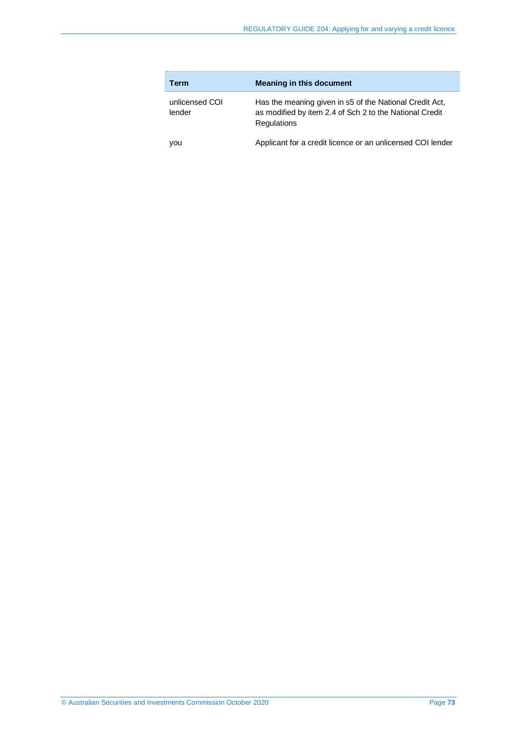| Term | Meaning in this document |
| --- | --- |
| unlicensed COI lender | Has the meaning given in s5 of the National Credit Act, as modified by item 2.4 of Sch 2 to the National Credit Regulations |
| you | Applicant for a credit licence or an unlicensed COI lender |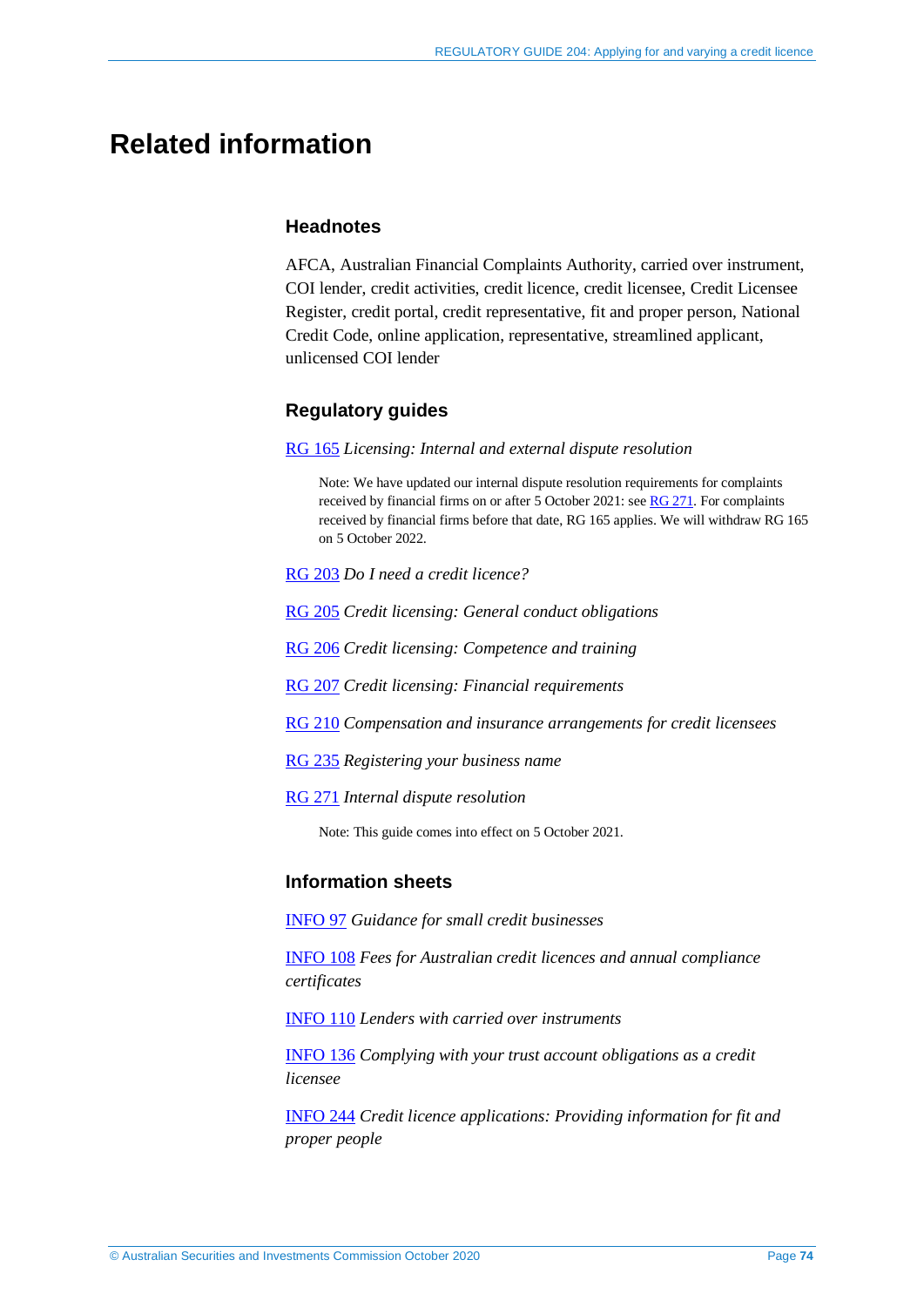# Related information

### Headnotes

AFCA, Australian Financial Complaints Authority, carried over instrument, COI lender, credit activities, credit licence, credit licensee, Credit Licensee Register, credit portal, credit representative, fit and proper person, National Credit Code, online application, representative, streamlined applicant, unlicensed COI lender

### Regulatory guides

RG 165 *Licensing: Internal and external dispute resolution*

> Note: We have updated our internal dispute resolution requirements for complaints received by financial firms on or after 5 October 2021: see RG 271. For complaints received by financial firms before that date, RG 165 applies. We will withdraw RG 165 on 5 October 2022.

RG 203 *Do I need a credit licence?*

RG 205 *Credit licensing: General conduct obligations*

RG 206 *Credit licensing: Competence and training*

RG 207 *Credit licensing: Financial requirements*

RG 210 *Compensation and insurance arrangements for credit licensees*

RG 235 *Registering your business name*

RG 271 *Internal dispute resolution*

> Note: This guide comes into effect on 5 October 2021.

### Information sheets

INFO 97 *Guidance for small credit businesses*

INFO 108 *Fees for Australian credit licences and annual compliance certificates*

INFO 110 *Lenders with carried over instruments*

INFO 136 *Complying with your trust account obligations as a credit licensee*

INFO 244 *Credit licence applications: Providing information for fit and proper people*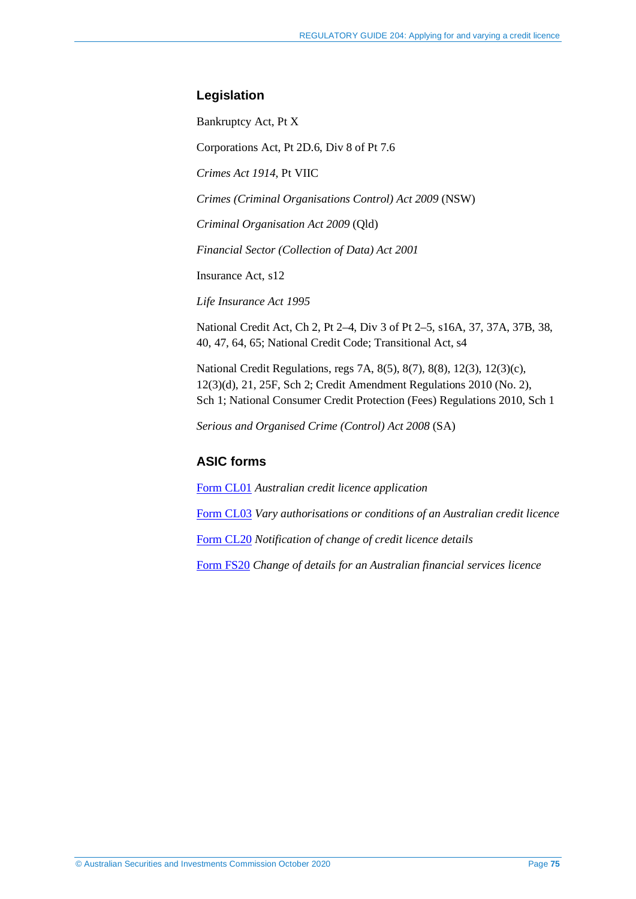## Legislation

Bankruptcy Act, Pt X

Corporations Act, Pt 2D.6, Div 8 of Pt 7.6

*Crimes Act 1914*, Pt VIIC

*Crimes (Criminal Organisations Control) Act 2009* (NSW)

*Criminal Organisation Act 2009* (Qld)

*Financial Sector (Collection of Data) Act 2001*

Insurance Act, s12

*Life Insurance Act 1995*

National Credit Act, Ch 2, Pt 2–4, Div 3 of Pt 2–5, s16A, 37, 37A, 37B, 38, 40, 47, 64, 65; National Credit Code; Transitional Act, s4

National Credit Regulations, regs 7A, 8(5), 8(7), 8(8), 12(3), 12(3)(c), 12(3)(d), 21, 25F, Sch 2; Credit Amendment Regulations 2010 (No. 2), Sch 1; National Consumer Credit Protection (Fees) Regulations 2010, Sch 1

*Serious and Organised Crime (Control) Act 2008* (SA)

## ASIC forms

Form CL01 *Australian credit licence application*

Form CL03 *Vary authorisations or conditions of an Australian credit licence*

Form CL20 *Notification of change of credit licence details*

Form FS20 *Change of details for an Australian financial services licence*